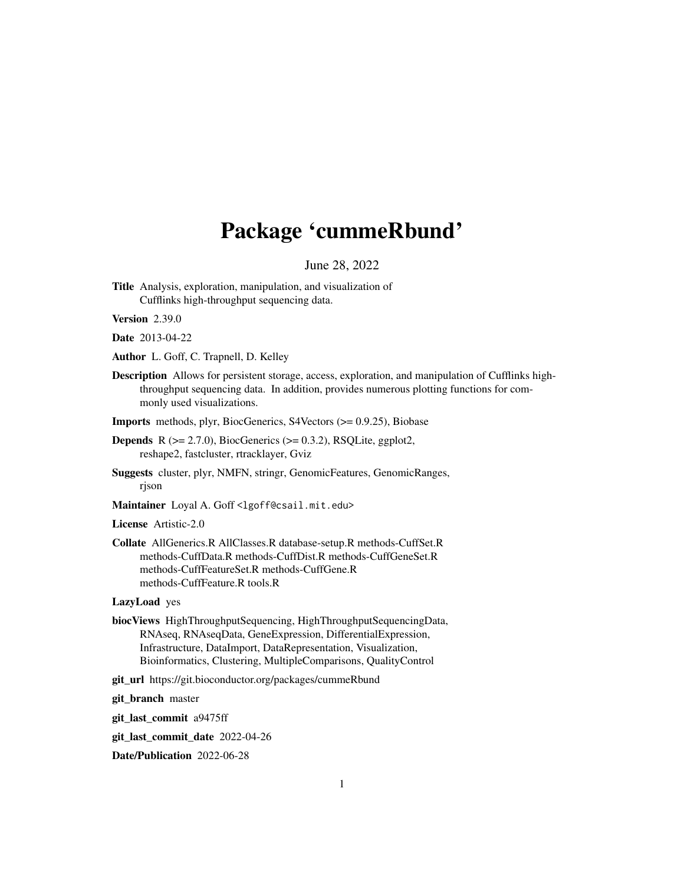# Package 'cummeRbund'

June 28, 2022

**Title** Analysis, exploration, manipulation, and visualization of Cufflinks high-throughput sequencing data.

**Version** 2.39.0

**Date** 2013-04-22

**Author** L. Goff, C. Trapnell, D. Kelley

**Description** Allows for persistent storage, access, exploration, and manipulation of Cufflinks high-throughput sequencing data. In addition, provides numerous plotting functions for commonly used visualizations.

**Imports** methods, plyr, BiocGenerics, S4Vectors (>= 0.9.25), Biobase

**Depends** R (>= 2.7.0), BiocGenerics (>= 0.3.2), RSQLite, ggplot2, reshape2, fastcluster, rtracklayer, Gviz

**Suggests** cluster, plyr, NMFN, stringr, GenomicFeatures, GenomicRanges, rjson

**Maintainer** Loyal A. Goff <lgoff@csail.mit.edu>

**License** Artistic-2.0

**Collate** AllGenerics.R AllClasses.R database-setup.R methods-CuffSet.R methods-CuffData.R methods-CuffDist.R methods-CuffGeneSet.R methods-CuffFeatureSet.R methods-CuffGene.R methods-CuffFeature.R tools.R

**LazyLoad** yes

**biocViews** HighThroughputSequencing, HighThroughputSequencingData, RNAseq, RNAseqData, GeneExpression, DifferentialExpression, Infrastructure, DataImport, DataRepresentation, Visualization, Bioinformatics, Clustering, MultipleComparisons, QualityControl

**git_url** https://git.bioconductor.org/packages/cummeRbund

**git_branch** master

**git_last_commit** a9475ff

**git_last_commit_date** 2022-04-26

**Date/Publication** 2022-06-28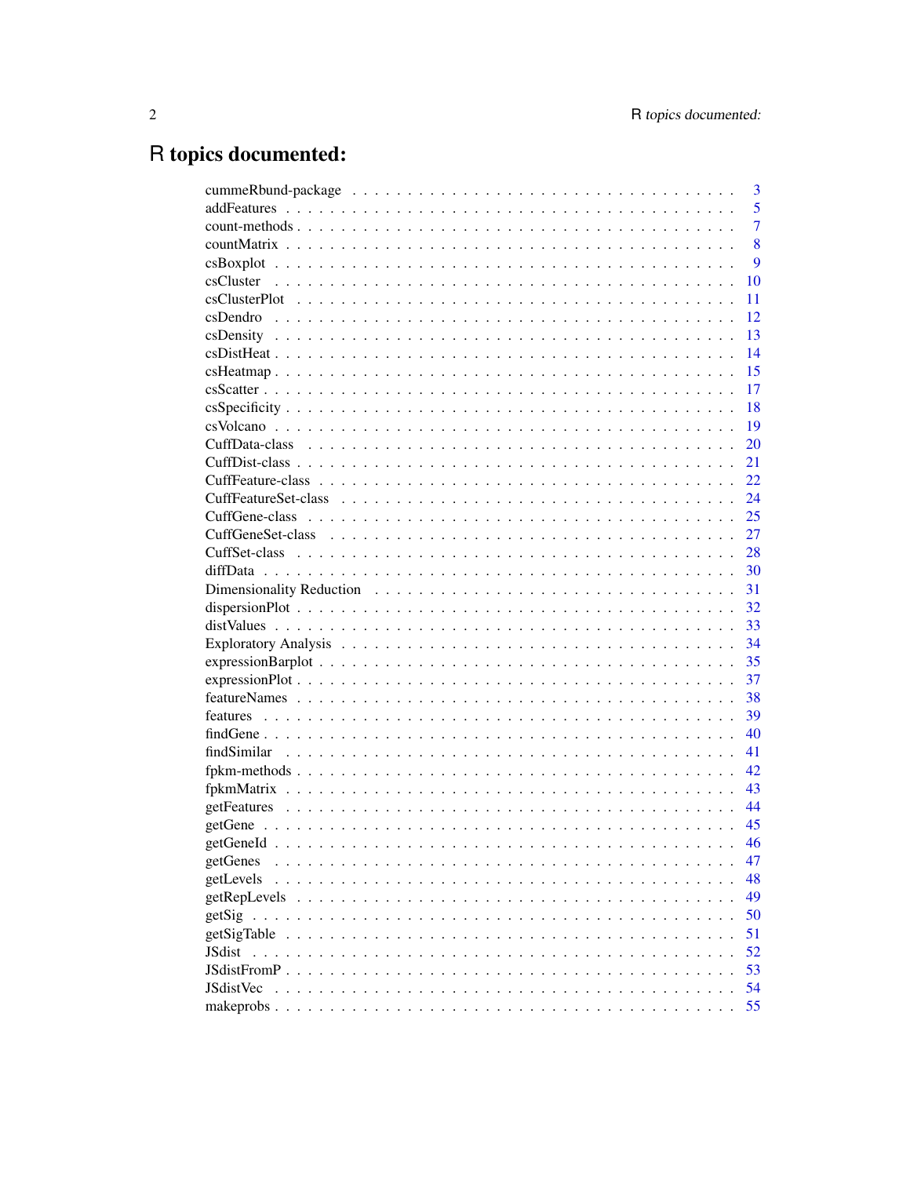# R topics documented:

| Topic | Page |
|---|---|
| cummeRbund-package | 3 |
| addFeatures | 5 |
| count-methods | 7 |
| countMatrix | 8 |
| csBoxplot | 9 |
| csCluster | 10 |
| csClusterPlot | 11 |
| csDendro | 12 |
| csDensity | 13 |
| csDistHeat | 14 |
| csHeatmap | 15 |
| csScatter | 17 |
| csSpecificity | 18 |
| csVolcano | 19 |
| CuffData-class | 20 |
| CuffDist-class | 21 |
| CuffFeature-class | 22 |
| CuffFeatureSet-class | 24 |
| CuffGene-class | 25 |
| CuffGeneSet-class | 27 |
| CuffSet-class | 28 |
| diffData | 30 |
| Dimensionality Reduction | 31 |
| dispersionPlot | 32 |
| distValues | 33 |
| Exploratory Analysis | 34 |
| expressionBarplot | 35 |
| expressionPlot | 37 |
| featureNames | 38 |
| features | 39 |
| findGene | 40 |
| findSimilar | 41 |
| fpkm-methods | 42 |
| fpkmMatrix | 43 |
| getFeatures | 44 |
| getGene | 45 |
| getGeneId | 46 |
| getGenes | 47 |
| getLevels | 48 |
| getRepLevels | 49 |
| getSig | 50 |
| getSigTable | 51 |
| JSdist | 52 |
| JSdistFromP | 53 |
| JSdistVec | 54 |
| makeprobs | 55 |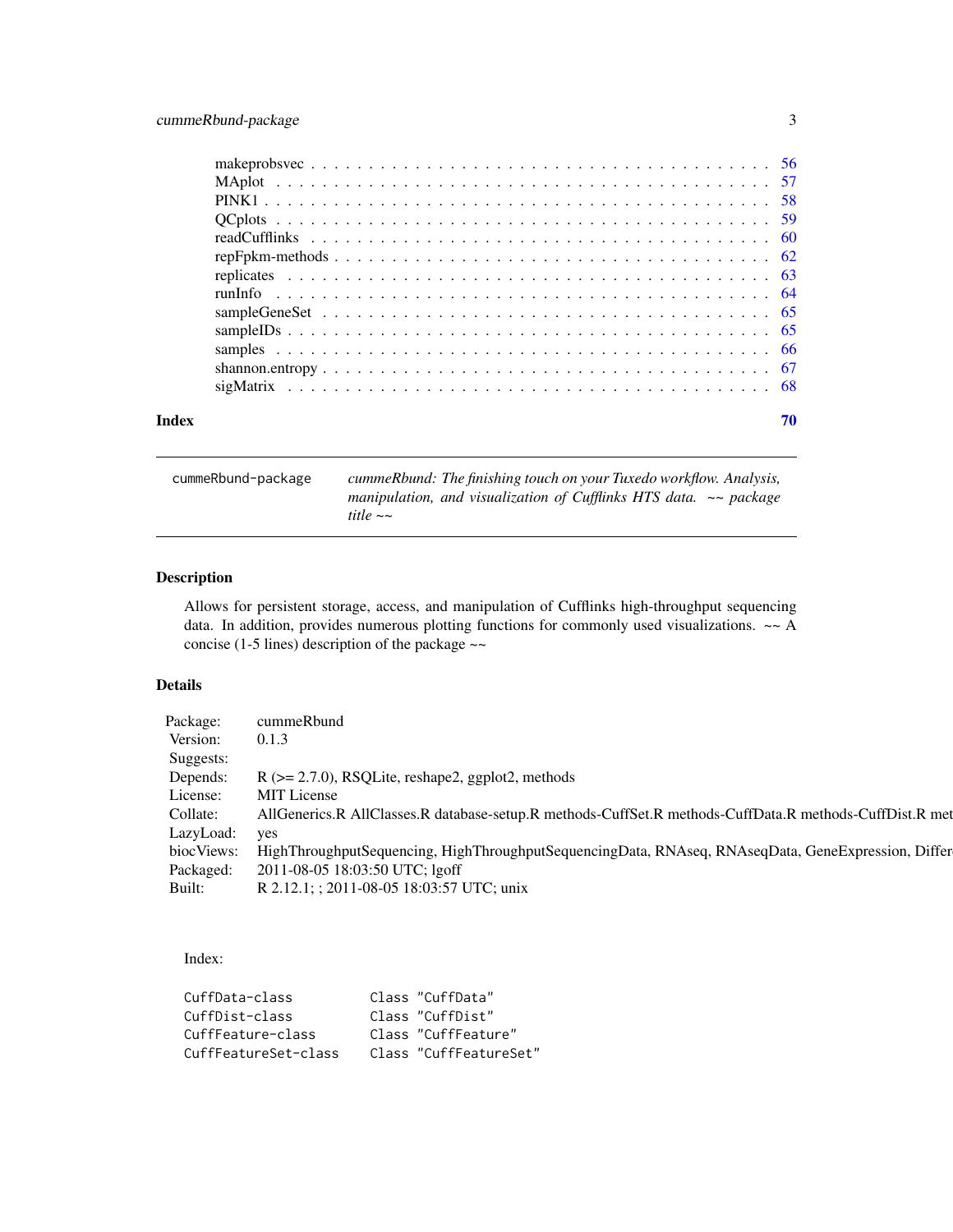| | |
|---|---|
| makeprobsvec | 56 |
| MAplot | 57 |
| PINK1 | 58 |
| QCplots | 59 |
| readCufflinks | 60 |
| repFpkm-methods | 62 |
| replicates | 63 |
| runInfo | 64 |
| sampleGeneSet | 65 |
| sampleIDs | 65 |
| samples | 66 |
| shannon.entropy | 67 |
| sigMatrix | 68 |

**Index** 70

---

`cummeRbund-package` *cummeRbund: The finishing touch on your Tuxedo workflow. Analysis, manipulation, and visualization of Cufflinks HTS data. ~~ package title ~~*

---

## Description

Allows for persistent storage, access, and manipulation of Cufflinks high-throughput sequencing data. In addition, provides numerous plotting functions for commonly used visualizations. ~~ A concise (1-5 lines) description of the package ~~

## Details

| | |
|---|---|
| Package: | cummeRbund |
| Version: | 0.1.3 |
| Suggests: | |
| Depends: | R (>= 2.7.0), RSQLite, reshape2, ggplot2, methods |
| License: | MIT License |
| Collate: | AllGenerics.R AllClasses.R database-setup.R methods-CuffSet.R methods-CuffData.R methods-CuffDist.R met |
| LazyLoad: | yes |
| biocViews: | HighThroughputSequencing, HighThroughputSequencingData, RNAseq, RNAseqData, GeneExpression, Differ |
| Packaged: | 2011-08-05 18:03:50 UTC; lgoff |
| Built: | R 2.12.1; ; 2011-08-05 18:03:57 UTC; unix |

Index:

```
CuffData-class          Class "CuffData"
CuffDist-class          Class "CuffDist"
CuffFeature-class       Class "CuffFeature"
CuffFeatureSet-class    Class "CuffFeatureSet"
```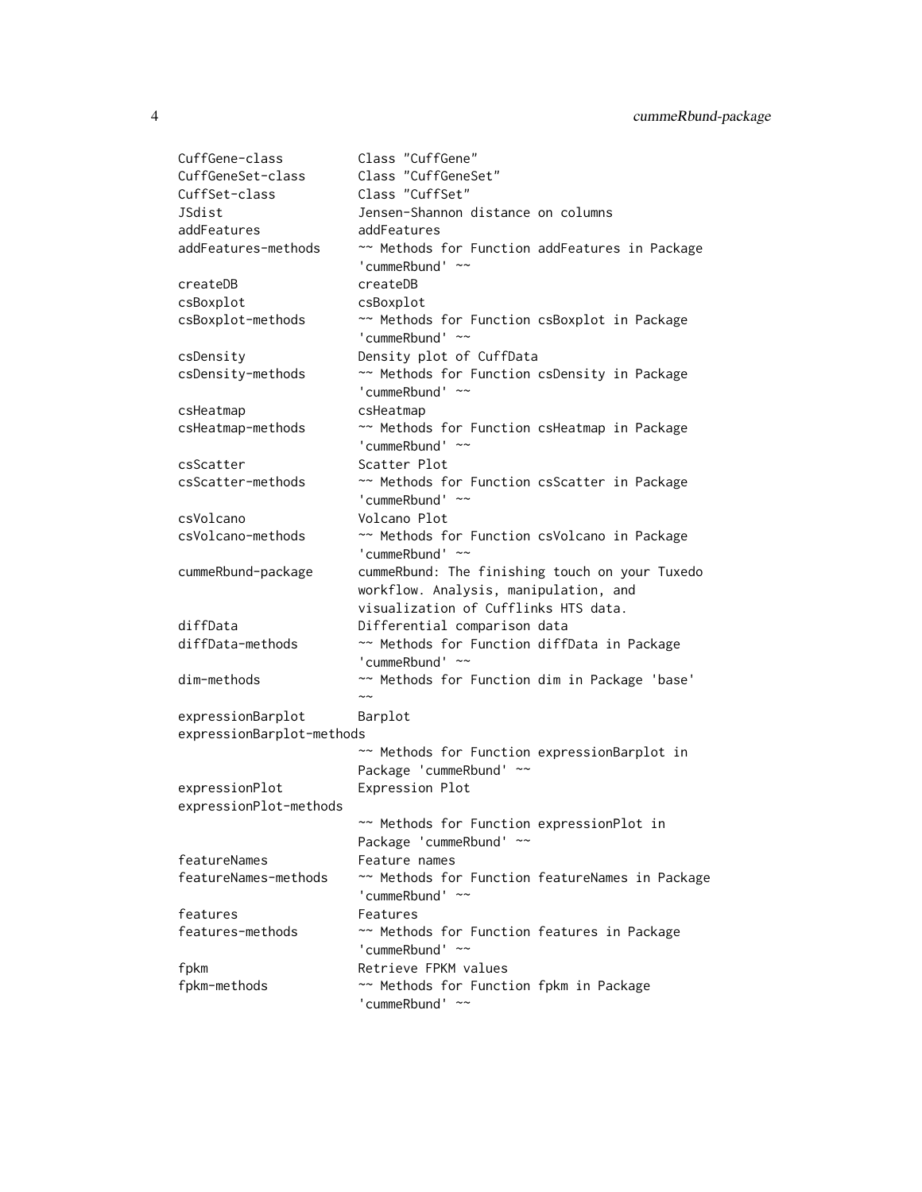```
CuffGene-class          Class "CuffGene"
CuffGeneSet-class       Class "CuffGeneSet"
CuffSet-class           Class "CuffSet"
JSdist                  Jensen-Shannon distance on columns
addFeatures             addFeatures
addFeatures-methods     ~~ Methods for Function addFeatures in Package
                        'cummeRbund' ~~
createDB                createDB
csBoxplot               csBoxplot
csBoxplot-methods       ~~ Methods for Function csBoxplot in Package
                        'cummeRbund' ~~
csDensity               Density plot of CuffData
csDensity-methods       ~~ Methods for Function csDensity in Package
                        'cummeRbund' ~~
csHeatmap               csHeatmap
csHeatmap-methods       ~~ Methods for Function csHeatmap in Package
                        'cummeRbund' ~~
csScatter               Scatter Plot
csScatter-methods       ~~ Methods for Function csScatter in Package
                        'cummeRbund' ~~
csVolcano               Volcano Plot
csVolcano-methods       ~~ Methods for Function csVolcano in Package
                        'cummeRbund' ~~
cummeRbund-package      cummeRbund: The finishing touch on your Tuxedo
                        workflow. Analysis, manipulation, and
                        visualization of Cufflinks HTS data.
diffData                Differential comparison data
diffData-methods        ~~ Methods for Function diffData in Package
                        'cummeRbund' ~~
dim-methods             ~~ Methods for Function dim in Package 'base'
                        ~~
expressionBarplot       Barplot
expressionBarplot-methods
                        ~~ Methods for Function expressionBarplot in
                        Package 'cummeRbund' ~~
expressionPlot          Expression Plot
expressionPlot-methods
                        ~~ Methods for Function expressionPlot in
                        Package 'cummeRbund' ~~
featureNames            Feature names
featureNames-methods    ~~ Methods for Function featureNames in Package
                        'cummeRbund' ~~
features                Features
features-methods        ~~ Methods for Function features in Package
                        'cummeRbund' ~~
fpkm                    Retrieve FPKM values
fpkm-methods            ~~ Methods for Function fpkm in Package
                        'cummeRbund' ~~
```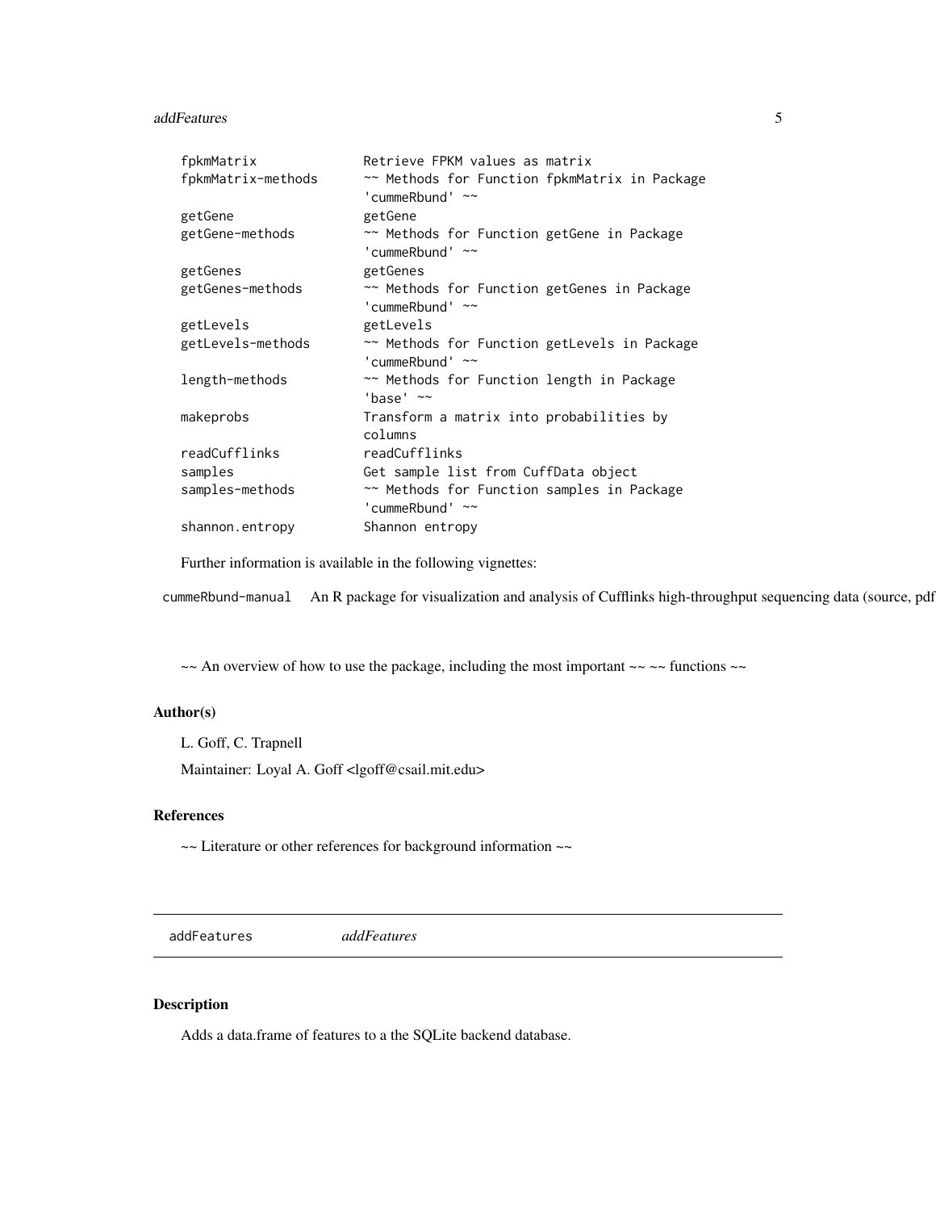| | |
|---|---|
| fpkmMatrix | Retrieve FPKM values as matrix |
| fpkmMatrix-methods | ~~ Methods for Function fpkmMatrix in Package 'cummeRbund' ~~ |
| getGene | getGene |
| getGene-methods | ~~ Methods for Function getGene in Package 'cummeRbund' ~~ |
| getGenes | getGenes |
| getGenes-methods | ~~ Methods for Function getGenes in Package 'cummeRbund' ~~ |
| getLevels | getLevels |
| getLevels-methods | ~~ Methods for Function getLevels in Package 'cummeRbund' ~~ |
| length-methods | ~~ Methods for Function length in Package 'base' ~~ |
| makeprobs | Transform a matrix into probabilities by columns |
| readCufflinks | readCufflinks |
| samples | Get sample list from CuffData object |
| samples-methods | ~~ Methods for Function samples in Package 'cummeRbund' ~~ |
| shannon.entropy | Shannon entropy |

Further information is available in the following vignettes:

`cummeRbund-manual` An R package for visualization and analysis of Cufflinks high-throughput sequencing data (source, pdf

~~ An overview of how to use the package, including the most important ~~ ~~ functions ~~

## Author(s)

L. Goff, C. Trapnell

Maintainer: Loyal A. Goff <lgoff@csail.mit.edu>

## References

~~ Literature or other references for background information ~~

---

# addFeatures *addFeatures*

---

## Description

Adds a data.frame of features to a the SQLite backend database.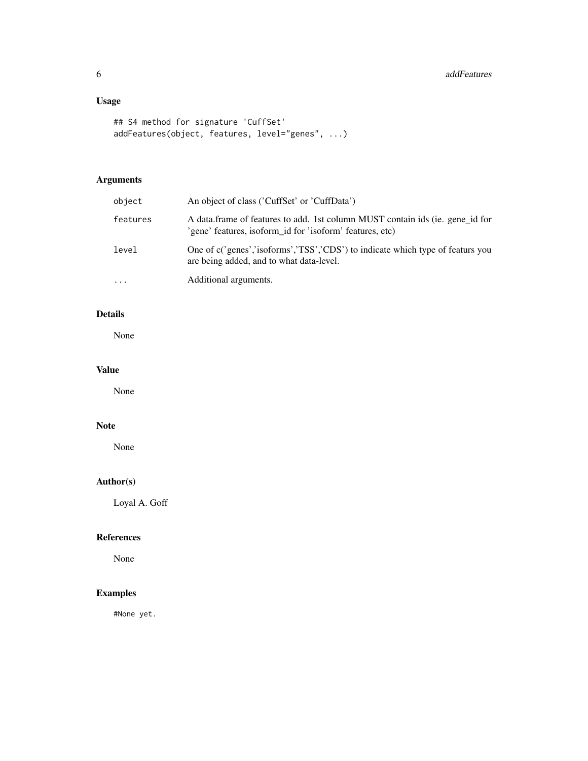## Usage

```
## S4 method for signature 'CuffSet'
addFeatures(object, features, level="genes", ...)
```

## Arguments

| | |
|---|---|
| object | An object of class ('CuffSet' or 'CuffData') |
| features | A data.frame of features to add. 1st column MUST contain ids (ie. gene_id for 'gene' features, isoform_id for 'isoform' features, etc) |
| level | One of c('genes','isoforms','TSS','CDS') to indicate which type of featurs you are being added, and to what data-level. |
| ... | Additional arguments. |

## Details

None

## Value

None

## Note

None

## Author(s)

Loyal A. Goff

## References

None

## Examples

```
#None yet.
```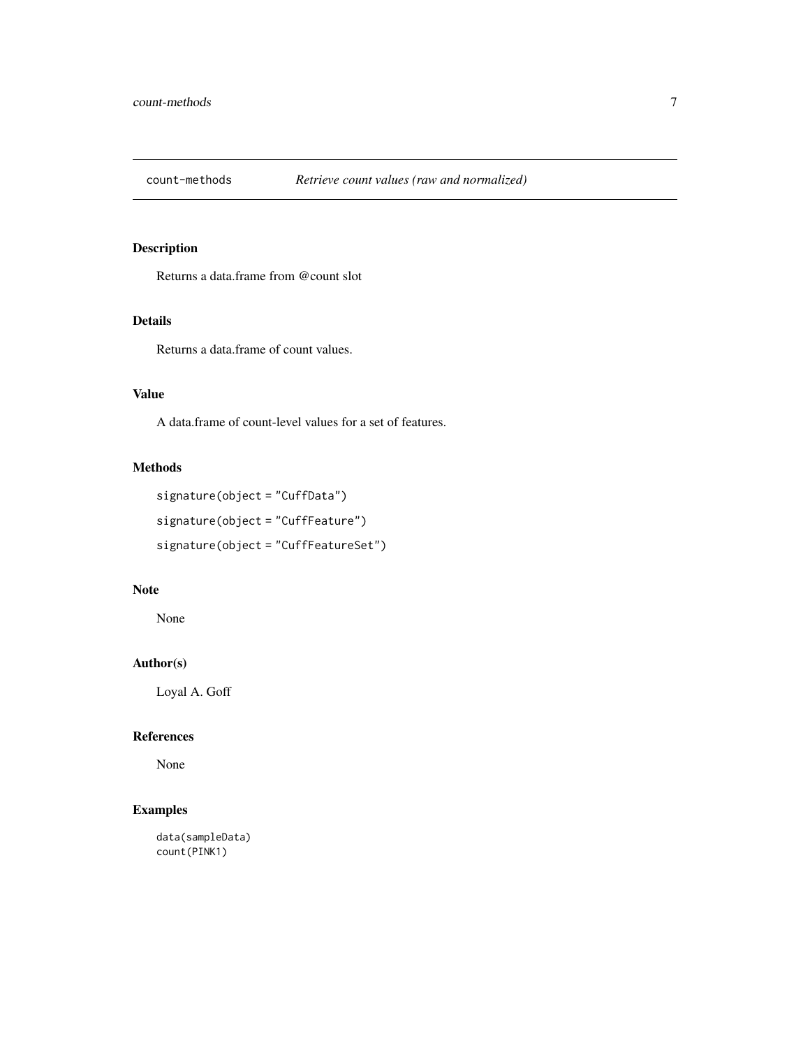# count-methods

*Retrieve count values (raw and normalized)*

## Description

Returns a data.frame from @count slot

## Details

Returns a data.frame of count values.

## Value

A data.frame of count-level values for a set of features.

## Methods

```
signature(object = "CuffData")
signature(object = "CuffFeature")
signature(object = "CuffFeatureSet")
```

## Note

None

## Author(s)

Loyal A. Goff

## References

None

## Examples

```
data(sampleData)
count(PINK1)
```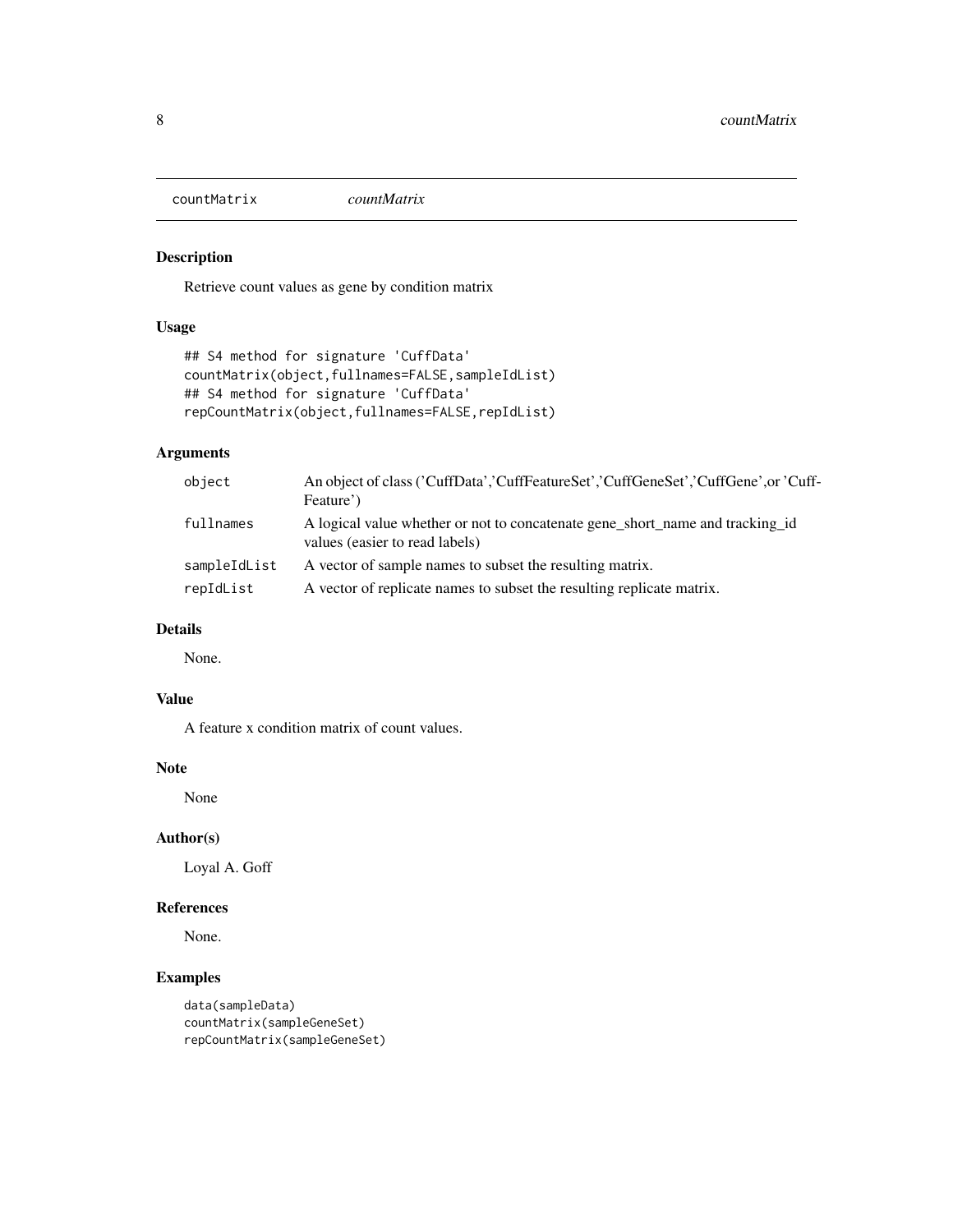## countMatrix *countMatrix*

### Description

Retrieve count values as gene by condition matrix

### Usage

```
## S4 method for signature 'CuffData'
countMatrix(object,fullnames=FALSE,sampleIdList)
## S4 method for signature 'CuffData'
repCountMatrix(object,fullnames=FALSE,repIdList)
```

### Arguments

| | |
|---|---|
| object | An object of class ('CuffData','CuffFeatureSet','CuffGeneSet','CuffGene',or 'CuffFeature') |
| fullnames | A logical value whether or not to concatenate gene_short_name and tracking_id values (easier to read labels) |
| sampleIdList | A vector of sample names to subset the resulting matrix. |
| repIdList | A vector of replicate names to subset the resulting replicate matrix. |

### Details

None.

### Value

A feature x condition matrix of count values.

### Note

None

### Author(s)

Loyal A. Goff

### References

None.

### Examples

```
data(sampleData)
countMatrix(sampleGeneSet)
repCountMatrix(sampleGeneSet)
```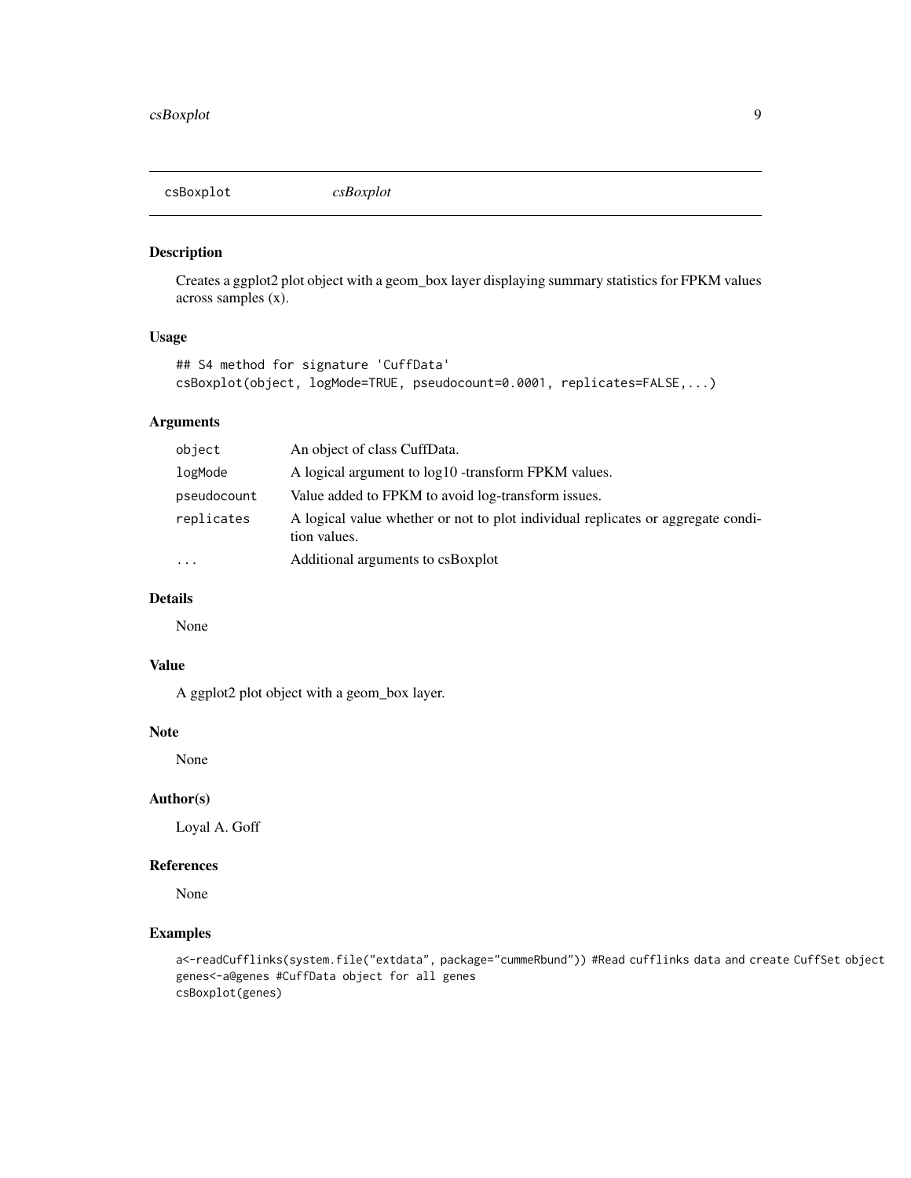## csBoxplot *csBoxplot*

### Description

Creates a ggplot2 plot object with a geom_box layer displaying summary statistics for FPKM values across samples (x).

### Usage

```
## S4 method for signature 'CuffData'
csBoxplot(object, logMode=TRUE, pseudocount=0.0001, replicates=FALSE,...)
```

### Arguments

| | |
|---|---|
| object | An object of class CuffData. |
| logMode | A logical argument to log10 -transform FPKM values. |
| pseudocount | Value added to FPKM to avoid log-transform issues. |
| replicates | A logical value whether or not to plot individual replicates or aggregate condition values. |
| ... | Additional arguments to csBoxplot |

### Details

None

### Value

A ggplot2 plot object with a geom_box layer.

### Note

None

### Author(s)

Loyal A. Goff

### References

None

### Examples

```
a<-readCufflinks(system.file("extdata", package="cummeRbund")) #Read cufflinks data and create CuffSet object
genes<-a@genes #CuffData object for all genes
csBoxplot(genes)
```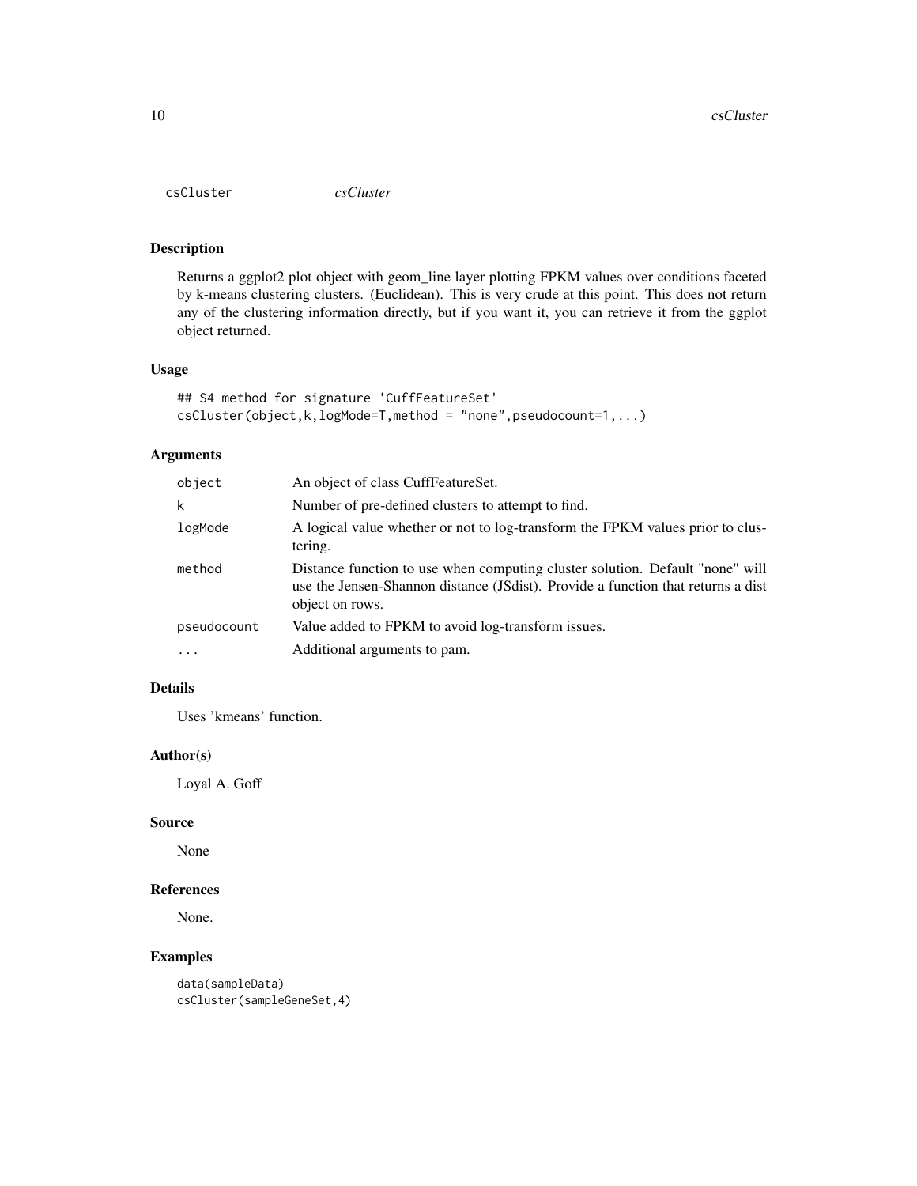## csCluster *csCluster*

### Description

Returns a ggplot2 plot object with geom_line layer plotting FPKM values over conditions faceted by k-means clustering clusters. (Euclidean). This is very crude at this point. This does not return any of the clustering information directly, but if you want it, you can retrieve it from the ggplot object returned.

### Usage

```
## S4 method for signature 'CuffFeatureSet'
csCluster(object,k,logMode=T,method = "none",pseudocount=1,...)
```

### Arguments

| | |
|---|---|
| object | An object of class CuffFeatureSet. |
| k | Number of pre-defined clusters to attempt to find. |
| logMode | A logical value whether or not to log-transform the FPKM values prior to clustering. |
| method | Distance function to use when computing cluster solution. Default "none" will use the Jensen-Shannon distance (JSdist). Provide a function that returns a dist object on rows. |
| pseudocount | Value added to FPKM to avoid log-transform issues. |
| ... | Additional arguments to pam. |

### Details

Uses 'kmeans' function.

### Author(s)

Loyal A. Goff

### Source

None

### References

None.

### Examples

```
data(sampleData)
csCluster(sampleGeneSet,4)
```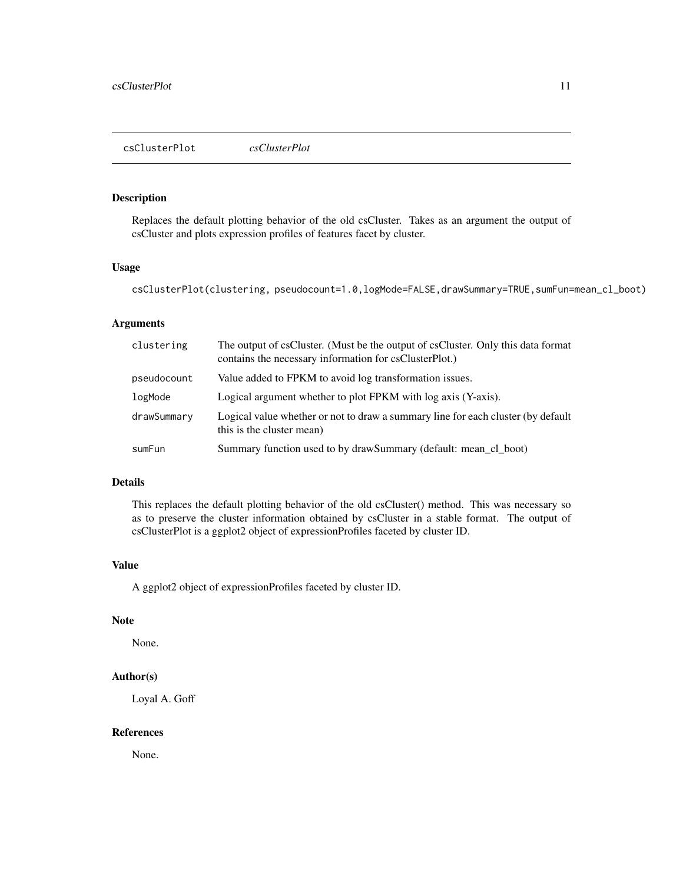# csClusterPlot *csClusterPlot*

## Description

Replaces the default plotting behavior of the old csCluster. Takes as an argument the output of csCluster and plots expression profiles of features facet by cluster.

## Usage

```
csClusterPlot(clustering, pseudocount=1.0,logMode=FALSE,drawSummary=TRUE,sumFun=mean_cl_boot)
```

## Arguments

| | |
|---|---|
| clustering | The output of csCluster. (Must be the output of csCluster. Only this data format contains the necessary information for csClusterPlot.) |
| pseudocount | Value added to FPKM to avoid log transformation issues. |
| logMode | Logical argument whether to plot FPKM with log axis (Y-axis). |
| drawSummary | Logical value whether or not to draw a summary line for each cluster (by default this is the cluster mean) |
| sumFun | Summary function used to by drawSummary (default: mean_cl_boot) |

## Details

This replaces the default plotting behavior of the old csCluster() method. This was necessary so as to preserve the cluster information obtained by csCluster in a stable format. The output of csClusterPlot is a ggplot2 object of expressionProfiles faceted by cluster ID.

## Value

A ggplot2 object of expressionProfiles faceted by cluster ID.

## Note

None.

## Author(s)

Loyal A. Goff

## References

None.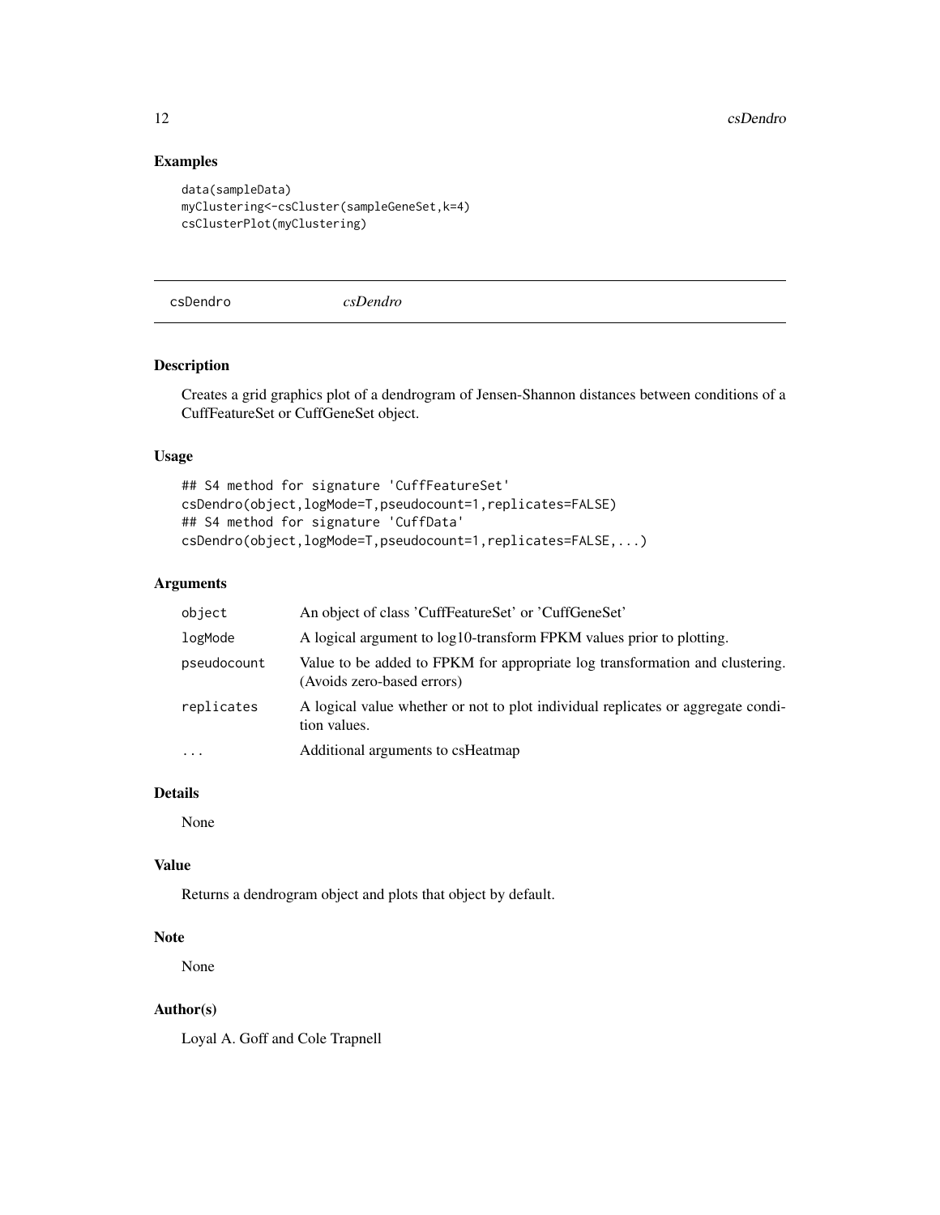### Examples

```
data(sampleData)
myClustering<-csCluster(sampleGeneSet,k=4)
csClusterPlot(myClustering)
```

---

## csDendro *csDendro*

---

### Description

Creates a grid graphics plot of a dendrogram of Jensen-Shannon distances between conditions of a CuffFeatureSet or CuffGeneSet object.

### Usage

```
## S4 method for signature 'CuffFeatureSet'
csDendro(object,logMode=T,pseudocount=1,replicates=FALSE)
## S4 method for signature 'CuffData'
csDendro(object,logMode=T,pseudocount=1,replicates=FALSE,...)
```

### Arguments

| | |
|---|---|
| object | An object of class 'CuffFeatureSet' or 'CuffGeneSet' |
| logMode | A logical argument to log10-transform FPKM values prior to plotting. |
| pseudocount | Value to be added to FPKM for appropriate log transformation and clustering. (Avoids zero-based errors) |
| replicates | A logical value whether or not to plot individual replicates or aggregate condition values. |
| ... | Additional arguments to csHeatmap |

### Details

None

### Value

Returns a dendrogram object and plots that object by default.

### Note

None

### Author(s)

Loyal A. Goff and Cole Trapnell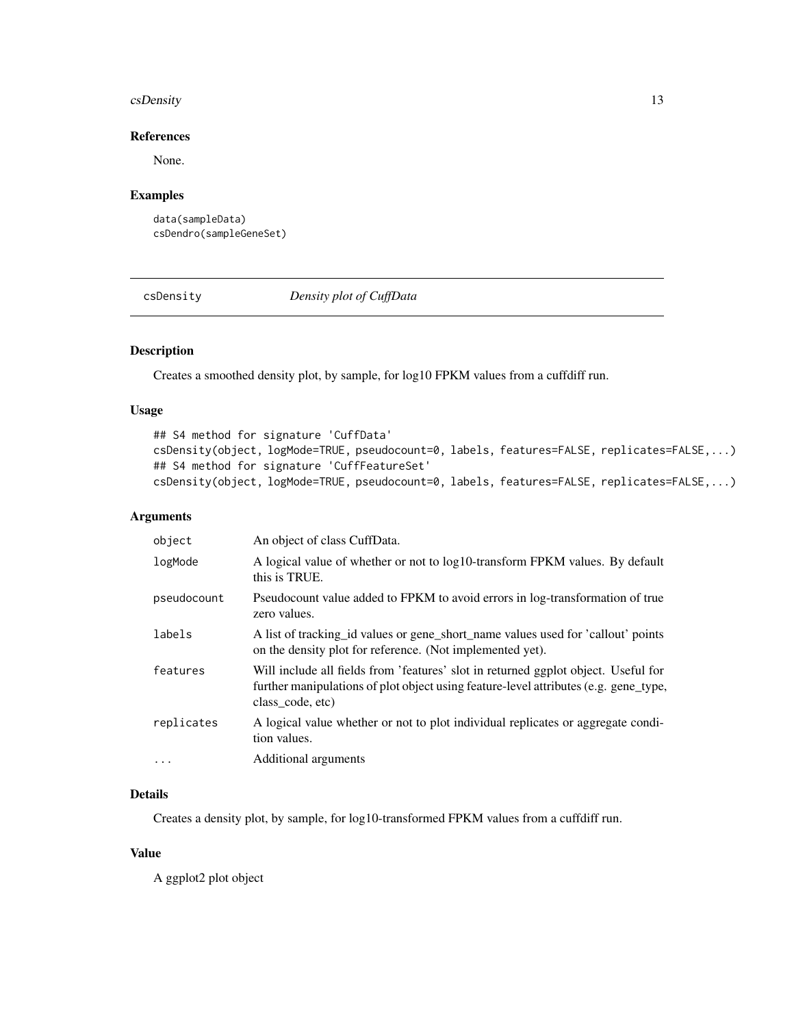### References

None.

### Examples

```
data(sampleData)
csDendro(sampleGeneSet)
```

---

## csDensity *Density plot of CuffData*

### Description

Creates a smoothed density plot, by sample, for log10 FPKM values from a cuffdiff run.

### Usage

```
## S4 method for signature 'CuffData'
csDensity(object, logMode=TRUE, pseudocount=0, labels, features=FALSE, replicates=FALSE,...)
## S4 method for signature 'CuffFeatureSet'
csDensity(object, logMode=TRUE, pseudocount=0, labels, features=FALSE, replicates=FALSE,...)
```

### Arguments

| | |
|---|---|
| `object` | An object of class CuffData. |
| `logMode` | A logical value of whether or not to log10-transform FPKM values. By default this is TRUE. |
| `pseudocount` | Pseudocount value added to FPKM to avoid errors in log-transformation of true zero values. |
| `labels` | A list of tracking_id values or gene_short_name values used for 'callout' points on the density plot for reference. (Not implemented yet). |
| `features` | Will include all fields from 'features' slot in returned ggplot object. Useful for further manipulations of plot object using feature-level attributes (e.g. gene_type, class_code, etc) |
| `replicates` | A logical value whether or not to plot individual replicates or aggregate condition values. |
| `...` | Additional arguments |

### Details

Creates a density plot, by sample, for log10-transformed FPKM values from a cuffdiff run.

### Value

A ggplot2 plot object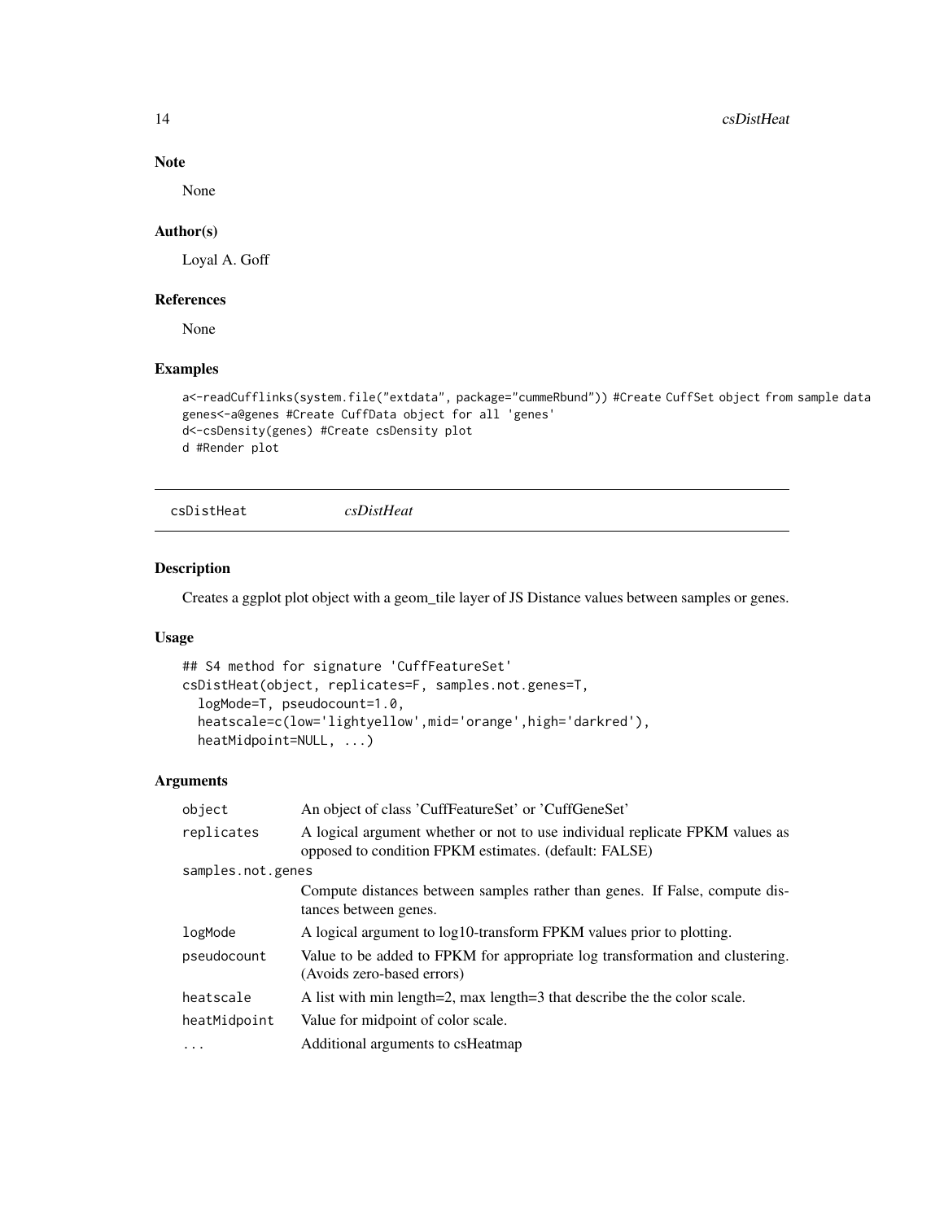## Note

None

## Author(s)

Loyal A. Goff

## References

None

## Examples

```
a<-readCufflinks(system.file("extdata", package="cummeRbund")) #Create CuffSet object from sample data
genes<-a@genes #Create CuffData object for all 'genes'
d<-csDensity(genes) #Create csDensity plot
d #Render plot
```

---

# csDistHeat *csDistHeat*

## Description

Creates a ggplot plot object with a geom_tile layer of JS Distance values between samples or genes.

## Usage

```
## S4 method for signature 'CuffFeatureSet'
csDistHeat(object, replicates=F, samples.not.genes=T,
  logMode=T, pseudocount=1.0,
  heatscale=c(low='lightyellow',mid='orange',high='darkred'),
  heatMidpoint=NULL, ...)
```

## Arguments

| | |
|---|---|
| `object` | An object of class 'CuffFeatureSet' or 'CuffGeneSet' |
| `replicates` | A logical argument whether or not to use individual replicate FPKM values as opposed to condition FPKM estimates. (default: FALSE) |
| `samples.not.genes` | Compute distances between samples rather than genes. If False, compute distances between genes. |
| `logMode` | A logical argument to log10-transform FPKM values prior to plotting. |
| `pseudocount` | Value to be added to FPKM for appropriate log transformation and clustering. (Avoids zero-based errors) |
| `heatscale` | A list with min length=2, max length=3 that describe the the color scale. |
| `heatMidpoint` | Value for midpoint of color scale. |
| `...` | Additional arguments to csHeatmap |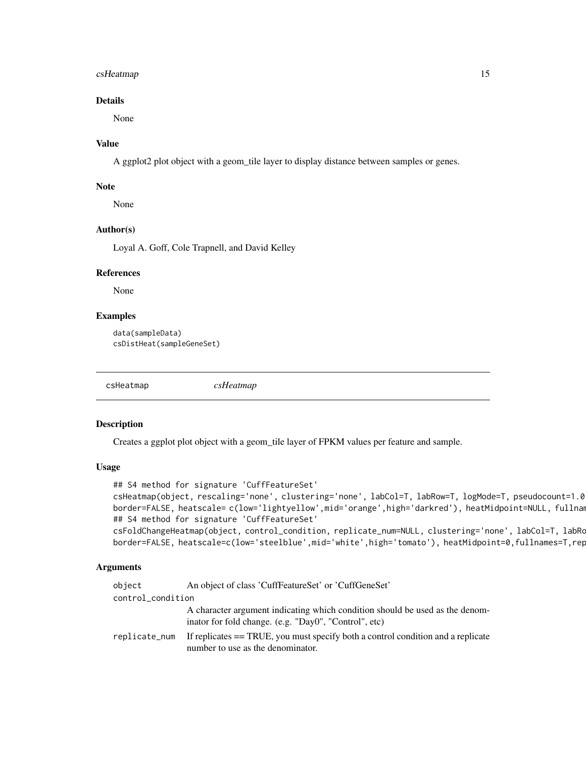## Details

None

## Value

A ggplot2 plot object with a geom_tile layer to display distance between samples or genes.

## Note

None

## Author(s)

Loyal A. Goff, Cole Trapnell, and David Kelley

## References

None

## Examples

```
data(sampleData)
csDistHeat(sampleGeneSet)
```

---

# csHeatmap *csHeatmap*

## Description

Creates a ggplot plot object with a geom_tile layer of FPKM values per feature and sample.

## Usage

```
## S4 method for signature 'CuffFeatureSet'
csHeatmap(object, rescaling='none', clustering='none', labCol=T, labRow=T, logMode=T, pseudocount=1.0
border=FALSE, heatscale= c(low='lightyellow',mid='orange',high='darkred'), heatMidpoint=NULL, fullnam
## S4 method for signature 'CuffFeatureSet'
csFoldChangeHeatmap(object, control_condition, replicate_num=NULL, clustering='none', labCol=T, labRo
border=FALSE, heatscale=c(low='steelblue',mid='white',high='tomato'), heatMidpoint=0,fullnames=T,rep
```

## Arguments

| | |
|---|---|
| object | An object of class 'CuffFeatureSet' or 'CuffGeneSet' |
| control_condition | A character argument indicating which condition should be used as the denominator for fold change. (e.g. "Day0", "Control", etc) |
| replicate_num | If replicates == TRUE, you must specify both a control condition and a replicate number to use as the denominator. |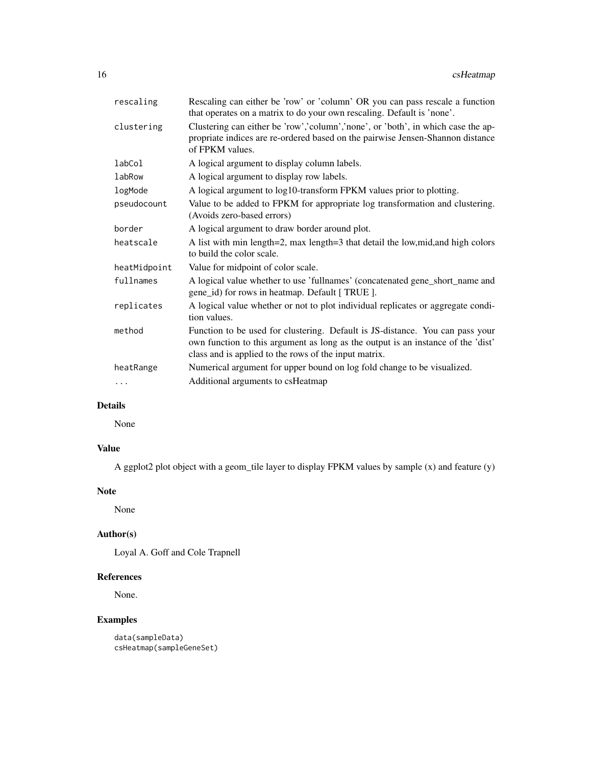| | |
|---|---|
| rescaling | Rescaling can either be 'row' or 'column' OR you can pass rescale a function that operates on a matrix to do your own rescaling. Default is 'none'. |
| clustering | Clustering can either be 'row','column','none', or 'both', in which case the appropriate indices are re-ordered based on the pairwise Jensen-Shannon distance of FPKM values. |
| labCol | A logical argument to display column labels. |
| labRow | A logical argument to display row labels. |
| logMode | A logical argument to log10-transform FPKM values prior to plotting. |
| pseudocount | Value to be added to FPKM for appropriate log transformation and clustering. (Avoids zero-based errors) |
| border | A logical argument to draw border around plot. |
| heatscale | A list with min length=2, max length=3 that detail the low,mid,and high colors to build the color scale. |
| heatMidpoint | Value for midpoint of color scale. |
| fullnames | A logical value whether to use 'fullnames' (concatenated gene_short_name and gene_id) for rows in heatmap. Default [ TRUE ]. |
| replicates | A logical value whether or not to plot individual replicates or aggregate condition values. |
| method | Function to be used for clustering. Default is JS-distance. You can pass your own function to this argument as long as the output is an instance of the 'dist' class and is applied to the rows of the input matrix. |
| heatRange | Numerical argument for upper bound on log fold change to be visualized. |
| ... | Additional arguments to csHeatmap |

## Details

None

## Value

A ggplot2 plot object with a geom_tile layer to display FPKM values by sample (x) and feature (y)

## Note

None

## Author(s)

Loyal A. Goff and Cole Trapnell

## References

None.

## Examples

```
data(sampleData)
csHeatmap(sampleGeneSet)
```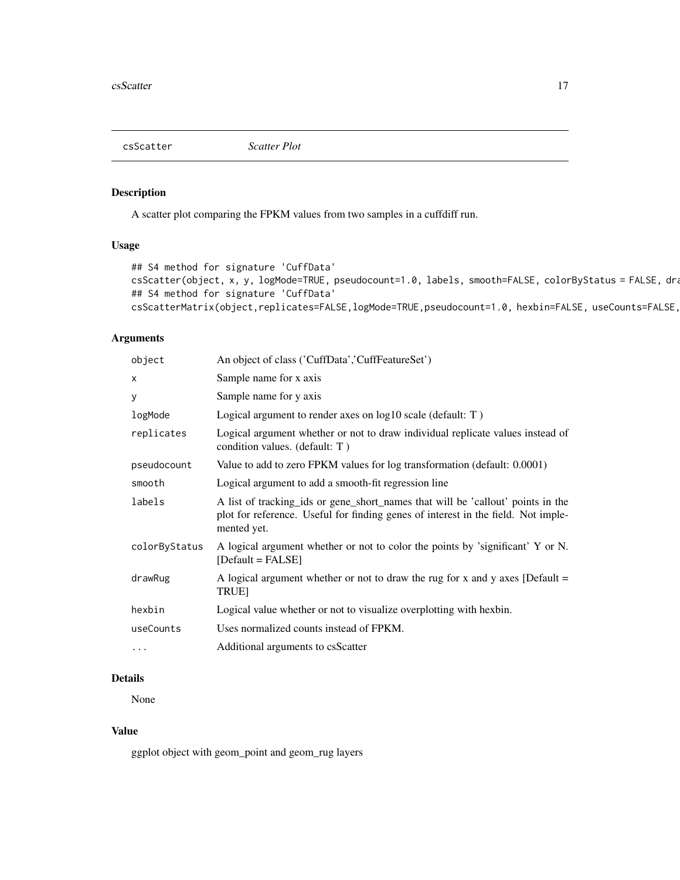csScatter *Scatter Plot*

## Description

A scatter plot comparing the FPKM values from two samples in a cuffdiff run.

## Usage

```
## S4 method for signature 'CuffData'
csScatter(object, x, y, logMode=TRUE, pseudocount=1.0, labels, smooth=FALSE, colorByStatus = FALSE, dra
## S4 method for signature 'CuffData'
csScatterMatrix(object,replicates=FALSE,logMode=TRUE,pseudocount=1.0, hexbin=FALSE, useCounts=FALSE,
```

## Arguments

| | |
|---|---|
| object | An object of class ('CuffData','CuffFeatureSet') |
| x | Sample name for x axis |
| y | Sample name for y axis |
| logMode | Logical argument to render axes on log10 scale (default: T ) |
| replicates | Logical argument whether or not to draw individual replicate values instead of condition values. (default: T ) |
| pseudocount | Value to add to zero FPKM values for log transformation (default: 0.0001) |
| smooth | Logical argument to add a smooth-fit regression line |
| labels | A list of tracking_ids or gene_short_names that will be 'callout' points in the plot for reference. Useful for finding genes of interest in the field. Not implemented yet. |
| colorByStatus | A logical argument whether or not to color the points by 'significant' Y or N. [Default = FALSE] |
| drawRug | A logical argument whether or not to draw the rug for x and y axes [Default = TRUE] |
| hexbin | Logical value whether or not to visualize overplotting with hexbin. |
| useCounts | Uses normalized counts instead of FPKM. |
| ... | Additional arguments to csScatter |

## Details

None

## Value

ggplot object with geom_point and geom_rug layers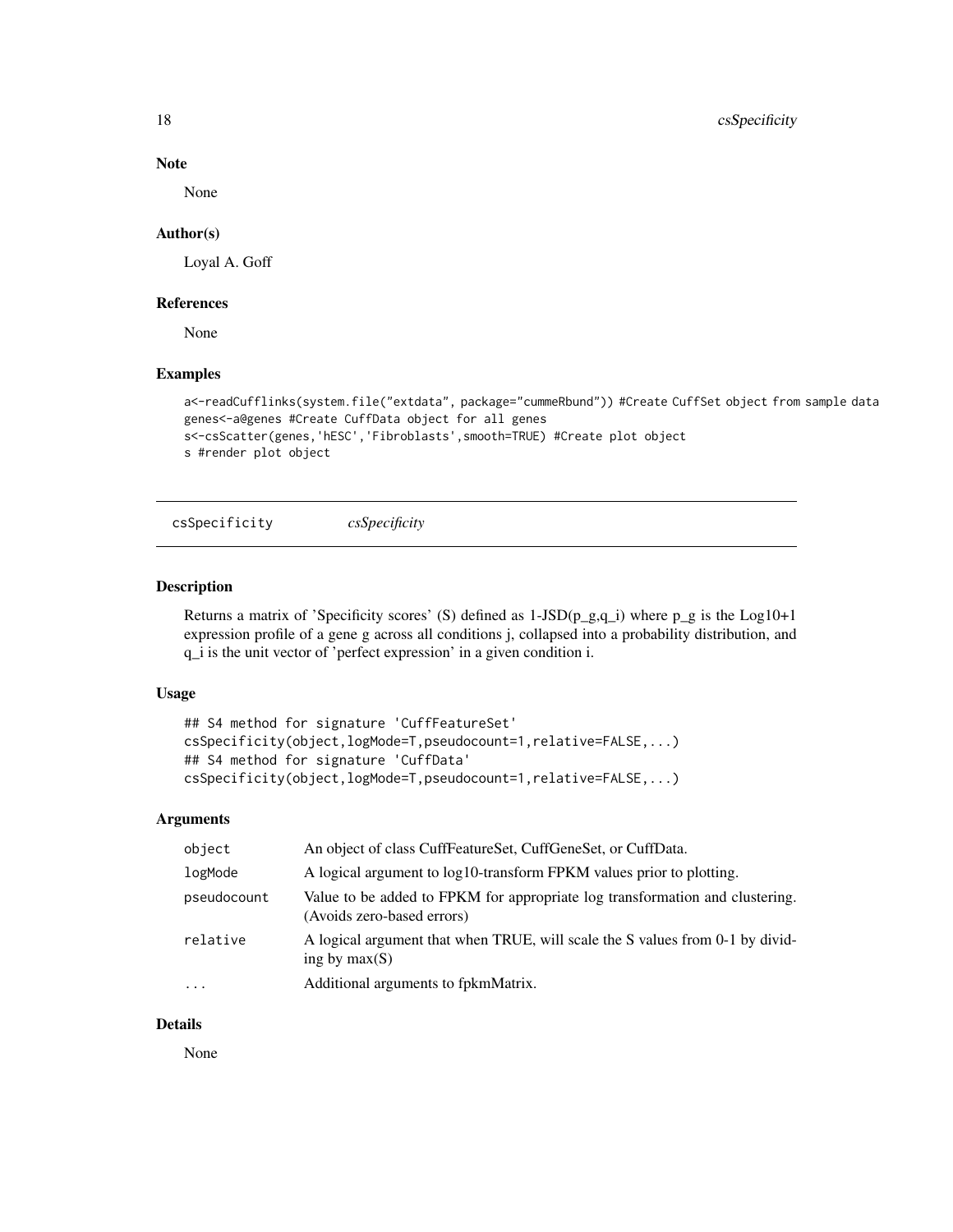## Note

None

## Author(s)

Loyal A. Goff

## References

None

## Examples

```
a<-readCufflinks(system.file("extdata", package="cummeRbund")) #Create CuffSet object from sample data
genes<-a@genes #Create CuffData object for all genes
s<-csScatter(genes,'hESC','Fibroblasts',smooth=TRUE) #Create plot object
s #render plot object
```

---

# csSpecificity *csSpecificity*

---

## Description

Returns a matrix of 'Specificity scores' (S) defined as 1-JSD(p_g,q_i) where p_g is the Log10+1 expression profile of a gene g across all conditions j, collapsed into a probability distribution, and q_i is the unit vector of 'perfect expression' in a given condition i.

## Usage

```
## S4 method for signature 'CuffFeatureSet'
csSpecificity(object,logMode=T,pseudocount=1,relative=FALSE,...)
## S4 method for signature 'CuffData'
csSpecificity(object,logMode=T,pseudocount=1,relative=FALSE,...)
```

## Arguments

| | |
|---|---|
| object | An object of class CuffFeatureSet, CuffGeneSet, or CuffData. |
| logMode | A logical argument to log10-transform FPKM values prior to plotting. |
| pseudocount | Value to be added to FPKM for appropriate log transformation and clustering. (Avoids zero-based errors) |
| relative | A logical argument that when TRUE, will scale the S values from 0-1 by dividing by max(S) |
| ... | Additional arguments to fpkmMatrix. |

## Details

None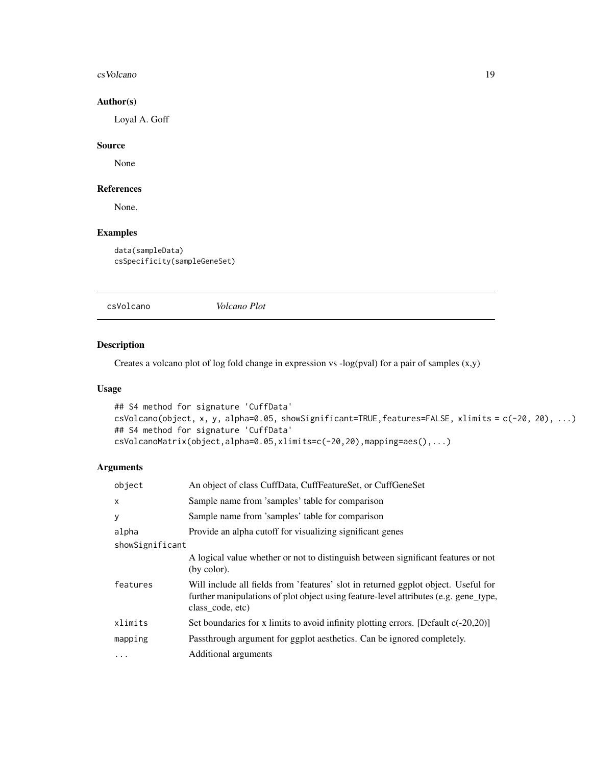### Author(s)

Loyal A. Goff

### Source

None

### References

None.

### Examples

```
data(sampleData)
csSpecificity(sampleGeneSet)
```

---

## csVolcano *Volcano Plot*

### Description

Creates a volcano plot of log fold change in expression vs -log(pval) for a pair of samples (x,y)

### Usage

```
## S4 method for signature 'CuffData'
csVolcano(object, x, y, alpha=0.05, showSignificant=TRUE,features=FALSE, xlimits = c(-20, 20), ...)
## S4 method for signature 'CuffData'
csVolcanoMatrix(object,alpha=0.05,xlimits=c(-20,20),mapping=aes(),...)
```

### Arguments

| | |
|---|---|
| `object` | An object of class CuffData, CuffFeatureSet, or CuffGeneSet |
| `x` | Sample name from 'samples' table for comparison |
| `y` | Sample name from 'samples' table for comparison |
| `alpha` | Provide an alpha cutoff for visualizing significant genes |
| `showSignificant` | A logical value whether or not to distinguish between significant features or not (by color). |
| `features` | Will include all fields from 'features' slot in returned ggplot object. Useful for further manipulations of plot object using feature-level attributes (e.g. gene_type, class_code, etc) |
| `xlimits` | Set boundaries for x limits to avoid infinity plotting errors. [Default c(-20,20)] |
| `mapping` | Passthrough argument for ggplot aesthetics. Can be ignored completely. |
| `...` | Additional arguments |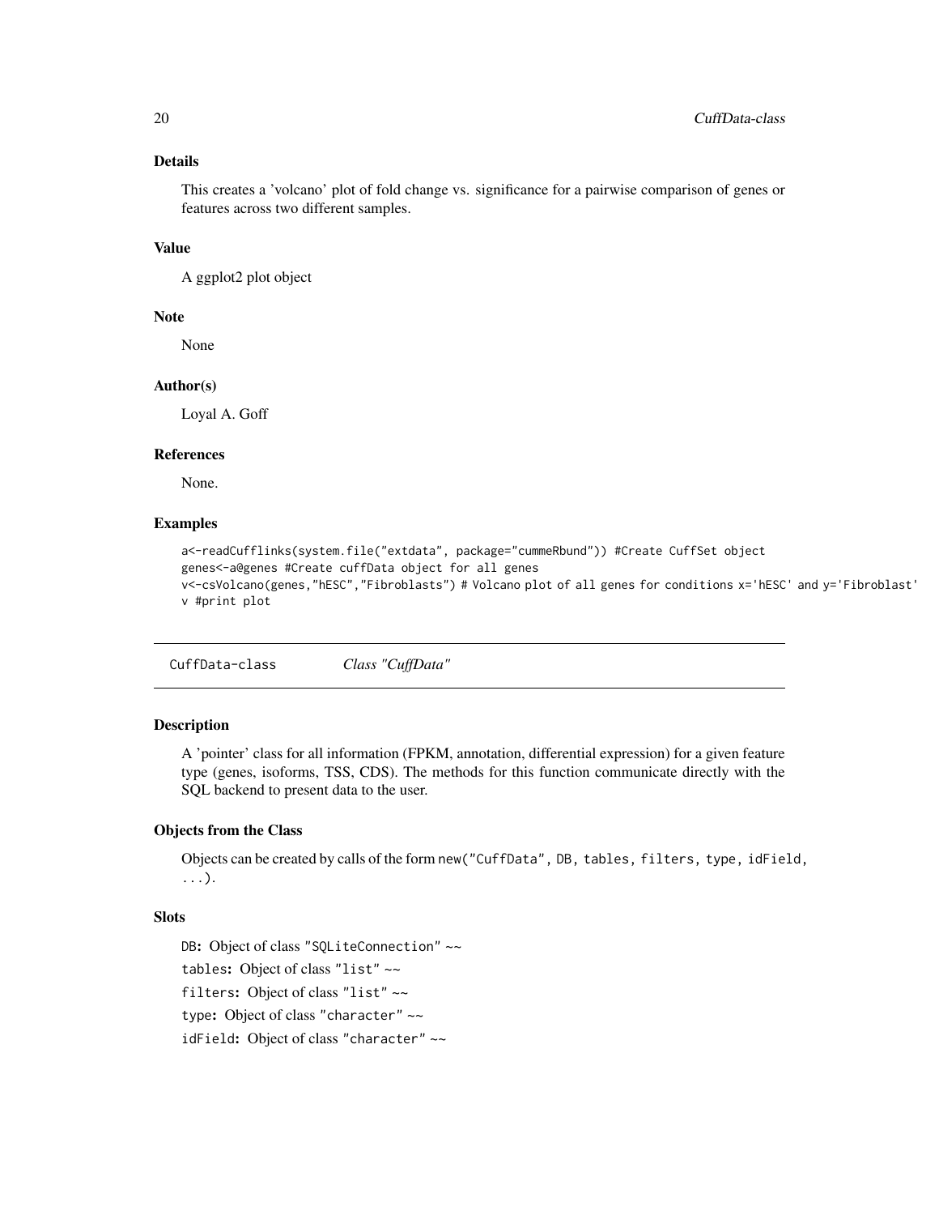## Details

This creates a 'volcano' plot of fold change vs. significance for a pairwise comparison of genes or features across two different samples.

## Value

A ggplot2 plot object

## Note

None

## Author(s)

Loyal A. Goff

## References

None.

## Examples

```
a<-readCufflinks(system.file("extdata", package="cummeRbund")) #Create CuffSet object
genes<-a@genes #Create cuffData object for all genes
v<-csVolcano(genes,"hESC","Fibroblasts") # Volcano plot of all genes for conditions x='hESC' and y='Fibroblast'
v #print plot
```

---

# CuffData-class *Class "CuffData"*

---

## Description

A 'pointer' class for all information (FPKM, annotation, differential expression) for a given feature type (genes, isoforms, TSS, CDS). The methods for this function communicate directly with the SQL backend to present data to the user.

## Objects from the Class

Objects can be created by calls of the form `new("CuffData", DB, tables, filters, type, idField, ...)`.

## Slots

`DB`: Object of class `"SQLiteConnection"` ~~

`tables`: Object of class `"list"` ~~

`filters`: Object of class `"list"` ~~

`type`: Object of class `"character"` ~~

`idField`: Object of class `"character"` ~~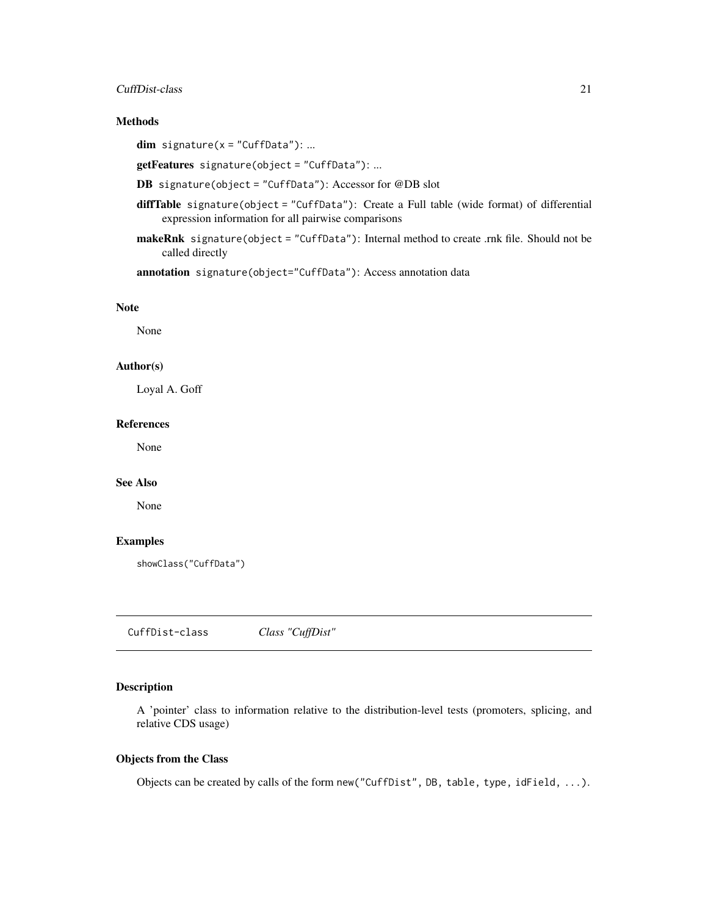### Methods

**dim** `signature(x = "CuffData")`: ...

**getFeatures** `signature(object = "CuffData")`: ...

**DB** `signature(object = "CuffData")`: Accessor for @DB slot

**diffTable** `signature(object = "CuffData")`: Create a Full table (wide format) of differential expression information for all pairwise comparisons

**makeRnk** `signature(object = "CuffData")`: Internal method to create .rnk file. Should not be called directly

**annotation** `signature(object="CuffData")`: Access annotation data

### Note

None

### Author(s)

Loyal A. Goff

### References

None

### See Also

None

### Examples

```
showClass("CuffData")
```

---

## CuffDist-class — *Class "CuffDist"*

---

### Description

A 'pointer' class to information relative to the distribution-level tests (promoters, splicing, and relative CDS usage)

### Objects from the Class

Objects can be created by calls of the form `new("CuffDist", DB, table, type, idField, ...)`.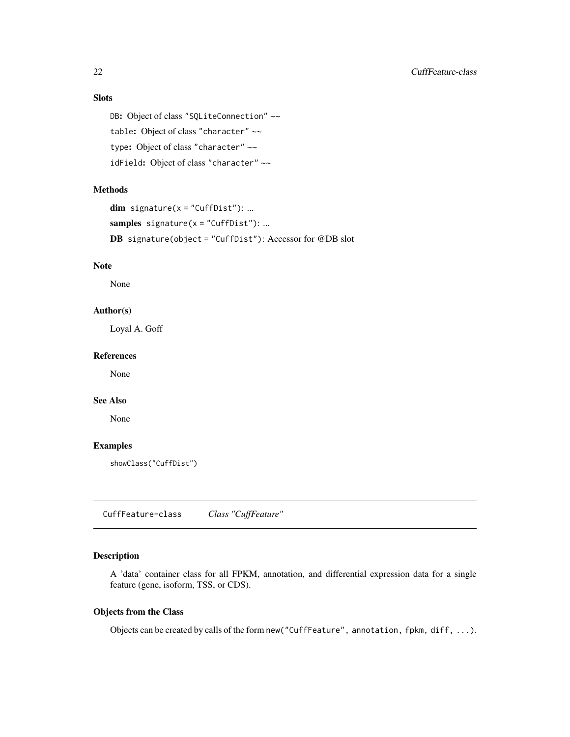### Slots

`DB`: Object of class `"SQLiteConnection"` ~~

`table`: Object of class `"character"` ~~

`type`: Object of class `"character"` ~~

`idField`: Object of class `"character"` ~~

### Methods

**dim** `signature(x = "CuffDist")`: ...

**samples** `signature(x = "CuffDist")`: ...

**DB** `signature(object = "CuffDist")`: Accessor for @DB slot

### Note

None

### Author(s)

Loyal A. Goff

### References

None

### See Also

None

### Examples

```
showClass("CuffDist")
```

---

## CuffFeature-class *Class "CuffFeature"*

---

### Description

A 'data' container class for all FPKM, annotation, and differential expression data for a single feature (gene, isoform, TSS, or CDS).

### Objects from the Class

Objects can be created by calls of the form `new("CuffFeature", annotation, fpkm, diff, ...)`.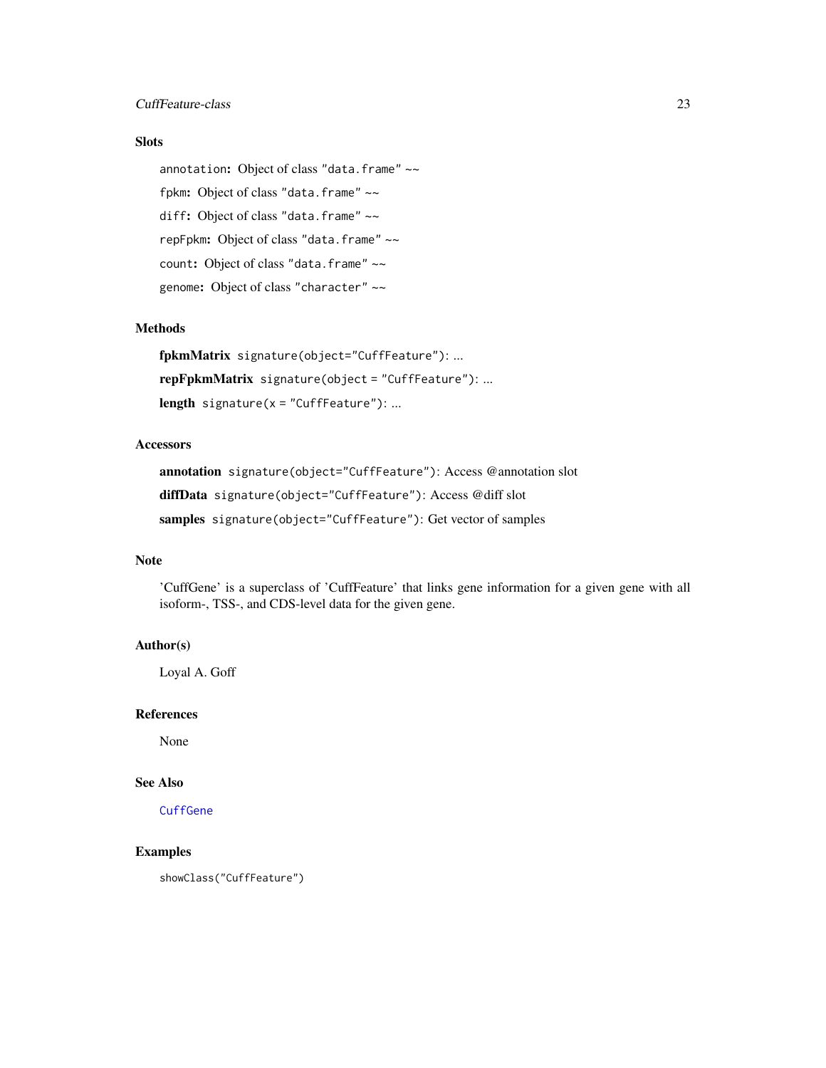## Slots

`annotation`: Object of class `"data.frame"` ~~

`fpkm`: Object of class `"data.frame"` ~~

`diff`: Object of class `"data.frame"` ~~

`repFpkm`: Object of class `"data.frame"` ~~

`count`: Object of class `"data.frame"` ~~

`genome`: Object of class `"character"` ~~

## Methods

**fpkmMatrix** `signature(object="CuffFeature")`: ...

**repFpkmMatrix** `signature(object = "CuffFeature")`: ...

**length** `signature(x = "CuffFeature")`: ...

## Accessors

**annotation** `signature(object="CuffFeature")`: Access @annotation slot

**diffData** `signature(object="CuffFeature")`: Access @diff slot

**samples** `signature(object="CuffFeature")`: Get vector of samples

## Note

'CuffGene' is a superclass of 'CuffFeature' that links gene information for a given gene with all isoform-, TSS-, and CDS-level data for the given gene.

## Author(s)

Loyal A. Goff

## References

None

## See Also

`CuffGene`

## Examples

```
showClass("CuffFeature")
```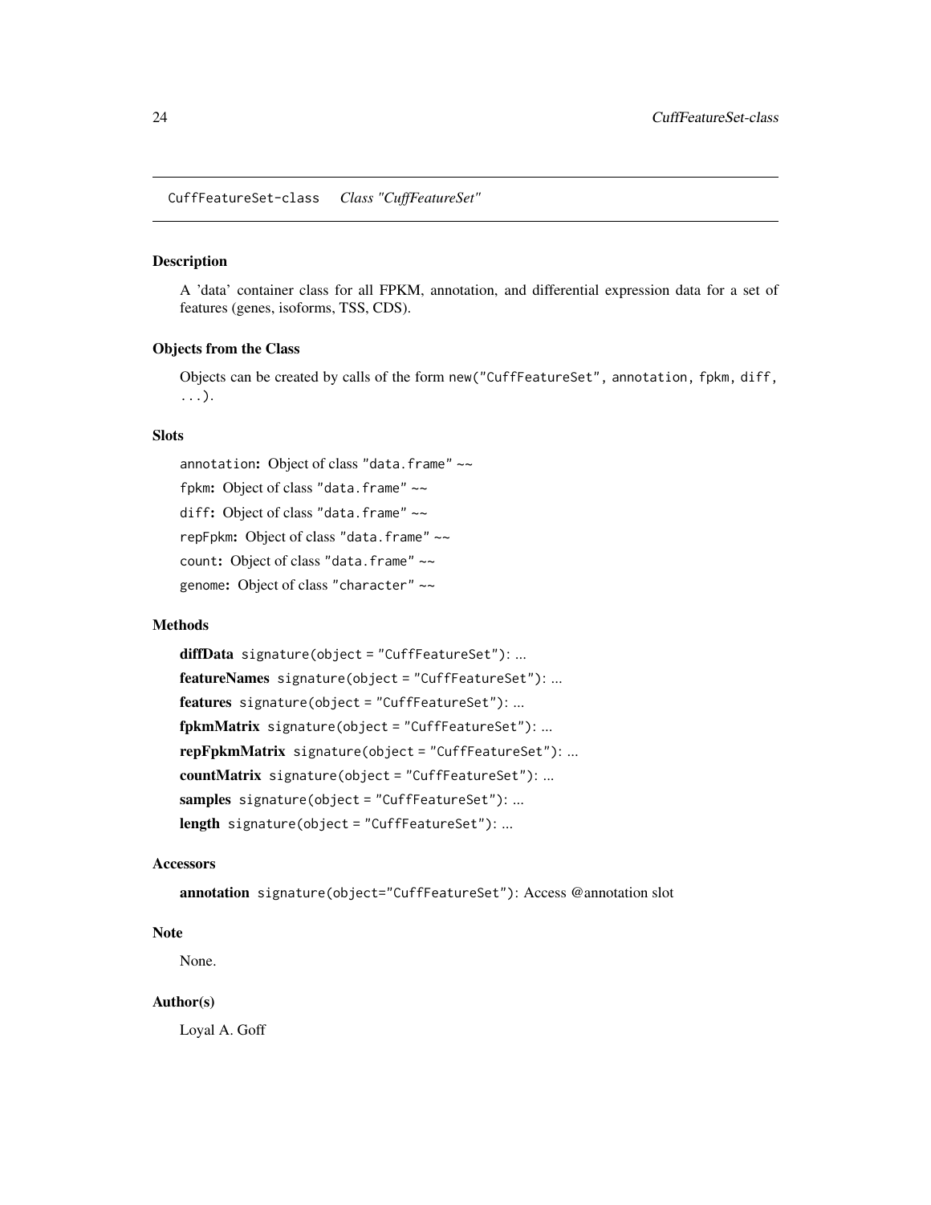## CuffFeatureSet-class *Class "CuffFeatureSet"*

### Description

A 'data' container class for all FPKM, annotation, and differential expression data for a set of features (genes, isoforms, TSS, CDS).

### Objects from the Class

Objects can be created by calls of the form `new("CuffFeatureSet", annotation, fpkm, diff, ...)`.

### Slots

`annotation`: Object of class `"data.frame"` ~~

`fpkm`: Object of class `"data.frame"` ~~

`diff`: Object of class `"data.frame"` ~~

`repFpkm`: Object of class `"data.frame"` ~~

`count`: Object of class `"data.frame"` ~~

`genome`: Object of class `"character"` ~~

### Methods

**diffData** `signature(object = "CuffFeatureSet")`: ...

**featureNames** `signature(object = "CuffFeatureSet")`: ...

**features** `signature(object = "CuffFeatureSet")`: ...

**fpkmMatrix** `signature(object = "CuffFeatureSet")`: ...

**repFpkmMatrix** `signature(object = "CuffFeatureSet")`: ...

**countMatrix** `signature(object = "CuffFeatureSet")`: ...

**samples** `signature(object = "CuffFeatureSet")`: ...

**length** `signature(object = "CuffFeatureSet")`: ...

### Accessors

**annotation** `signature(object="CuffFeatureSet")`: Access @annotation slot

### Note

None.

### Author(s)

Loyal A. Goff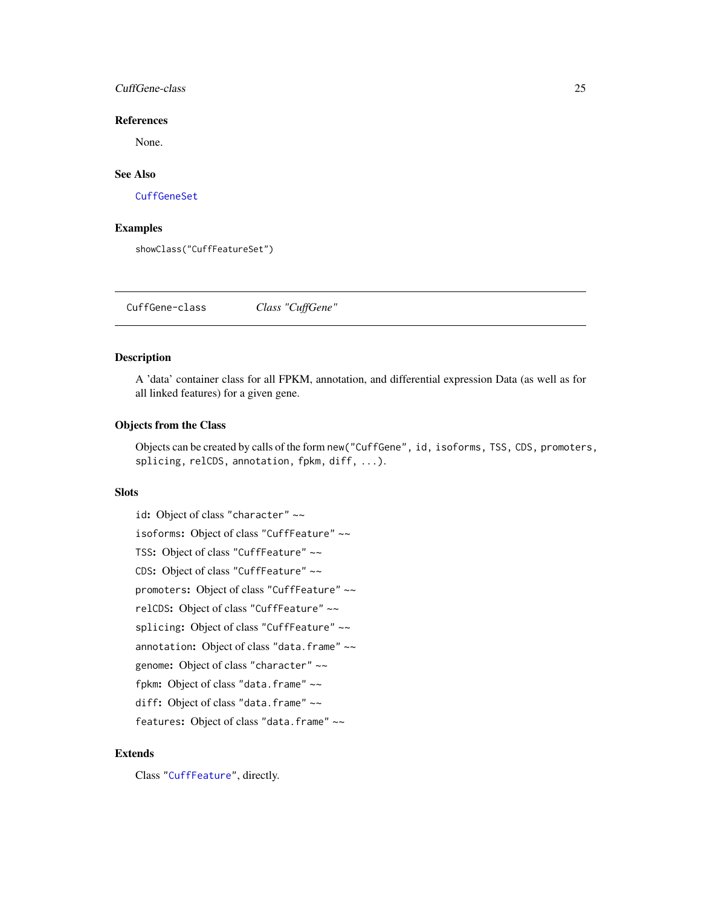### References

None.

### See Also

CuffGeneSet

### Examples

```
showClass("CuffFeatureSet")
```

---

## CuffGene-class &nbsp;&nbsp;&nbsp;&nbsp; *Class "CuffGene"*

---

### Description

A 'data' container class for all FPKM, annotation, and differential expression Data (as well as for all linked features) for a given gene.

### Objects from the Class

Objects can be created by calls of the form `new("CuffGene", id, isoforms, TSS, CDS, promoters, splicing, relCDS, annotation, fpkm, diff, ...)`.

### Slots

`id`: Object of class `"character"` ~~

`isoforms`: Object of class `"CuffFeature"` ~~

`TSS`: Object of class `"CuffFeature"` ~~

`CDS`: Object of class `"CuffFeature"` ~~

`promoters`: Object of class `"CuffFeature"` ~~

`relCDS`: Object of class `"CuffFeature"` ~~

`splicing`: Object of class `"CuffFeature"` ~~

`annotation`: Object of class `"data.frame"` ~~

`genome`: Object of class `"character"` ~~

`fpkm`: Object of class `"data.frame"` ~~

`diff`: Object of class `"data.frame"` ~~

`features`: Object of class `"data.frame"` ~~

### Extends

Class `"CuffFeature"`, directly.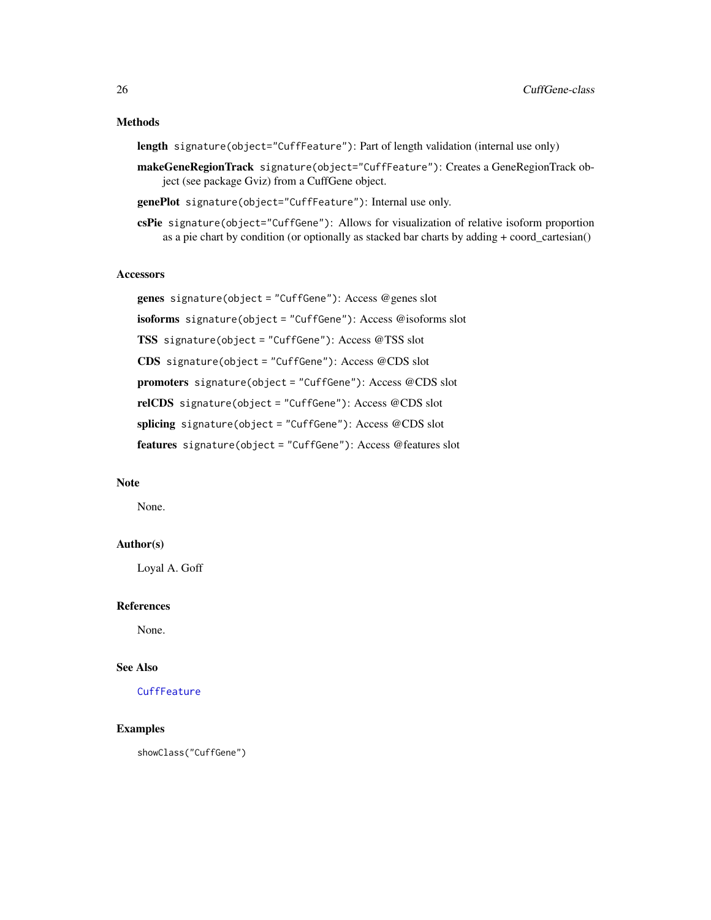## Methods

**length** `signature(object="CuffFeature")`: Part of length validation (internal use only)

**makeGeneRegionTrack** `signature(object="CuffFeature")`: Creates a GeneRegionTrack object (see package Gviz) from a CuffGene object.

**genePlot** `signature(object="CuffFeature")`: Internal use only.

**csPie** `signature(object="CuffGene")`: Allows for visualization of relative isoform proportion as a pie chart by condition (or optionally as stacked bar charts by adding + coord_cartesian()

## Accessors

**genes** `signature(object = "CuffGene")`: Access @genes slot

**isoforms** `signature(object = "CuffGene")`: Access @isoforms slot

**TSS** `signature(object = "CuffGene")`: Access @TSS slot

**CDS** `signature(object = "CuffGene")`: Access @CDS slot

**promoters** `signature(object = "CuffGene")`: Access @CDS slot

**relCDS** `signature(object = "CuffGene")`: Access @CDS slot

**splicing** `signature(object = "CuffGene")`: Access @CDS slot

**features** `signature(object = "CuffGene")`: Access @features slot

## Note

None.

## Author(s)

Loyal A. Goff

## References

None.

## See Also

`CuffFeature`

## Examples

```
showClass("CuffGene")
```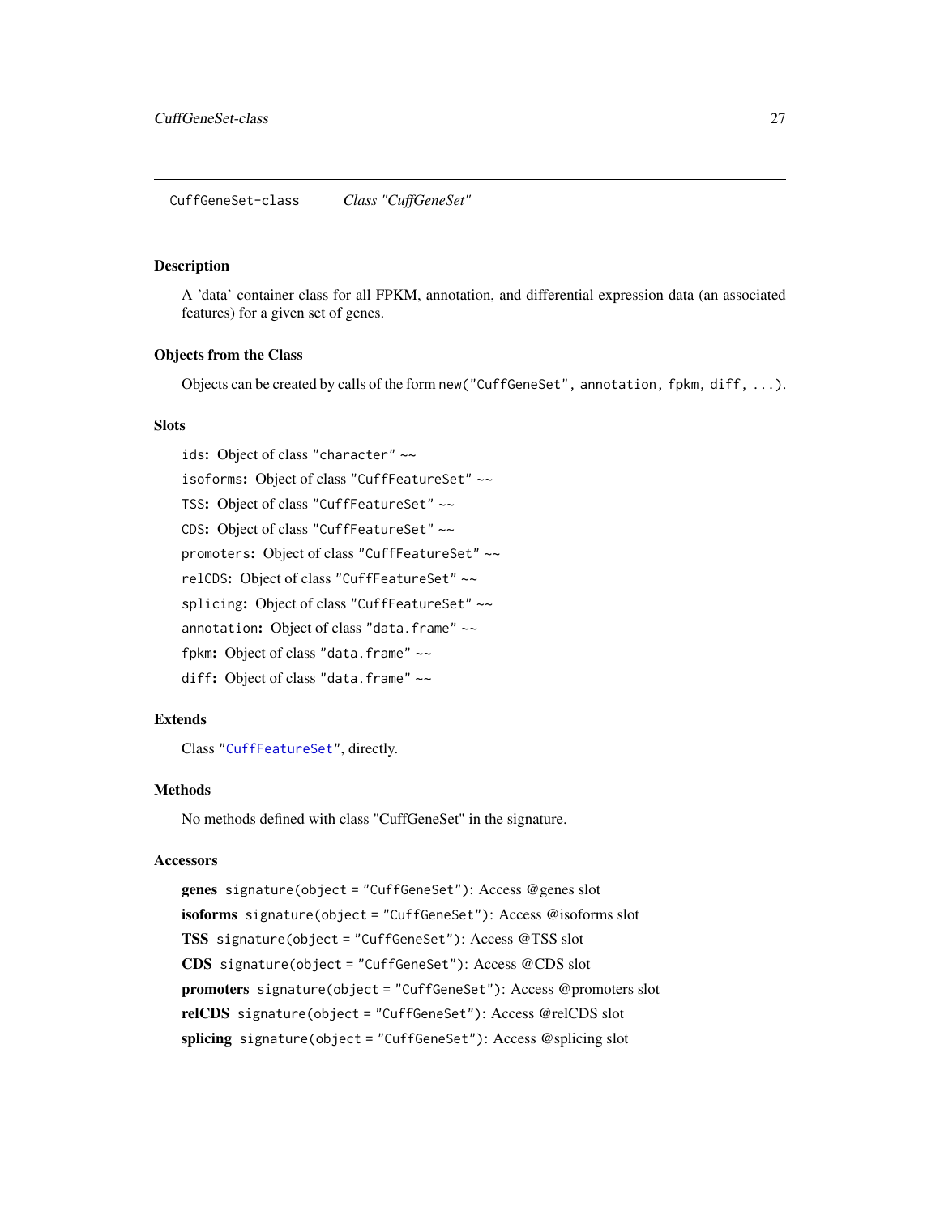CuffGeneSet-class *Class "CuffGeneSet"*

## Description

A 'data' container class for all FPKM, annotation, and differential expression data (an associated features) for a given set of genes.

## Objects from the Class

Objects can be created by calls of the form `new("CuffGeneSet", annotation, fpkm, diff, ...)`.

## Slots

`ids`: Object of class `"character"` ~~

`isoforms`: Object of class `"CuffFeatureSet"` ~~

`TSS`: Object of class `"CuffFeatureSet"` ~~

`CDS`: Object of class `"CuffFeatureSet"` ~~

`promoters`: Object of class `"CuffFeatureSet"` ~~

`relCDS`: Object of class `"CuffFeatureSet"` ~~

`splicing`: Object of class `"CuffFeatureSet"` ~~

`annotation`: Object of class `"data.frame"` ~~

`fpkm`: Object of class `"data.frame"` ~~

`diff`: Object of class `"data.frame"` ~~

## Extends

Class `"CuffFeatureSet"`, directly.

## Methods

No methods defined with class "CuffGeneSet" in the signature.

## Accessors

**genes** `signature(object = "CuffGeneSet")`: Access @genes slot

**isoforms** `signature(object = "CuffGeneSet")`: Access @isoforms slot

**TSS** `signature(object = "CuffGeneSet")`: Access @TSS slot

**CDS** `signature(object = "CuffGeneSet")`: Access @CDS slot

**promoters** `signature(object = "CuffGeneSet")`: Access @promoters slot

**relCDS** `signature(object = "CuffGeneSet")`: Access @relCDS slot

**splicing** `signature(object = "CuffGeneSet")`: Access @splicing slot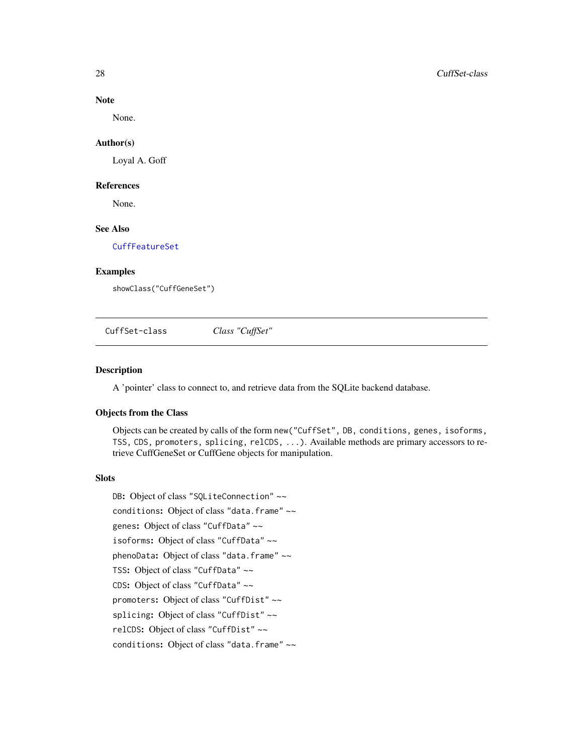### Note

None.

### Author(s)

Loyal A. Goff

### References

None.

### See Also

CuffFeatureSet

### Examples

```
showClass("CuffGeneSet")
```

---

## CuffSet-class    *Class "CuffSet"*

---

### Description

A 'pointer' class to connect to, and retrieve data from the SQLite backend database.

### Objects from the Class

Objects can be created by calls of the form `new("CuffSet", DB, conditions, genes, isoforms, TSS, CDS, promoters, splicing, relCDS, ...)`. Available methods are primary accessors to retrieve CuffGeneSet or CuffGene objects for manipulation.

### Slots

`DB`: Object of class `"SQLiteConnection"` ~~

`conditions`: Object of class `"data.frame"` ~~

`genes`: Object of class `"CuffData"` ~~

`isoforms`: Object of class `"CuffData"` ~~

`phenoData`: Object of class `"data.frame"` ~~

`TSS`: Object of class `"CuffData"` ~~

`CDS`: Object of class `"CuffData"` ~~

`promoters`: Object of class `"CuffDist"` ~~

`splicing`: Object of class `"CuffDist"` ~~

`relCDS`: Object of class `"CuffDist"` ~~

`conditions`: Object of class `"data.frame"` ~~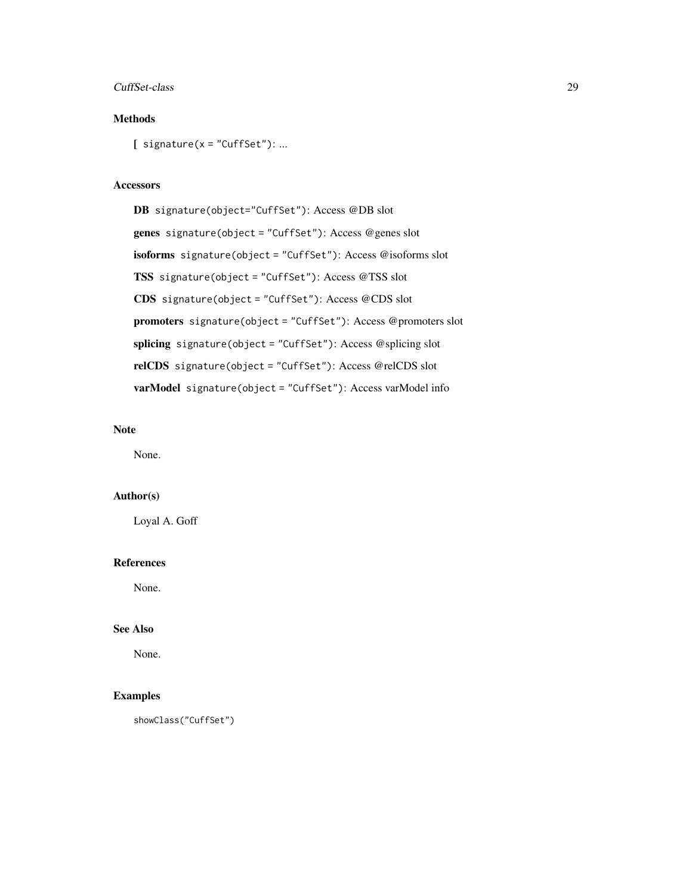## Methods

**[** `signature(x = "CuffSet")`: ...

## Accessors

**DB** `signature(object="CuffSet")`: Access @DB slot

**genes** `signature(object = "CuffSet")`: Access @genes slot

**isoforms** `signature(object = "CuffSet")`: Access @isoforms slot

**TSS** `signature(object = "CuffSet")`: Access @TSS slot

**CDS** `signature(object = "CuffSet")`: Access @CDS slot

**promoters** `signature(object = "CuffSet")`: Access @promoters slot

**splicing** `signature(object = "CuffSet")`: Access @splicing slot

**relCDS** `signature(object = "CuffSet")`: Access @relCDS slot

**varModel** `signature(object = "CuffSet")`: Access varModel info

## Note

None.

## Author(s)

Loyal A. Goff

## References

None.

## See Also

None.

## Examples

```
showClass("CuffSet")
```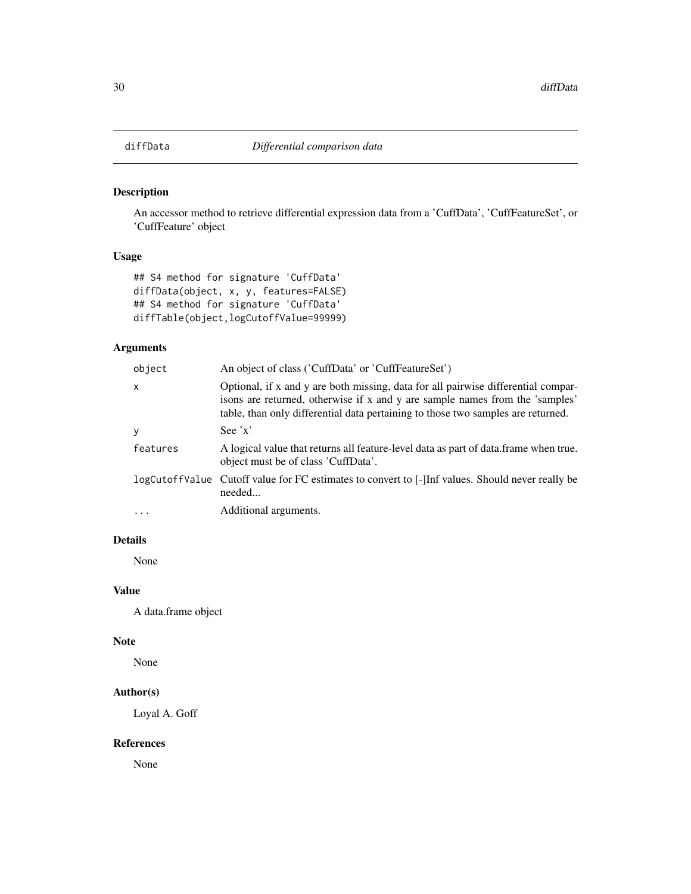# diffData *Differential comparison data*

## Description

An accessor method to retrieve differential expression data from a 'CuffData', 'CuffFeatureSet', or 'CuffFeature' object

## Usage

```
## S4 method for signature 'CuffData'
diffData(object, x, y, features=FALSE)
## S4 method for signature 'CuffData'
diffTable(object,logCutoffValue=99999)
```

## Arguments

| | |
|---|---|
| object | An object of class ('CuffData' or 'CuffFeatureSet') |
| x | Optional, if x and y are both missing, data for all pairwise differential comparisons are returned, otherwise if x and y are sample names from the 'samples' table, than only differential data pertaining to those two samples are returned. |
| y | See 'x' |
| features | A logical value that returns all feature-level data as part of data.frame when true. object must be of class 'CuffData'. |
| logCutoffValue | Cutoff value for FC estimates to convert to [-]Inf values. Should never really be needed... |
| ... | Additional arguments. |

## Details

None

## Value

A data.frame object

## Note

None

## Author(s)

Loyal A. Goff

## References

None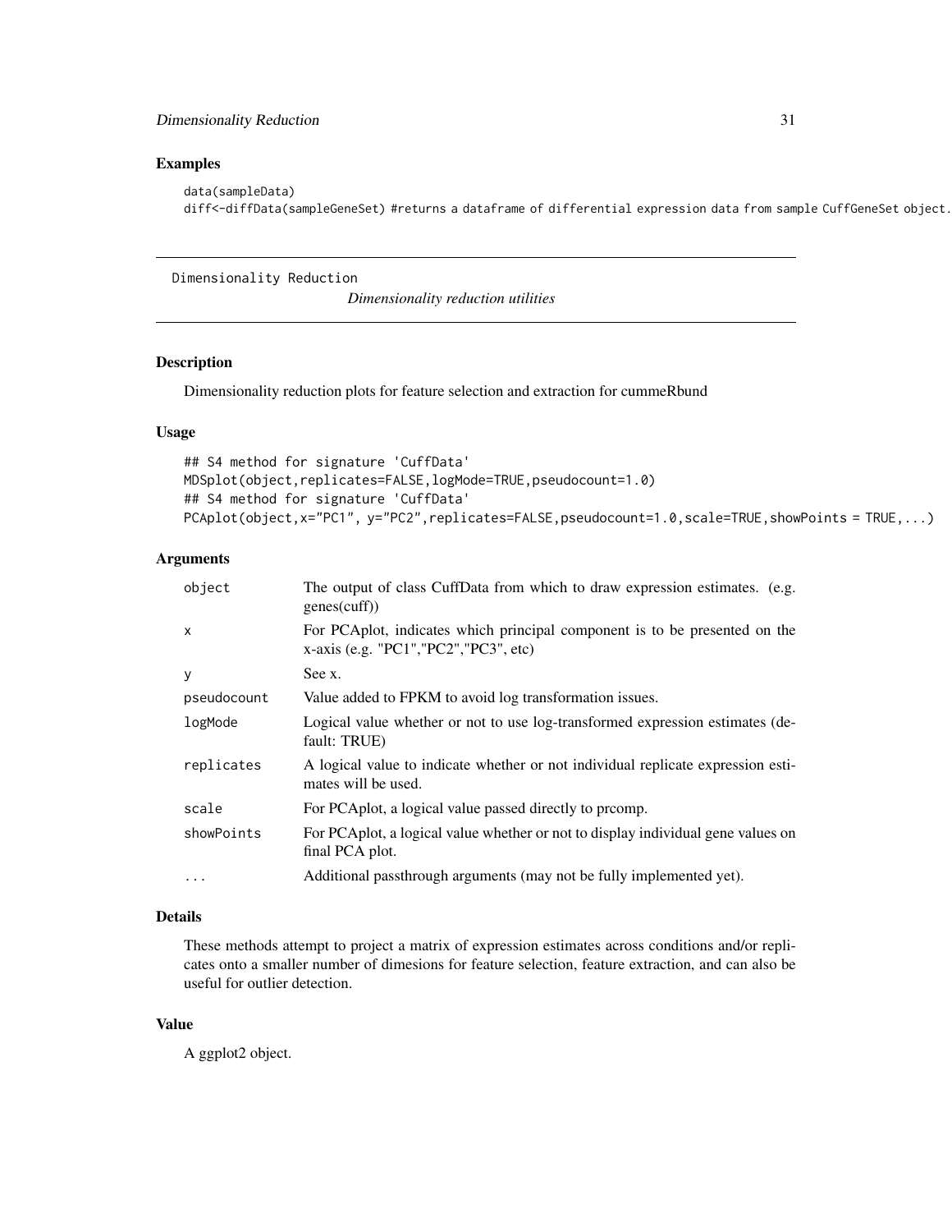### Examples

```
data(sampleData)
diff<-diffData(sampleGeneSet) #returns a dataframe of differential expression data from sample CuffGeneSet object.
```

---

## Dimensionality Reduction

*Dimensionality reduction utilities*

---

### Description

Dimensionality reduction plots for feature selection and extraction for cummeRbund

### Usage

```
## S4 method for signature 'CuffData'
MDSplot(object,replicates=FALSE,logMode=TRUE,pseudocount=1.0)
## S4 method for signature 'CuffData'
PCAplot(object,x="PC1", y="PC2",replicates=FALSE,pseudocount=1.0,scale=TRUE,showPoints = TRUE,...)
```

### Arguments

| | |
|---|---|
| `object` | The output of class CuffData from which to draw expression estimates. (e.g. genes(cuff)) |
| `x` | For PCAplot, indicates which principal component is to be presented on the x-axis (e.g. "PC1","PC2","PC3", etc) |
| `y` | See x. |
| `pseudocount` | Value added to FPKM to avoid log transformation issues. |
| `logMode` | Logical value whether or not to use log-transformed expression estimates (default: TRUE) |
| `replicates` | A logical value to indicate whether or not individual replicate expression estimates will be used. |
| `scale` | For PCAplot, a logical value passed directly to prcomp. |
| `showPoints` | For PCAplot, a logical value whether or not to display individual gene values on final PCA plot. |
| `...` | Additional passthrough arguments (may not be fully implemented yet). |

### Details

These methods attempt to project a matrix of expression estimates across conditions and/or replicates onto a smaller number of dimesions for feature selection, feature extraction, and can also be useful for outlier detection.

### Value

A ggplot2 object.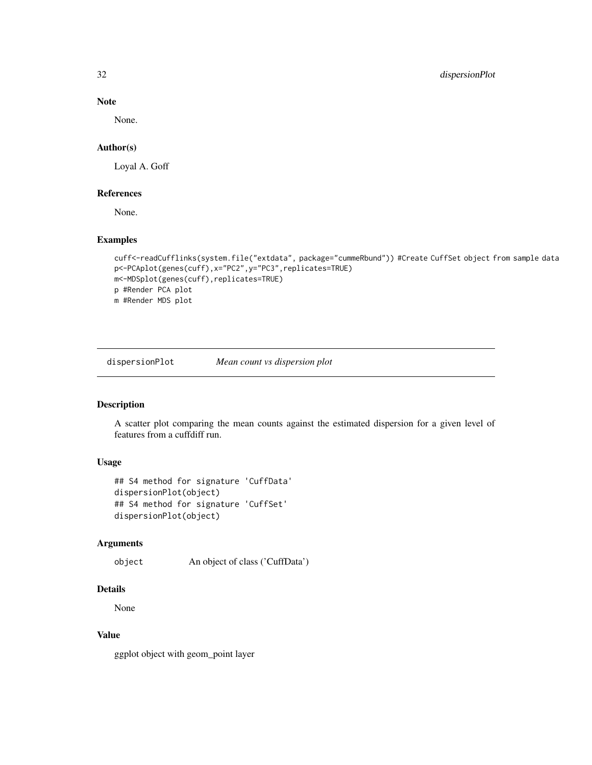### Note

None.

### Author(s)

Loyal A. Goff

### References

None.

### Examples

```
cuff<-readCufflinks(system.file("extdata", package="cummeRbund")) #Create CuffSet object from sample data
p<-PCAplot(genes(cuff),x="PC2",y="PC3",replicates=TRUE)
m<-MDSplot(genes(cuff),replicates=TRUE)
p #Render PCA plot
m #Render MDS plot
```

---

## dispersionPlot — *Mean count vs dispersion plot*

---

### Description

A scatter plot comparing the mean counts against the estimated dispersion for a given level of features from a cuffdiff run.

### Usage

```
## S4 method for signature 'CuffData'
dispersionPlot(object)
## S4 method for signature 'CuffSet'
dispersionPlot(object)
```

### Arguments

`object` An object of class ('CuffData')

### Details

None

### Value

ggplot object with geom_point layer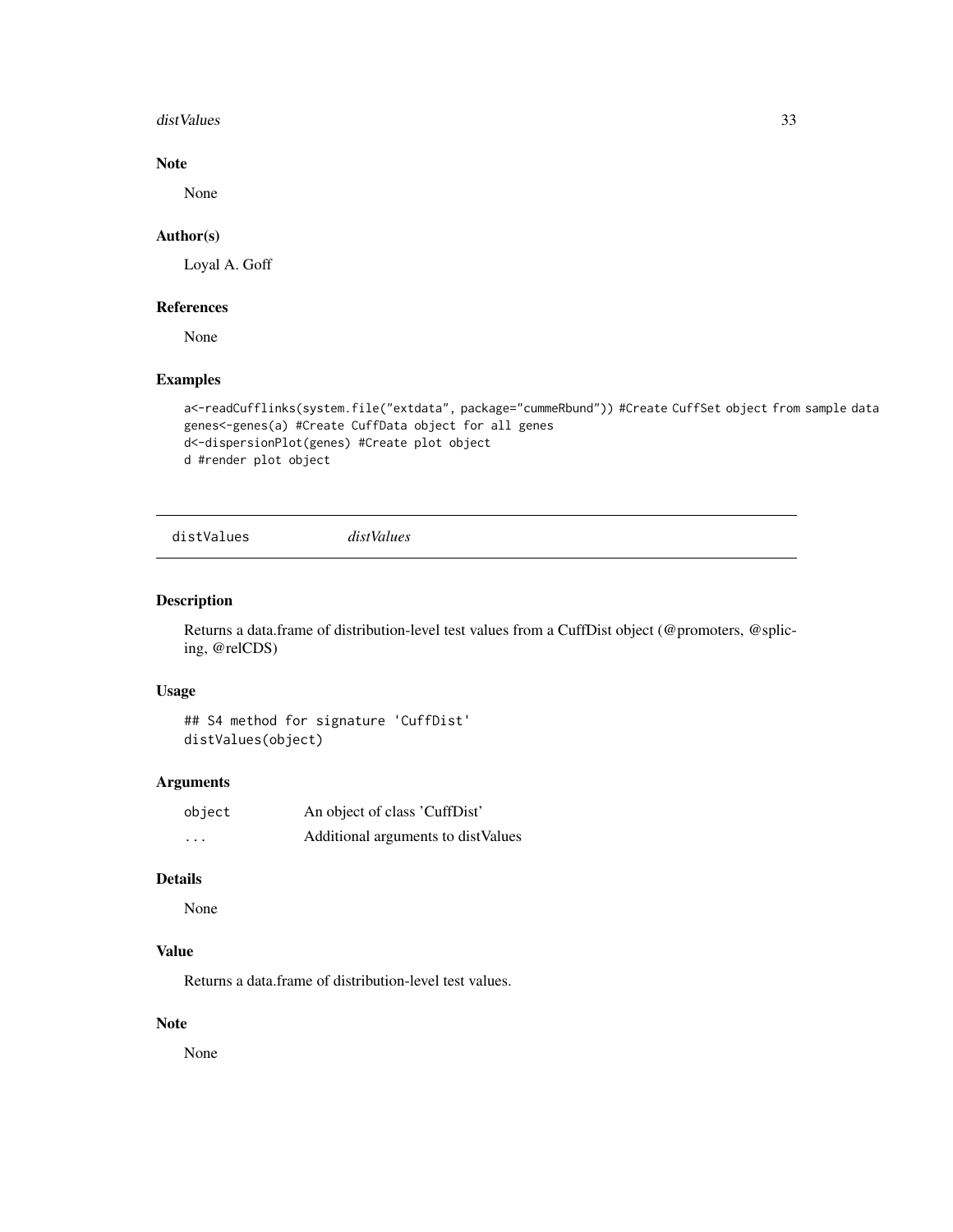### Note

None

### Author(s)

Loyal A. Goff

### References

None

### Examples

```
a<-readCufflinks(system.file("extdata", package="cummeRbund")) #Create CuffSet object from sample data
genes<-genes(a) #Create CuffData object for all genes
d<-dispersionPlot(genes) #Create plot object
d #render plot object
```

---

## distValues *distValues*

### Description

Returns a data.frame of distribution-level test values from a CuffDist object (@promoters, @splicing, @relCDS)

### Usage

```
## S4 method for signature 'CuffDist'
distValues(object)
```

### Arguments

| | |
|---|---|
| object | An object of class 'CuffDist' |
| ... | Additional arguments to distValues |

### Details

None

### Value

Returns a data.frame of distribution-level test values.

### Note

None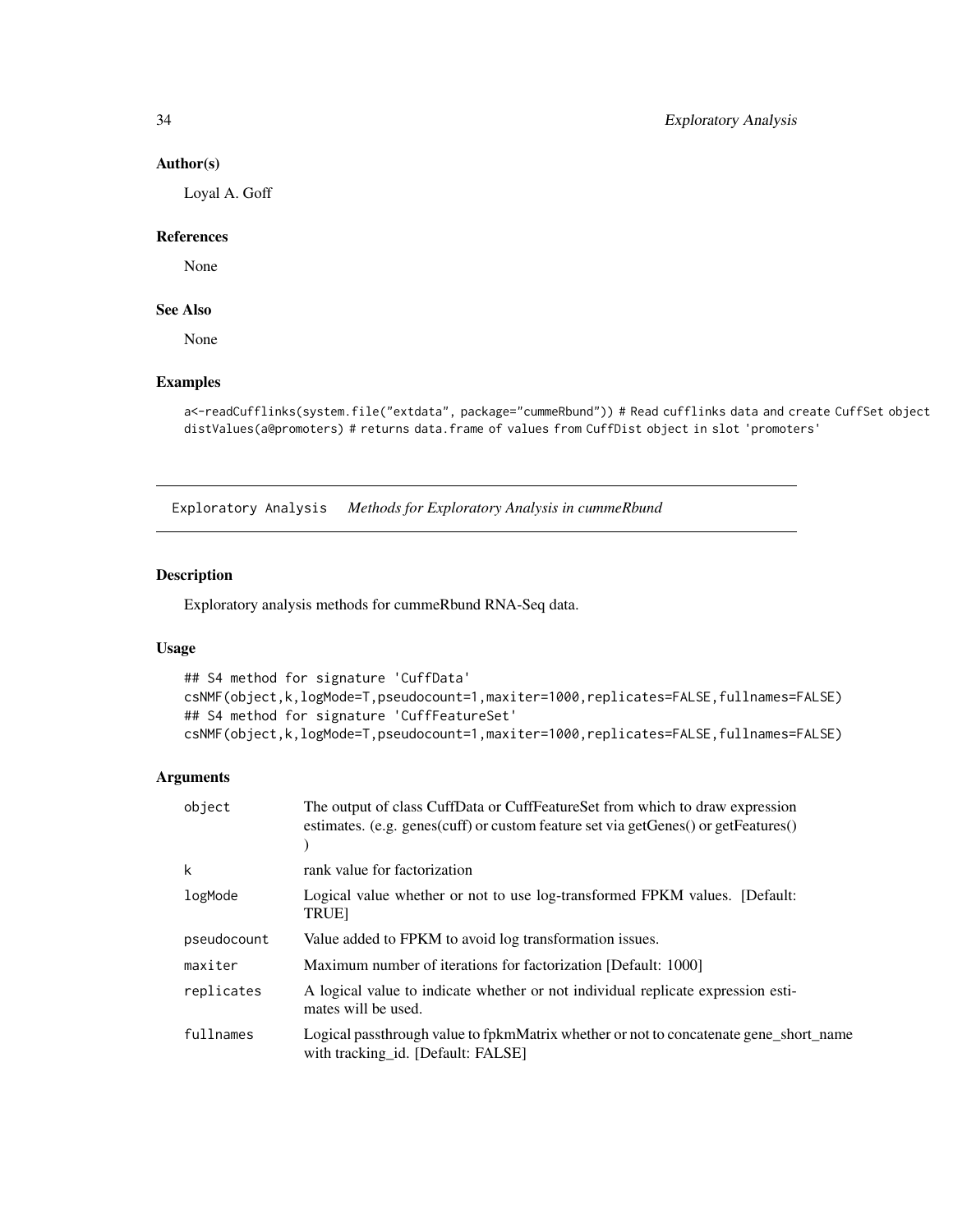### Author(s)

Loyal A. Goff

### References

None

### See Also

None

### Examples

```
a<-readCufflinks(system.file("extdata", package="cummeRbund")) # Read cufflinks data and create CuffSet object
distValues(a@promoters) # returns data.frame of values from CuffDist object in slot 'promoters'
```

---

## Exploratory Analysis    *Methods for Exploratory Analysis in cummeRbund*

---

### Description

Exploratory analysis methods for cummeRbund RNA-Seq data.

### Usage

```
## S4 method for signature 'CuffData'
csNMF(object,k,logMode=T,pseudocount=1,maxiter=1000,replicates=FALSE,fullnames=FALSE)
## S4 method for signature 'CuffFeatureSet'
csNMF(object,k,logMode=T,pseudocount=1,maxiter=1000,replicates=FALSE,fullnames=FALSE)
```

### Arguments

| | |
|---|---|
| object | The output of class CuffData or CuffFeatureSet from which to draw expression estimates. (e.g. genes(cuff) or custom feature set via getGenes() or getFeatures() ) |
| k | rank value for factorization |
| logMode | Logical value whether or not to use log-transformed FPKM values. [Default: TRUE] |
| pseudocount | Value added to FPKM to avoid log transformation issues. |
| maxiter | Maximum number of iterations for factorization [Default: 1000] |
| replicates | A logical value to indicate whether or not individual replicate expression estimates will be used. |
| fullnames | Logical passthrough value to fpkmMatrix whether or not to concatenate gene_short_name with tracking_id. [Default: FALSE] |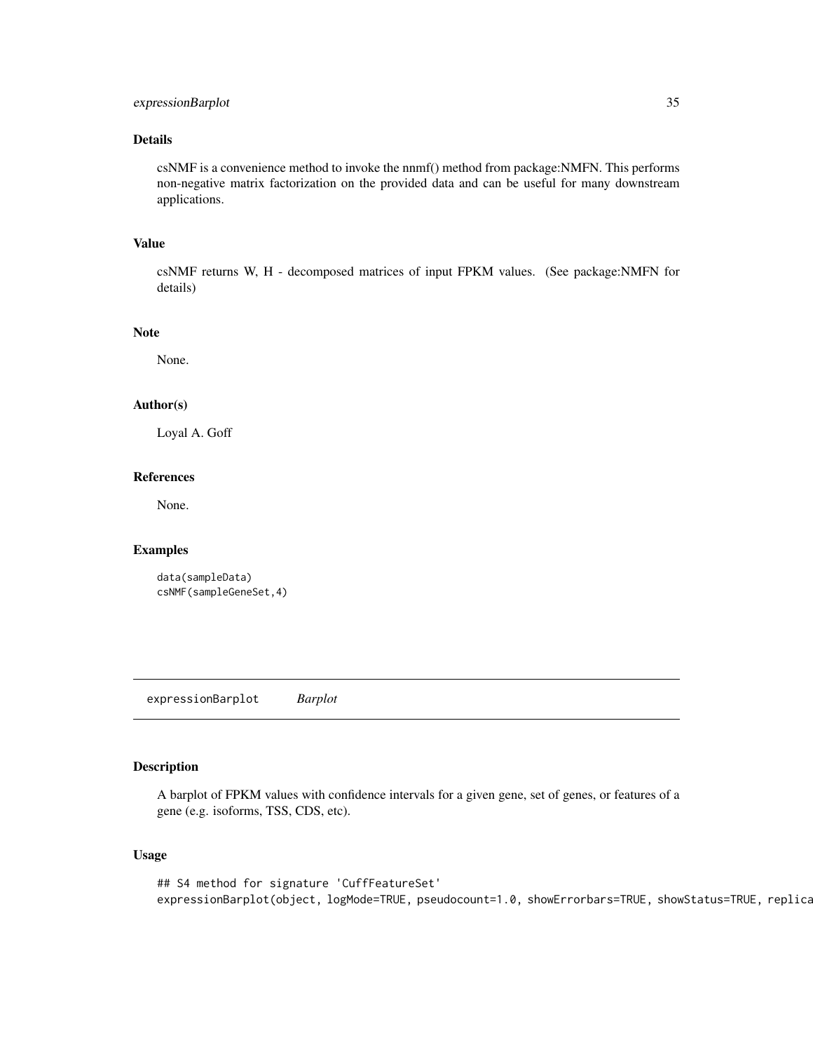### Details

csNMF is a convenience method to invoke the nnmf() method from package:NMFN. This performs non-negative matrix factorization on the provided data and can be useful for many downstream applications.

### Value

csNMF returns W, H - decomposed matrices of input FPKM values. (See package:NMFN for details)

### Note

None.

### Author(s)

Loyal A. Goff

### References

None.

### Examples

```
data(sampleData)
csNMF(sampleGeneSet,4)
```

---

## expressionBarplot *Barplot*

---

### Description

A barplot of FPKM values with confidence intervals for a given gene, set of genes, or features of a gene (e.g. isoforms, TSS, CDS, etc).

### Usage

```
## S4 method for signature 'CuffFeatureSet'
expressionBarplot(object, logMode=TRUE, pseudocount=1.0, showErrorbars=TRUE, showStatus=TRUE, replica
```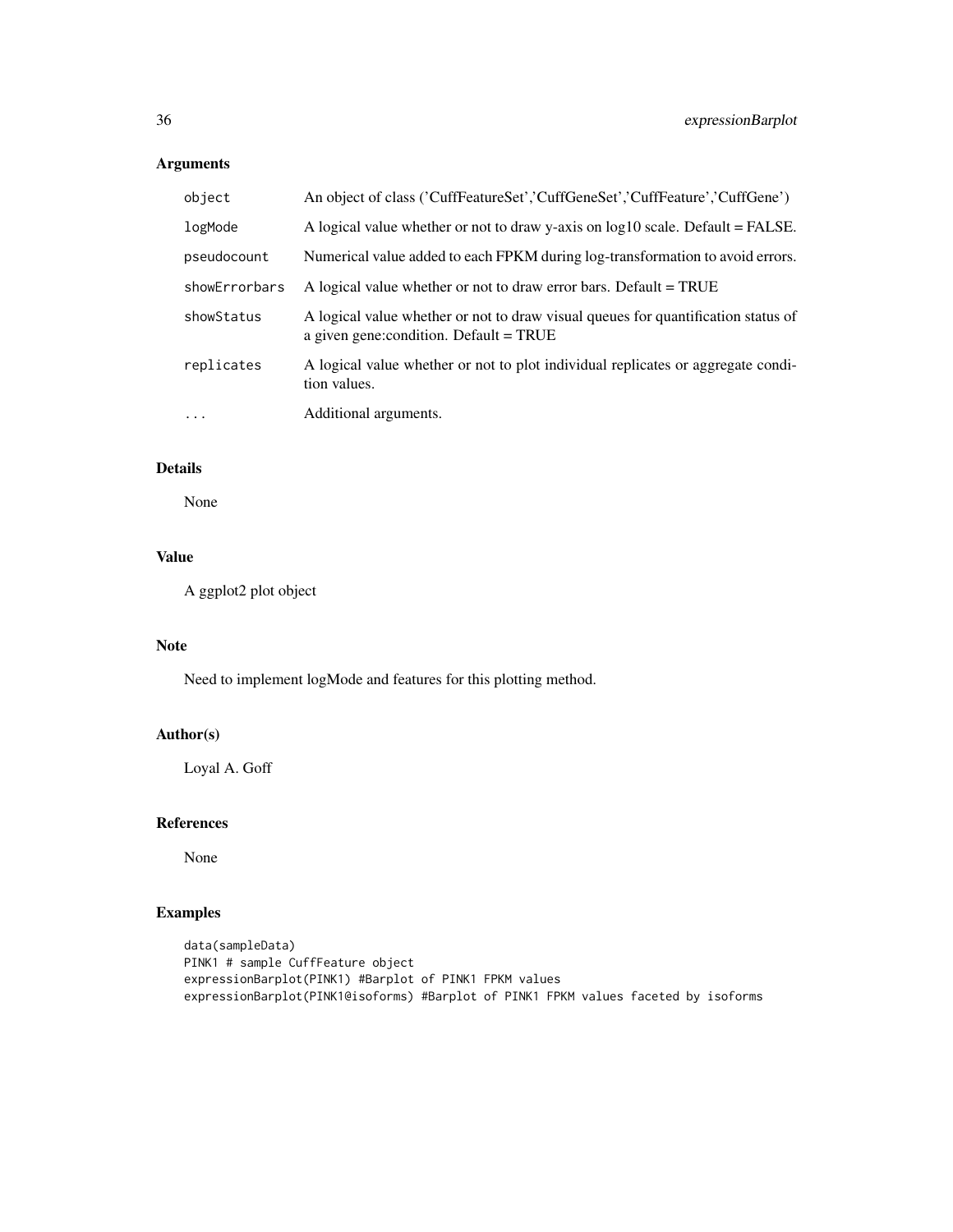## Arguments

| | |
|---|---|
| object | An object of class ('CuffFeatureSet','CuffGeneSet','CuffFeature','CuffGene') |
| logMode | A logical value whether or not to draw y-axis on log10 scale. Default = FALSE. |
| pseudocount | Numerical value added to each FPKM during log-transformation to avoid errors. |
| showErrorbars | A logical value whether or not to draw error bars. Default = TRUE |
| showStatus | A logical value whether or not to draw visual queues for quantification status of a given gene:condition. Default = TRUE |
| replicates | A logical value whether or not to plot individual replicates or aggregate condition values. |
| ... | Additional arguments. |

## Details

None

## Value

A ggplot2 plot object

## Note

Need to implement logMode and features for this plotting method.

## Author(s)

Loyal A. Goff

## References

None

## Examples

```
data(sampleData)
PINK1 # sample CuffFeature object
expressionBarplot(PINK1) #Barplot of PINK1 FPKM values
expressionBarplot(PINK1@isoforms) #Barplot of PINK1 FPKM values faceted by isoforms
```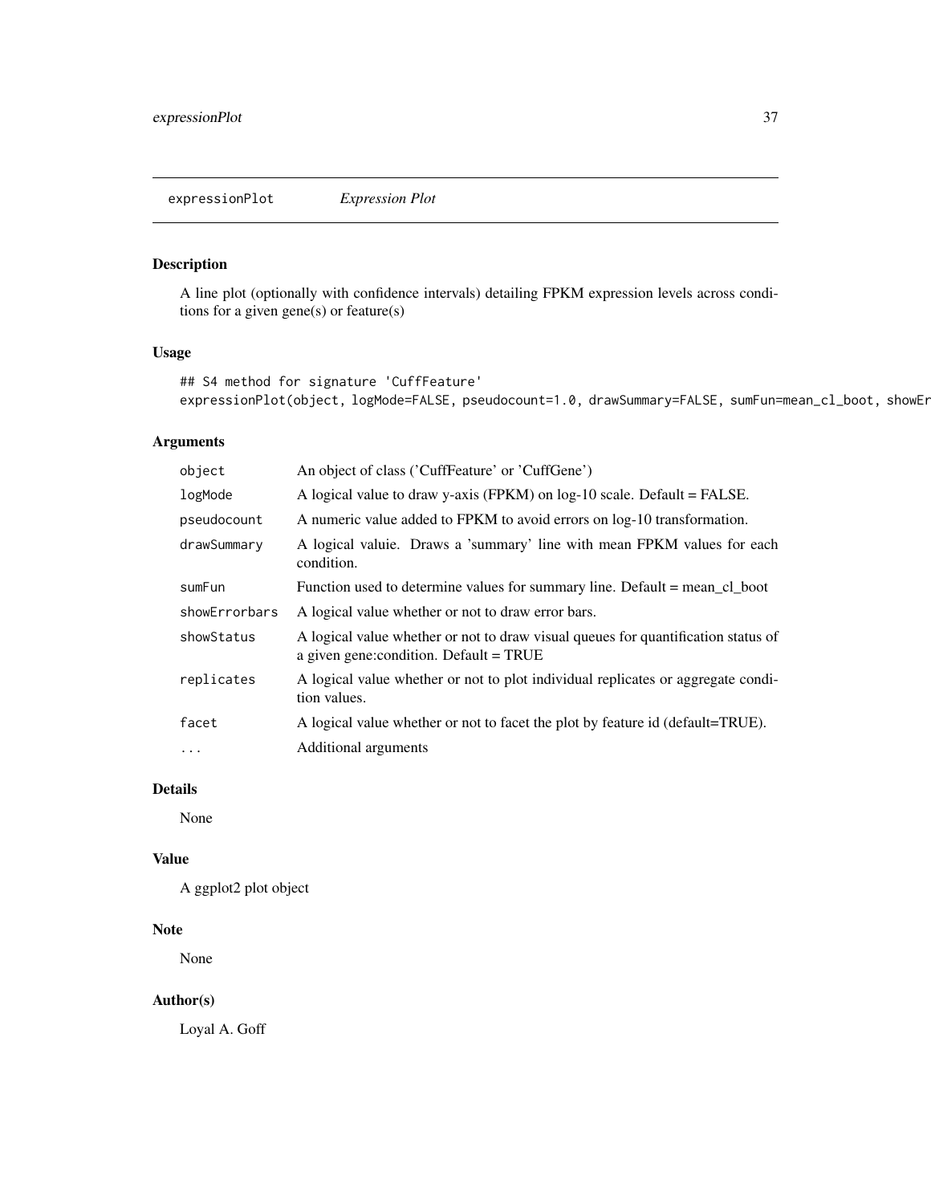expressionPlot *Expression Plot*

### Description

A line plot (optionally with confidence intervals) detailing FPKM expression levels across conditions for a given gene(s) or feature(s)

### Usage

```
## S4 method for signature 'CuffFeature'
expressionPlot(object, logMode=FALSE, pseudocount=1.0, drawSummary=FALSE, sumFun=mean_cl_boot, showEr
```

### Arguments

| | |
|---|---|
| object | An object of class ('CuffFeature' or 'CuffGene') |
| logMode | A logical value to draw y-axis (FPKM) on log-10 scale. Default = FALSE. |
| pseudocount | A numeric value added to FPKM to avoid errors on log-10 transformation. |
| drawSummary | A logical valuie. Draws a 'summary' line with mean FPKM values for each condition. |
| sumFun | Function used to determine values for summary line. Default = mean_cl_boot |
| showErrorbars | A logical value whether or not to draw error bars. |
| showStatus | A logical value whether or not to draw visual queues for quantification status of a given gene:condition. Default = TRUE |
| replicates | A logical value whether or not to plot individual replicates or aggregate condition values. |
| facet | A logical value whether or not to facet the plot by feature id (default=TRUE). |
| ... | Additional arguments |

### Details

None

### Value

A ggplot2 plot object

### Note

None

### Author(s)

Loyal A. Goff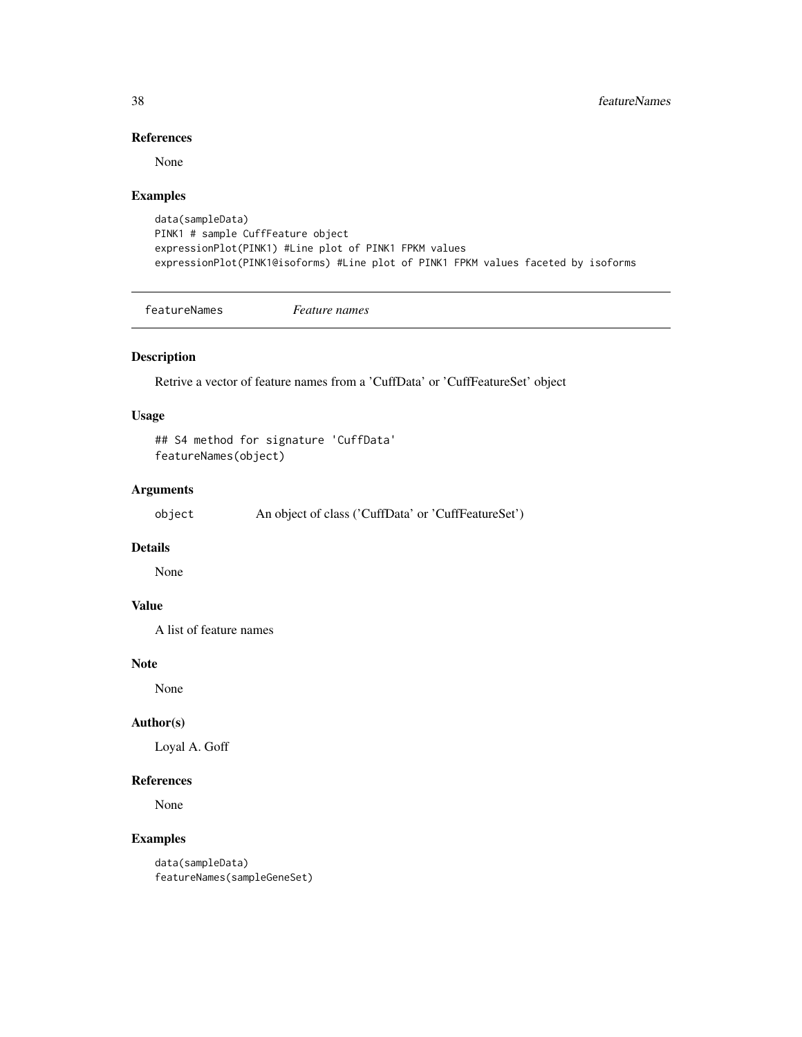### References

None

### Examples

```
data(sampleData)
PINK1 # sample CuffFeature object
expressionPlot(PINK1) #Line plot of PINK1 FPKM values
expressionPlot(PINK1@isoforms) #Line plot of PINK1 FPKM values faceted by isoforms
```

---

## featureNames *Feature names*

### Description

Retrive a vector of feature names from a 'CuffData' or 'CuffFeatureSet' object

### Usage

```
## S4 method for signature 'CuffData'
featureNames(object)
```

### Arguments

| | |
|---|---|
| object | An object of class ('CuffData' or 'CuffFeatureSet') |

### Details

None

### Value

A list of feature names

### Note

None

### Author(s)

Loyal A. Goff

### References

None

### Examples

```
data(sampleData)
featureNames(sampleGeneSet)
```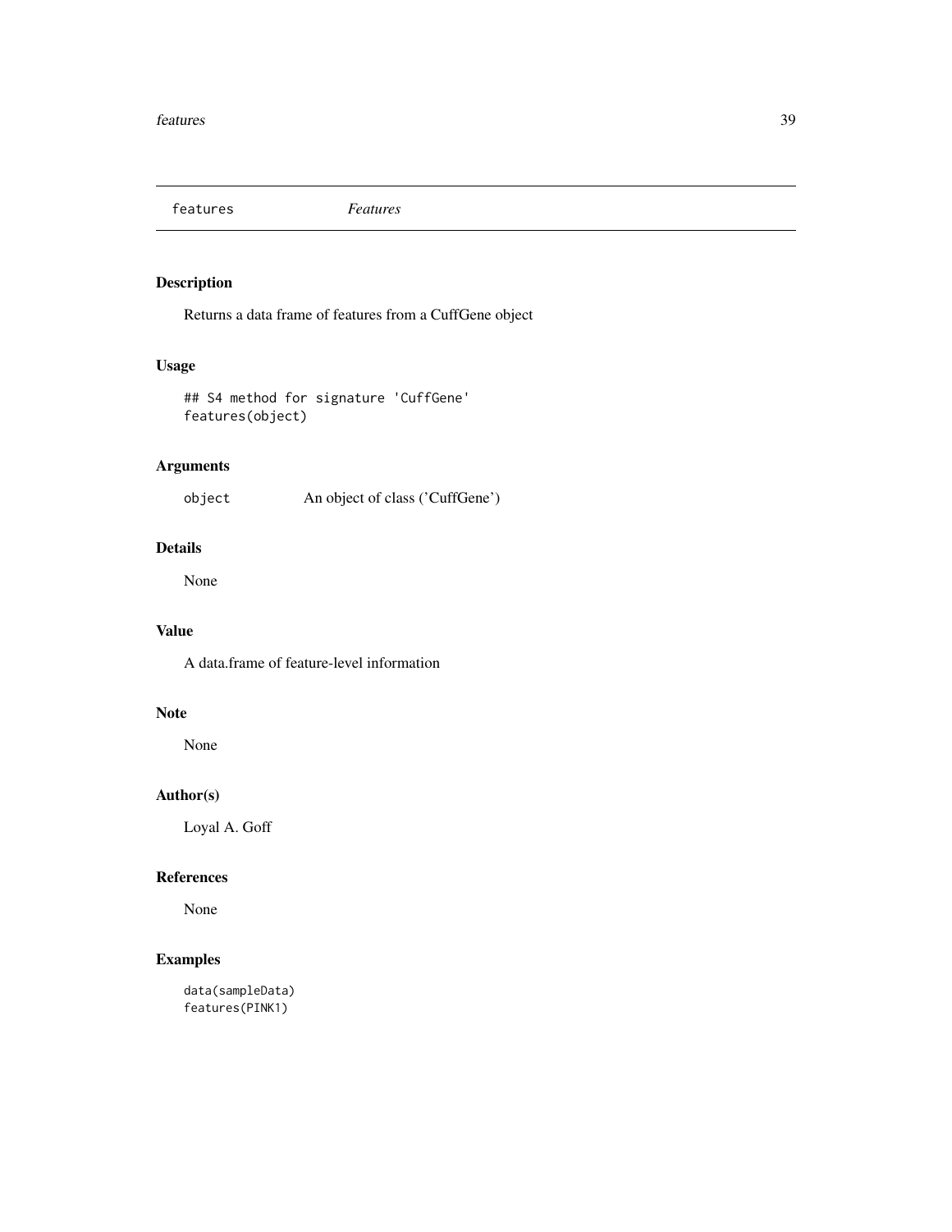# features *Features*

## Description

Returns a data frame of features from a CuffGene object

## Usage

```
## S4 method for signature 'CuffGene'
features(object)
```

## Arguments

| | |
|---|---|
| `object` | An object of class ('CuffGene') |

## Details

None

## Value

A data.frame of feature-level information

## Note

None

## Author(s)

Loyal A. Goff

## References

None

## Examples

```
data(sampleData)
features(PINK1)
```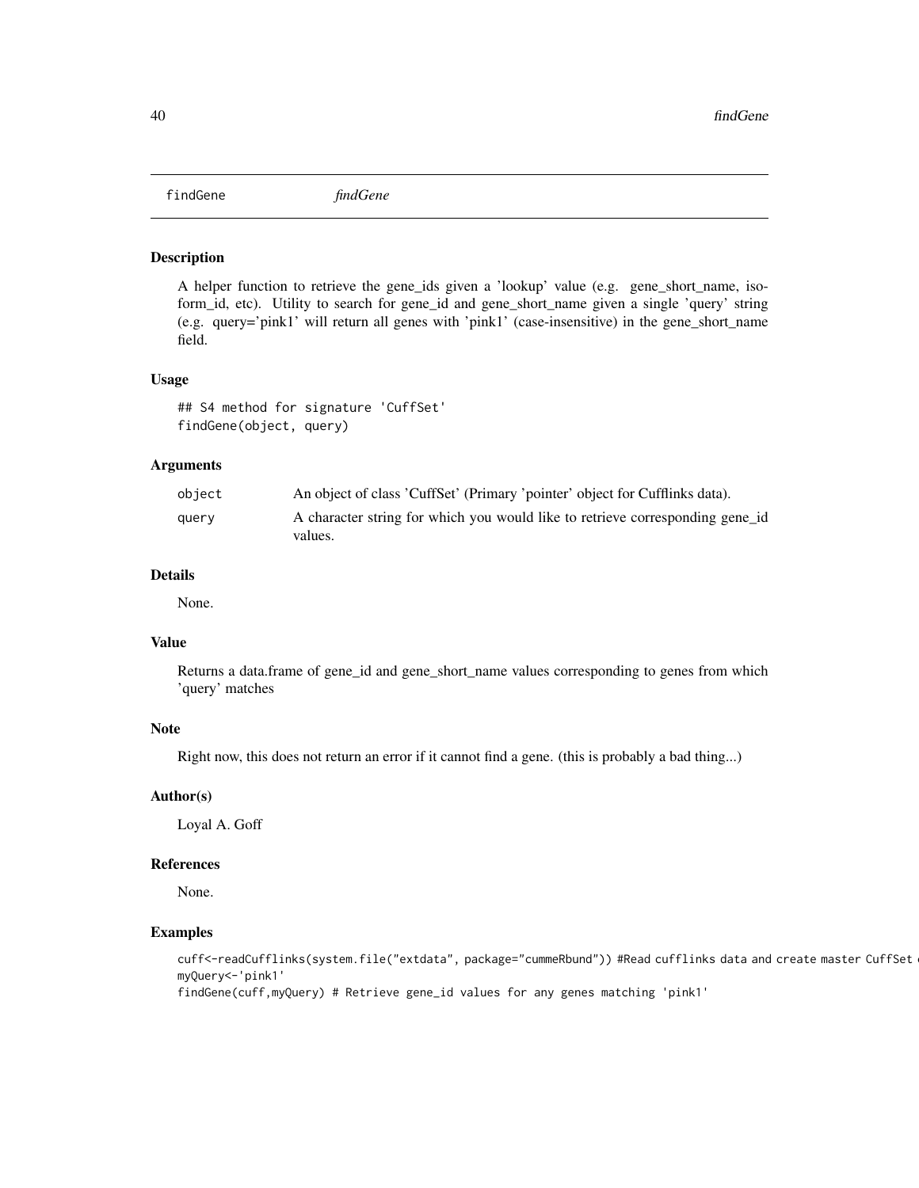# findGene *findGene*

## Description

A helper function to retrieve the gene_ids given a 'lookup' value (e.g. gene_short_name, isoform_id, etc). Utility to search for gene_id and gene_short_name given a single 'query' string (e.g. query='pink1' will return all genes with 'pink1' (case-insensitive) in the gene_short_name field.

## Usage

```
## S4 method for signature 'CuffSet'
findGene(object, query)
```

## Arguments

| | |
|---|---|
| object | An object of class 'CuffSet' (Primary 'pointer' object for Cufflinks data). |
| query | A character string for which you would like to retrieve corresponding gene_id values. |

## Details

None.

## Value

Returns a data.frame of gene_id and gene_short_name values corresponding to genes from which 'query' matches

## Note

Right now, this does not return an error if it cannot find a gene. (this is probably a bad thing...)

## Author(s)

Loyal A. Goff

## References

None.

## Examples

```
cuff<-readCufflinks(system.file("extdata", package="cummeRbund")) #Read cufflinks data and create master CuffSet
myQuery<-'pink1'
findGene(cuff,myQuery) # Retrieve gene_id values for any genes matching 'pink1'
```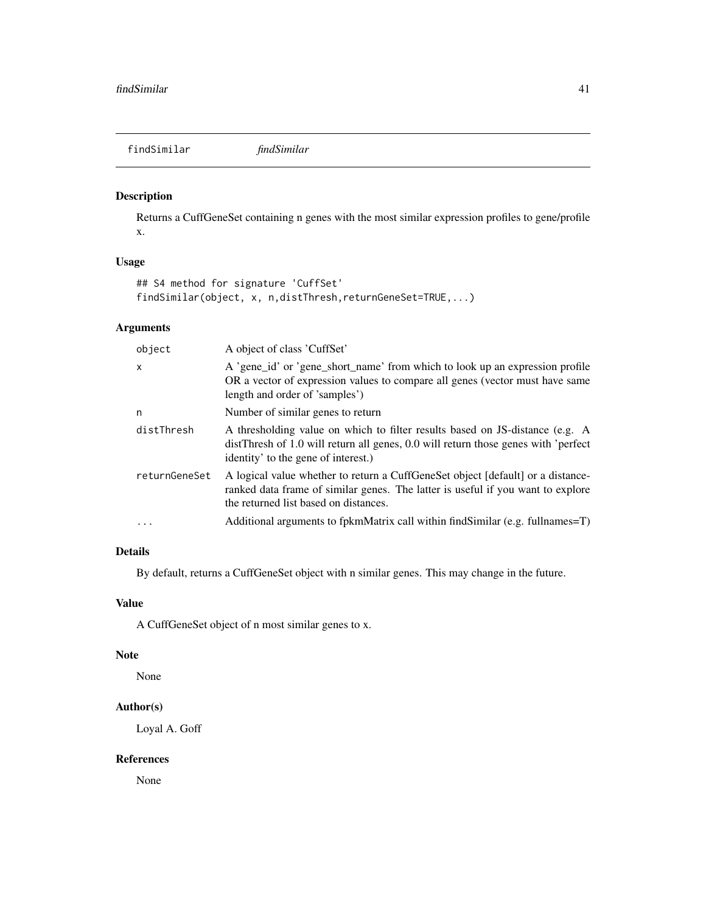## findSimilar *findSimilar*

### Description

Returns a CuffGeneSet containing n genes with the most similar expression profiles to gene/profile x.

### Usage

```
## S4 method for signature 'CuffSet'
findSimilar(object, x, n,distThresh,returnGeneSet=TRUE,...)
```

### Arguments

| | |
|---|---|
| `object` | A object of class 'CuffSet' |
| `x` | A 'gene_id' or 'gene_short_name' from which to look up an expression profile OR a vector of expression values to compare all genes (vector must have same length and order of 'samples') |
| `n` | Number of similar genes to return |
| `distThresh` | A thresholding value on which to filter results based on JS-distance (e.g. A distThresh of 1.0 will return all genes, 0.0 will return those genes with 'perfect identity' to the gene of interest.) |
| `returnGeneSet` | A logical value whether to return a CuffGeneSet object [default] or a distance-ranked data frame of similar genes. The latter is useful if you want to explore the returned list based on distances. |
| `...` | Additional arguments to fpkmMatrix call within findSimilar (e.g. fullnames=T) |

### Details

By default, returns a CuffGeneSet object with n similar genes. This may change in the future.

### Value

A CuffGeneSet object of n most similar genes to x.

### Note

None

### Author(s)

Loyal A. Goff

### References

None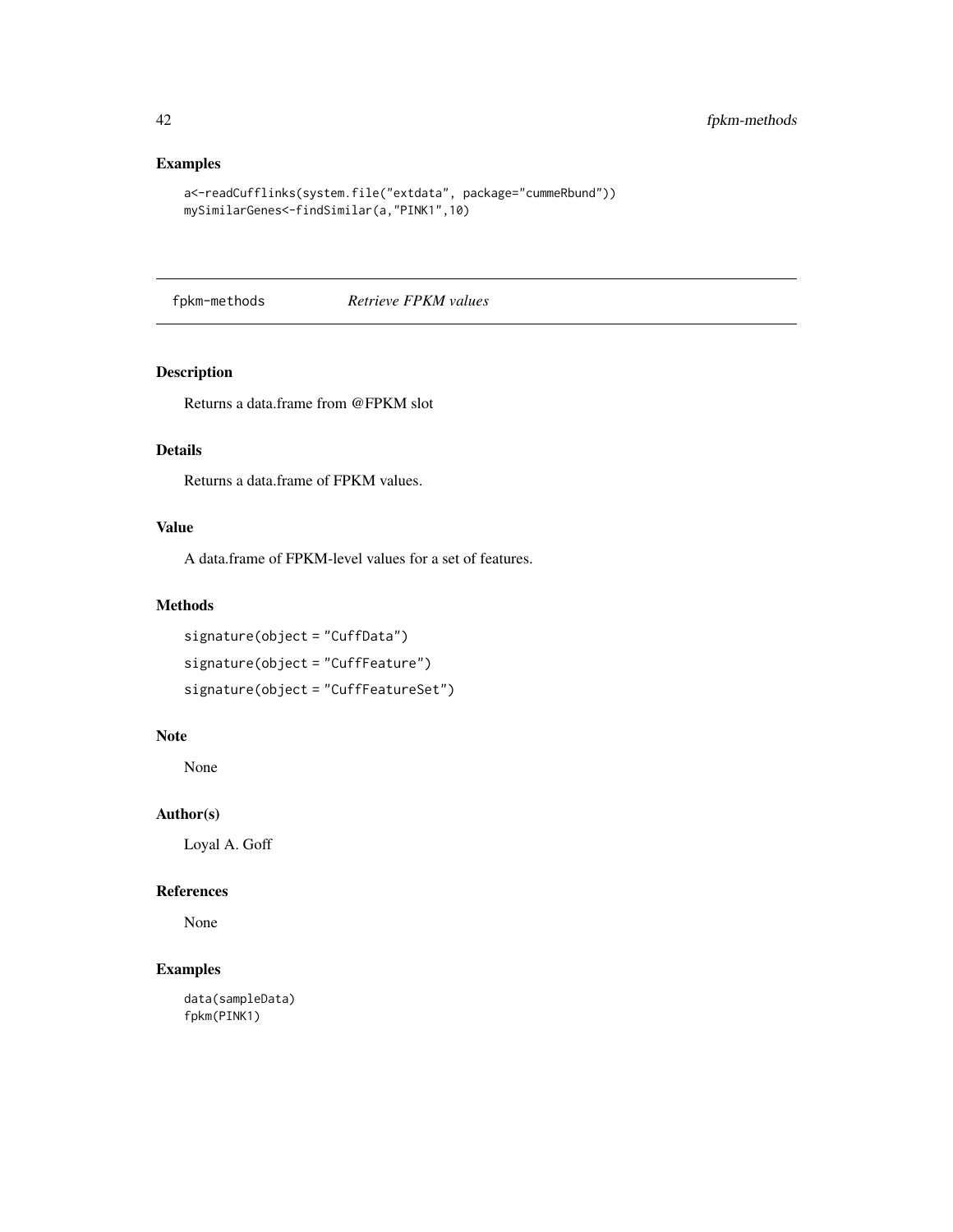## Examples

```
a<-readCufflinks(system.file("extdata", package="cummeRbund"))
mySimilarGenes<-findSimilar(a,"PINK1",10)
```

---

# fpkm-methods — *Retrieve FPKM values*

---

## Description

Returns a data.frame from @FPKM slot

## Details

Returns a data.frame of FPKM values.

## Value

A data.frame of FPKM-level values for a set of features.

## Methods

```
signature(object = "CuffData")
signature(object = "CuffFeature")
signature(object = "CuffFeatureSet")
```

## Note

None

## Author(s)

Loyal A. Goff

## References

None

## Examples

```
data(sampleData)
fpkm(PINK1)
```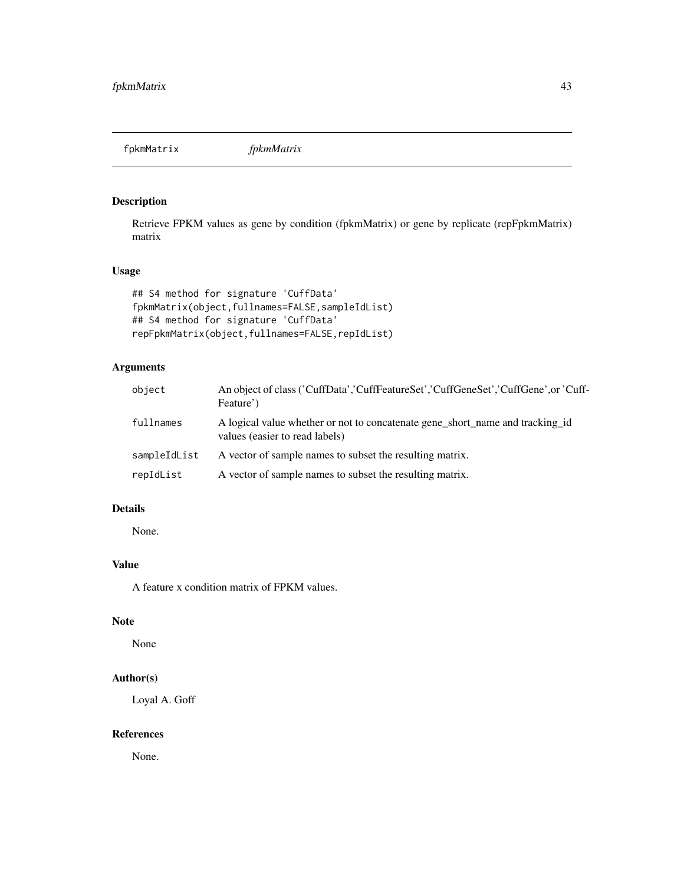fpkmMatrix *fpkmMatrix*

## Description

Retrieve FPKM values as gene by condition (fpkmMatrix) or gene by replicate (repFpkmMatrix) matrix

## Usage

```
## S4 method for signature 'CuffData'
fpkmMatrix(object,fullnames=FALSE,sampleIdList)
## S4 method for signature 'CuffData'
repFpkmMatrix(object,fullnames=FALSE,repIdList)
```

## Arguments

| | |
|---|---|
| object | An object of class ('CuffData','CuffFeatureSet','CuffGeneSet','CuffGene',or 'CuffFeature') |
| fullnames | A logical value whether or not to concatenate gene_short_name and tracking_id values (easier to read labels) |
| sampleIdList | A vector of sample names to subset the resulting matrix. |
| repIdList | A vector of sample names to subset the resulting matrix. |

## Details

None.

## Value

A feature x condition matrix of FPKM values.

## Note

None

## Author(s)

Loyal A. Goff

## References

None.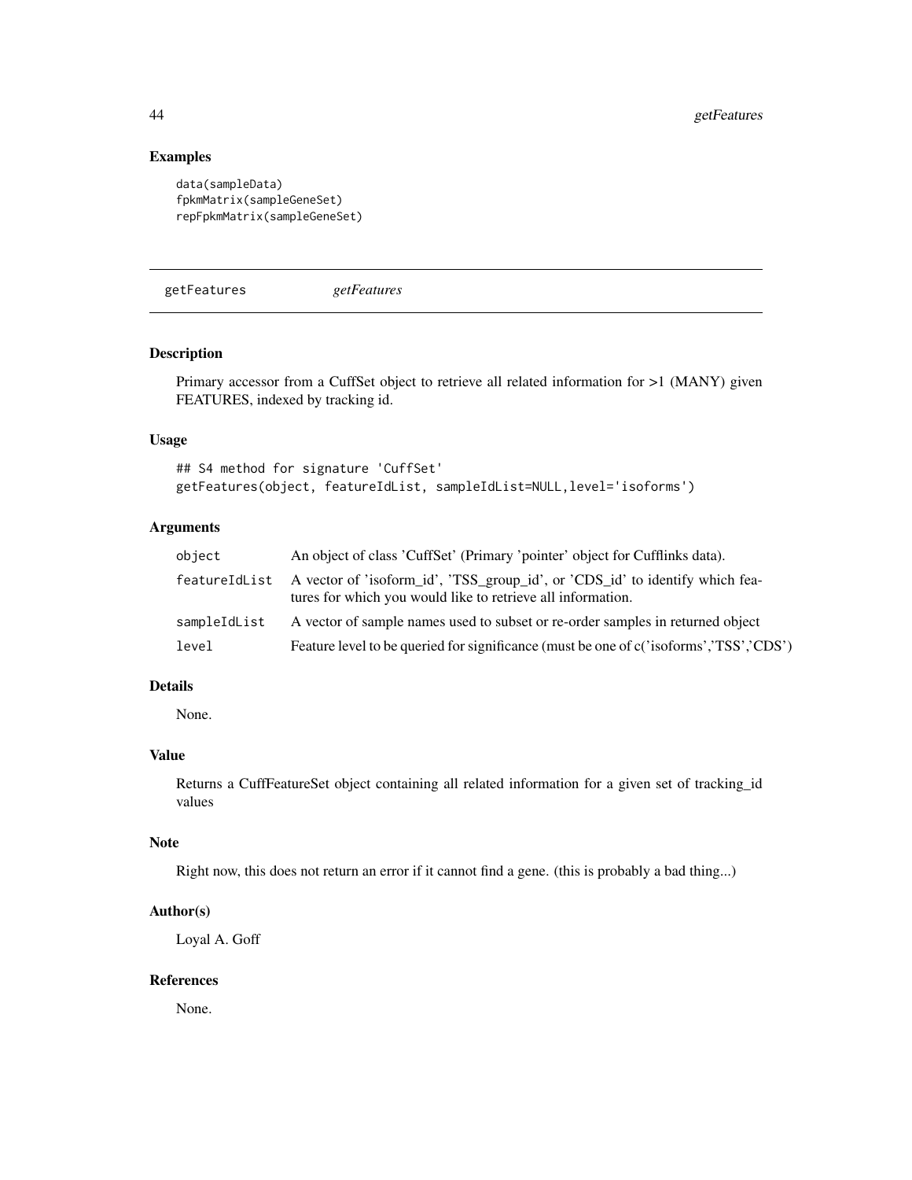## Examples

```
data(sampleData)
fpkmMatrix(sampleGeneSet)
repFpkmMatrix(sampleGeneSet)
```

---

# getFeatures *getFeatures*

## Description

Primary accessor from a CuffSet object to retrieve all related information for >1 (MANY) given FEATURES, indexed by tracking id.

## Usage

```
## S4 method for signature 'CuffSet'
getFeatures(object, featureIdList, sampleIdList=NULL,level='isoforms')
```

## Arguments

| | |
|---|---|
| object | An object of class 'CuffSet' (Primary 'pointer' object for Cufflinks data). |
| featureIdList | A vector of 'isoform_id', 'TSS_group_id', or 'CDS_id' to identify which features for which you would like to retrieve all information. |
| sampleIdList | A vector of sample names used to subset or re-order samples in returned object |
| level | Feature level to be queried for significance (must be one of c('isoforms','TSS','CDS') |

## Details

None.

## Value

Returns a CuffFeatureSet object containing all related information for a given set of tracking_id values

## Note

Right now, this does not return an error if it cannot find a gene. (this is probably a bad thing...)

## Author(s)

Loyal A. Goff

## References

None.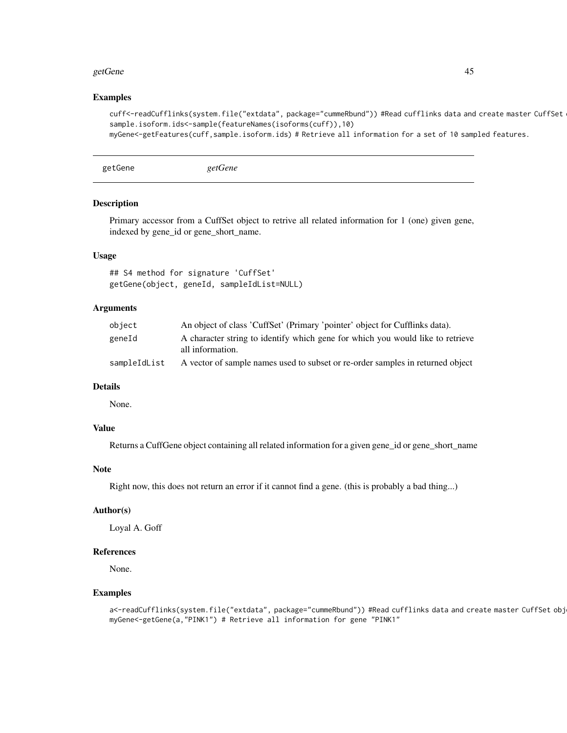### Examples

```
cuff<-readCufflinks(system.file("extdata", package="cummeRbund")) #Read cufflinks data and create master CuffSet 
sample.isoform.ids<-sample(featureNames(isoforms(cuff)),10)
myGene<-getFeatures(cuff,sample.isoform.ids) # Retrieve all information for a set of 10 sampled features.
```

---

## getGene *getGene*

---

### Description

Primary accessor from a CuffSet object to retrive all related information for 1 (one) given gene, indexed by gene_id or gene_short_name.

### Usage

```
## S4 method for signature 'CuffSet'
getGene(object, geneId, sampleIdList=NULL)
```

### Arguments

| | |
|---|---|
| object | An object of class 'CuffSet' (Primary 'pointer' object for Cufflinks data). |
| geneId | A character string to identify which gene for which you would like to retrieve all information. |
| sampleIdList | A vector of sample names used to subset or re-order samples in returned object |

### Details

None.

### Value

Returns a CuffGene object containing all related information for a given gene_id or gene_short_name

### Note

Right now, this does not return an error if it cannot find a gene. (this is probably a bad thing...)

### Author(s)

Loyal A. Goff

### References

None.

### Examples

```
a<-readCufflinks(system.file("extdata", package="cummeRbund")) #Read cufflinks data and create master CuffSet obj
myGene<-getGene(a,"PINK1") # Retrieve all information for gene "PINK1"
```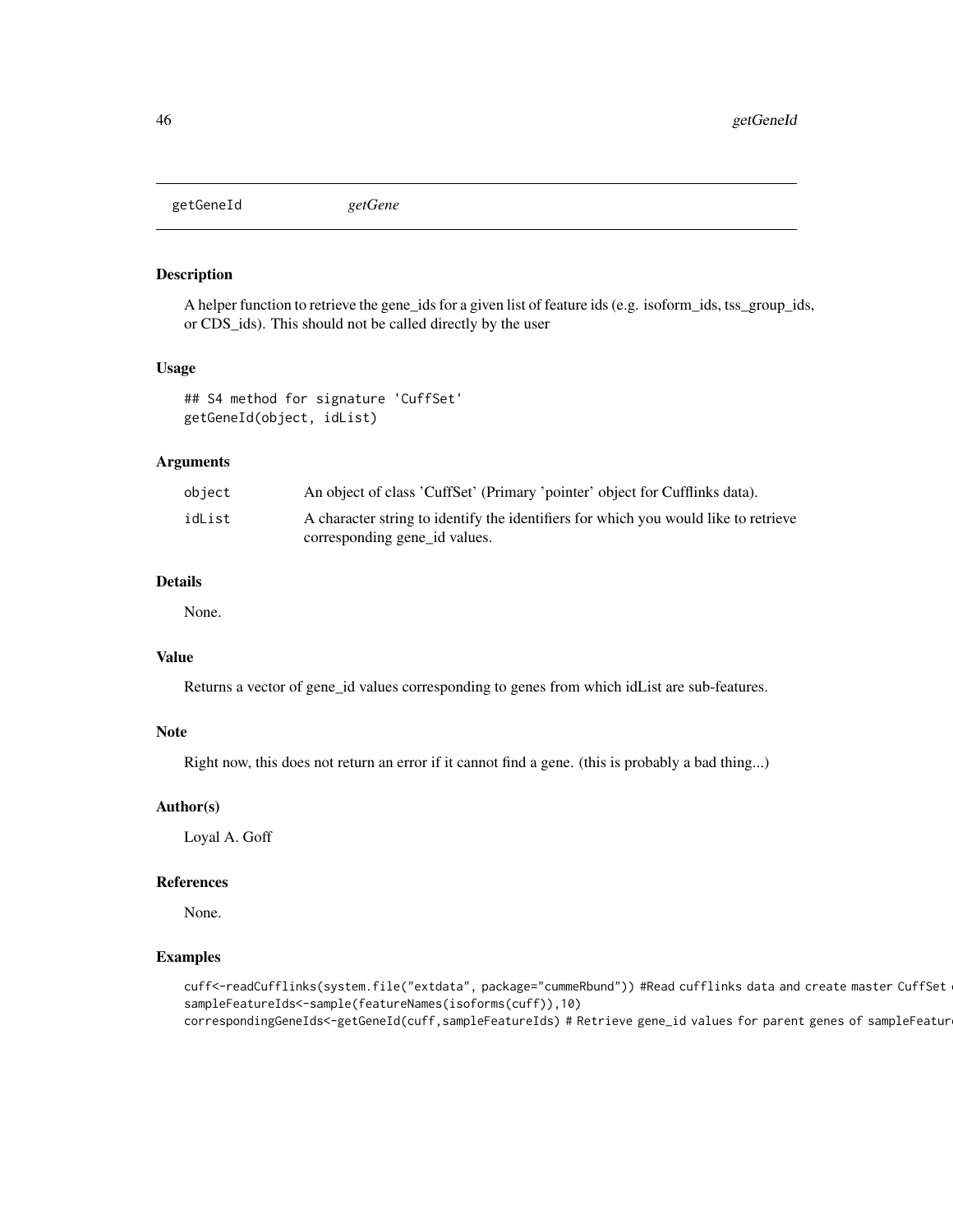# getGeneId *getGene*

## Description

A helper function to retrieve the gene_ids for a given list of feature ids (e.g. isoform_ids, tss_group_ids, or CDS_ids). This should not be called directly by the user

## Usage

```
## S4 method for signature 'CuffSet'
getGeneId(object, idList)
```

## Arguments

| | |
|---|---|
| object | An object of class 'CuffSet' (Primary 'pointer' object for Cufflinks data). |
| idList | A character string to identify the identifiers for which you would like to retrieve corresponding gene_id values. |

## Details

None.

## Value

Returns a vector of gene_id values corresponding to genes from which idList are sub-features.

## Note

Right now, this does not return an error if it cannot find a gene. (this is probably a bad thing...)

## Author(s)

Loyal A. Goff

## References

None.

## Examples

```
cuff<-readCufflinks(system.file("extdata", package="cummeRbund")) #Read cufflinks data and create master CuffSet o
sampleFeatureIds<-sample(featureNames(isoforms(cuff)),10)
correspondingGeneIds<-getGeneId(cuff,sampleFeatureIds) # Retrieve gene_id values for parent genes of sampleFeatur
```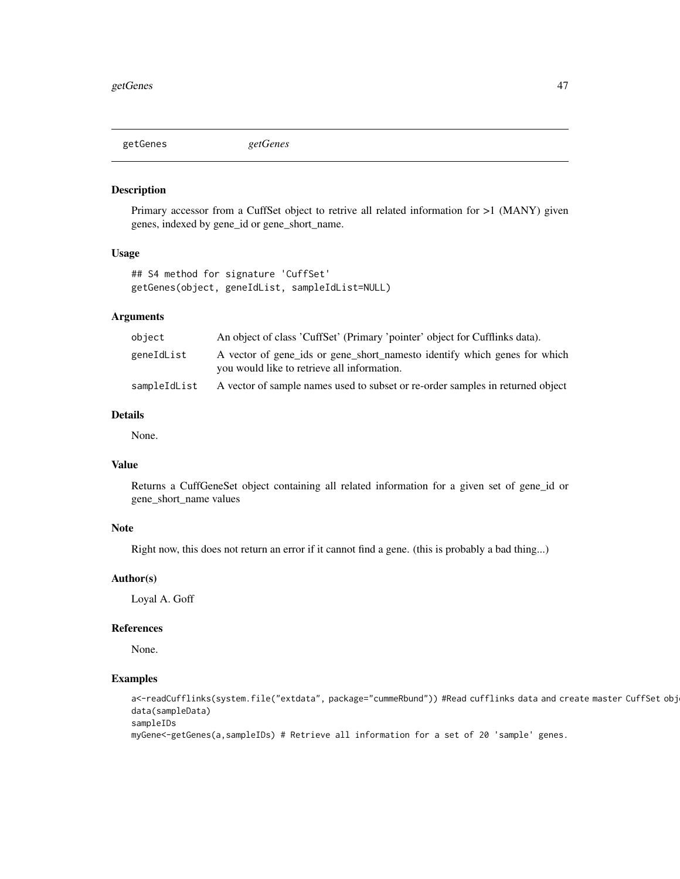## getGenes *getGenes*

### Description

Primary accessor from a CuffSet object to retrive all related information for >1 (MANY) given genes, indexed by gene_id or gene_short_name.

### Usage

```
## S4 method for signature 'CuffSet'
getGenes(object, geneIdList, sampleIdList=NULL)
```

### Arguments

| | |
|---|---|
| object | An object of class 'CuffSet' (Primary 'pointer' object for Cufflinks data). |
| geneIdList | A vector of gene_ids or gene_short_namesto identify which genes for which you would like to retrieve all information. |
| sampleIdList | A vector of sample names used to subset or re-order samples in returned object |

### Details

None.

### Value

Returns a CuffGeneSet object containing all related information for a given set of gene_id or gene_short_name values

### Note

Right now, this does not return an error if it cannot find a gene. (this is probably a bad thing...)

### Author(s)

Loyal A. Goff

### References

None.

### Examples

```
a<-readCufflinks(system.file("extdata", package="cummeRbund")) #Read cufflinks data and create master CuffSet obj
data(sampleData)
sampleIDs
myGene<-getGenes(a,sampleIDs) # Retrieve all information for a set of 20 'sample' genes.
```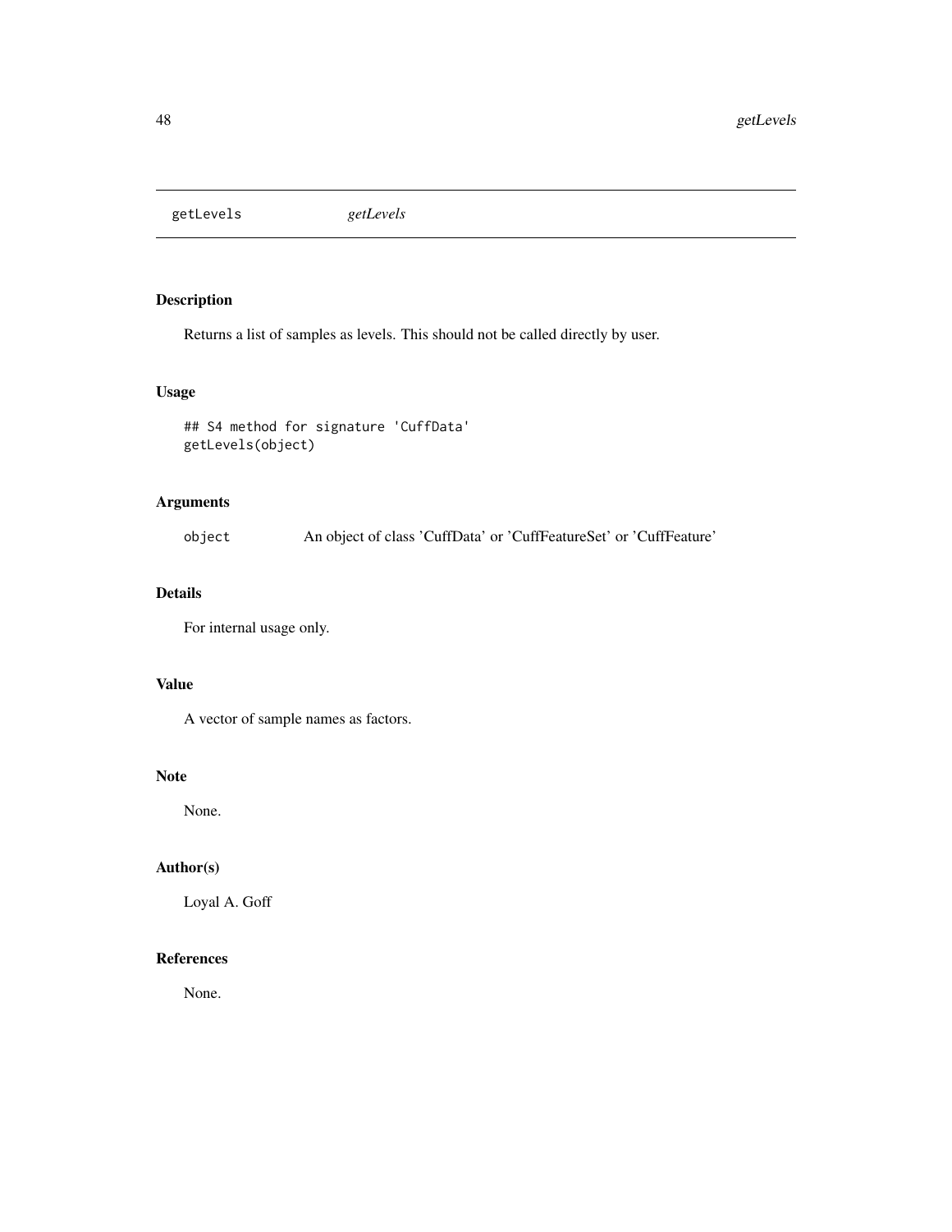# getLevels

*getLevels*

## Description

Returns a list of samples as levels. This should not be called directly by user.

## Usage

```
## S4 method for signature 'CuffData'
getLevels(object)
```

## Arguments

| | |
|---|---|
| `object` | An object of class 'CuffData' or 'CuffFeatureSet' or 'CuffFeature' |

## Details

For internal usage only.

## Value

A vector of sample names as factors.

## Note

None.

## Author(s)

Loyal A. Goff

## References

None.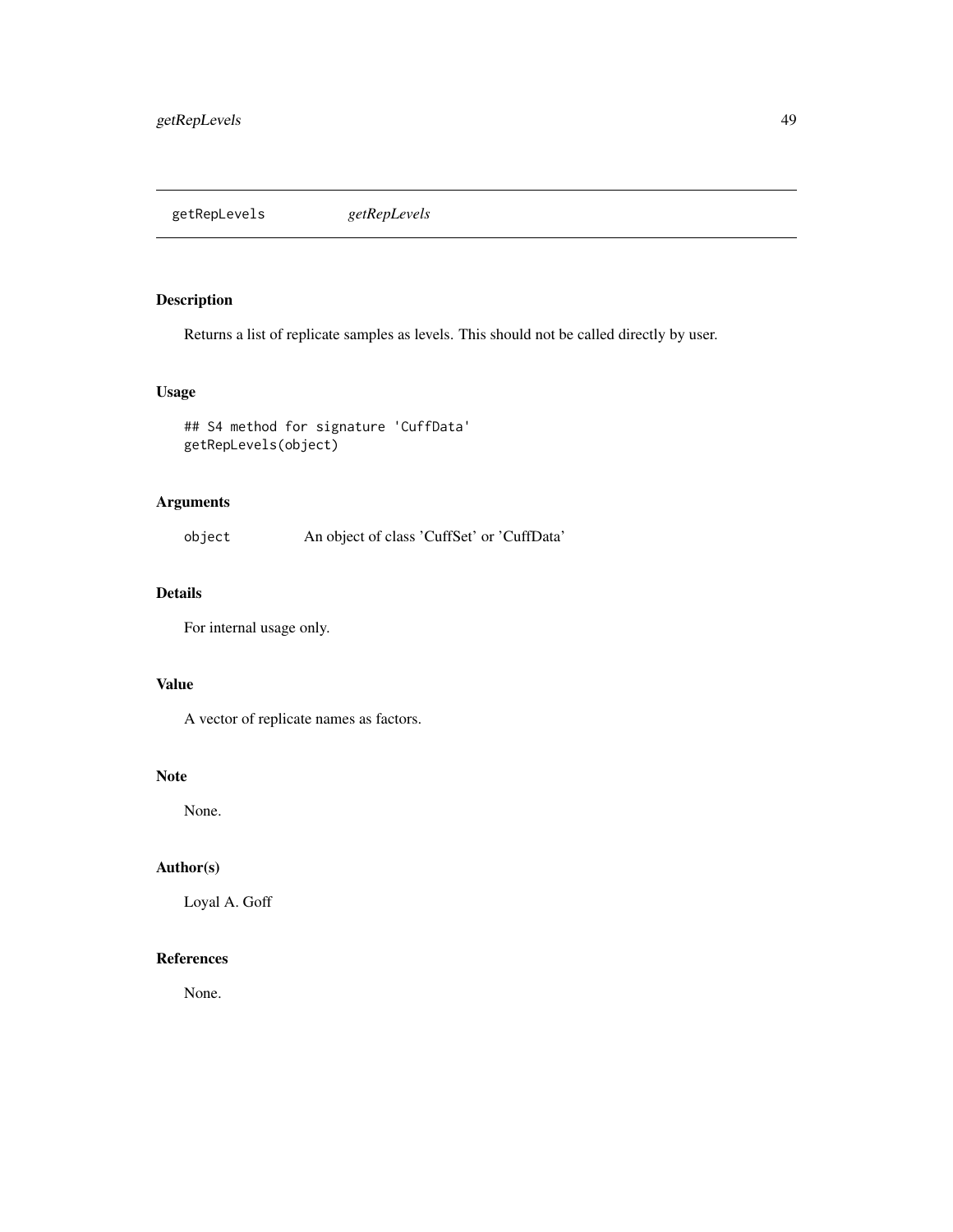getRepLevels *getRepLevels*

## Description

Returns a list of replicate samples as levels. This should not be called directly by user.

## Usage

```
## S4 method for signature 'CuffData'
getRepLevels(object)
```

## Arguments

object An object of class 'CuffSet' or 'CuffData'

## Details

For internal usage only.

## Value

A vector of replicate names as factors.

## Note

None.

## Author(s)

Loyal A. Goff

## References

None.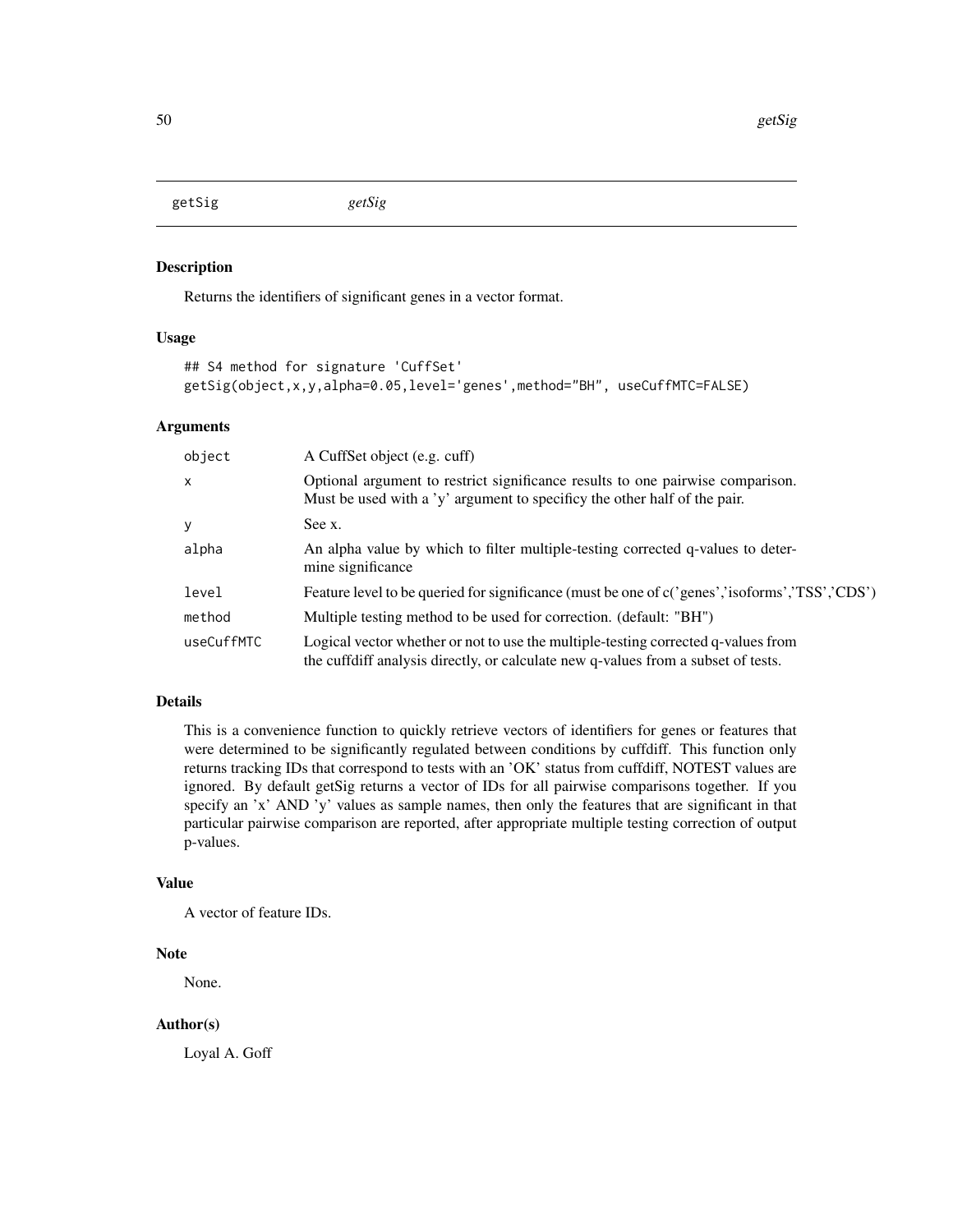# getSig *getSig*

## Description

Returns the identifiers of significant genes in a vector format.

## Usage

```
## S4 method for signature 'CuffSet'
getSig(object,x,y,alpha=0.05,level='genes',method="BH", useCuffMTC=FALSE)
```

## Arguments

| | |
|---|---|
| object | A CuffSet object (e.g. cuff) |
| x | Optional argument to restrict significance results to one pairwise comparison. Must be used with a 'y' argument to specificy the other half of the pair. |
| y | See x. |
| alpha | An alpha value by which to filter multiple-testing corrected q-values to determine significance |
| level | Feature level to be queried for significance (must be one of c('genes','isoforms','TSS','CDS') |
| method | Multiple testing method to be used for correction. (default: "BH") |
| useCuffMTC | Logical vector whether or not to use the multiple-testing corrected q-values from the cuffdiff analysis directly, or calculate new q-values from a subset of tests. |

## Details

This is a convenience function to quickly retrieve vectors of identifiers for genes or features that were determined to be significantly regulated between conditions by cuffdiff. This function only returns tracking IDs that correspond to tests with an 'OK' status from cuffdiff, NOTEST values are ignored. By default getSig returns a vector of IDs for all pairwise comparisons together. If you specify an 'x' AND 'y' values as sample names, then only the features that are significant in that particular pairwise comparison are reported, after appropriate multiple testing correction of output p-values.

## Value

A vector of feature IDs.

## Note

None.

## Author(s)

Loyal A. Goff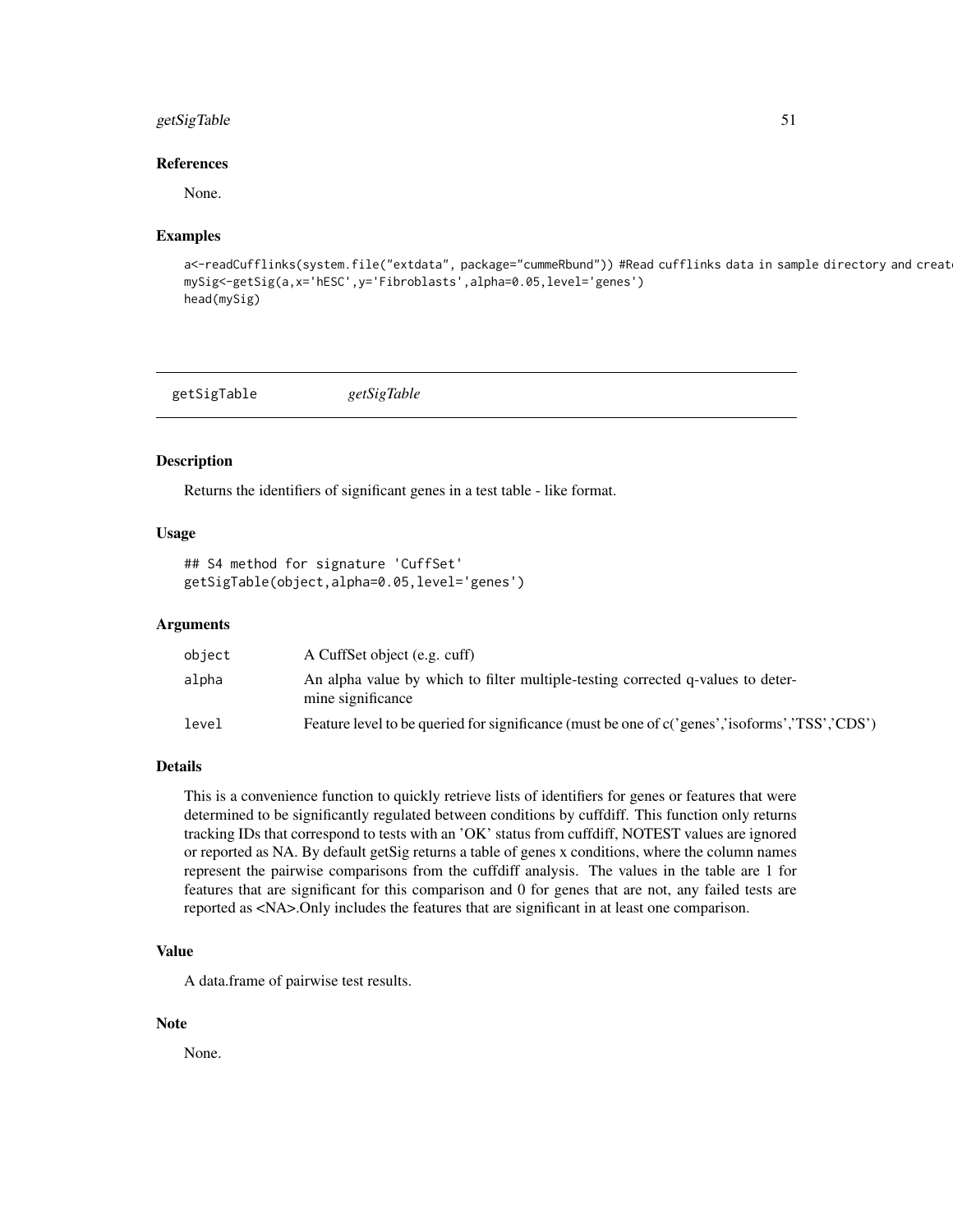### References

None.

### Examples

```
a<-readCufflinks(system.file("extdata", package="cummeRbund")) #Read cufflinks data in sample directory and creat
mySig<-getSig(a,x='hESC',y='Fibroblasts',alpha=0.05,level='genes')
head(mySig)
```

---

## getSigTable — *getSigTable*

### Description

Returns the identifiers of significant genes in a test table - like format.

### Usage

```
## S4 method for signature 'CuffSet'
getSigTable(object,alpha=0.05,level='genes')
```

### Arguments

| | |
|---|---|
| object | A CuffSet object (e.g. cuff) |
| alpha | An alpha value by which to filter multiple-testing corrected q-values to determine significance |
| level | Feature level to be queried for significance (must be one of c('genes','isoforms','TSS','CDS') |

### Details

This is a convenience function to quickly retrieve lists of identifiers for genes or features that were determined to be significantly regulated between conditions by cuffdiff. This function only returns tracking IDs that correspond to tests with an 'OK' status from cuffdiff, NOTEST values are ignored or reported as NA. By default getSig returns a table of genes x conditions, where the column names represent the pairwise comparisons from the cuffdiff analysis. The values in the table are 1 for features that are significant for this comparison and 0 for genes that are not, any failed tests are reported as <NA>.Only includes the features that are significant in at least one comparison.

### Value

A data.frame of pairwise test results.

### Note

None.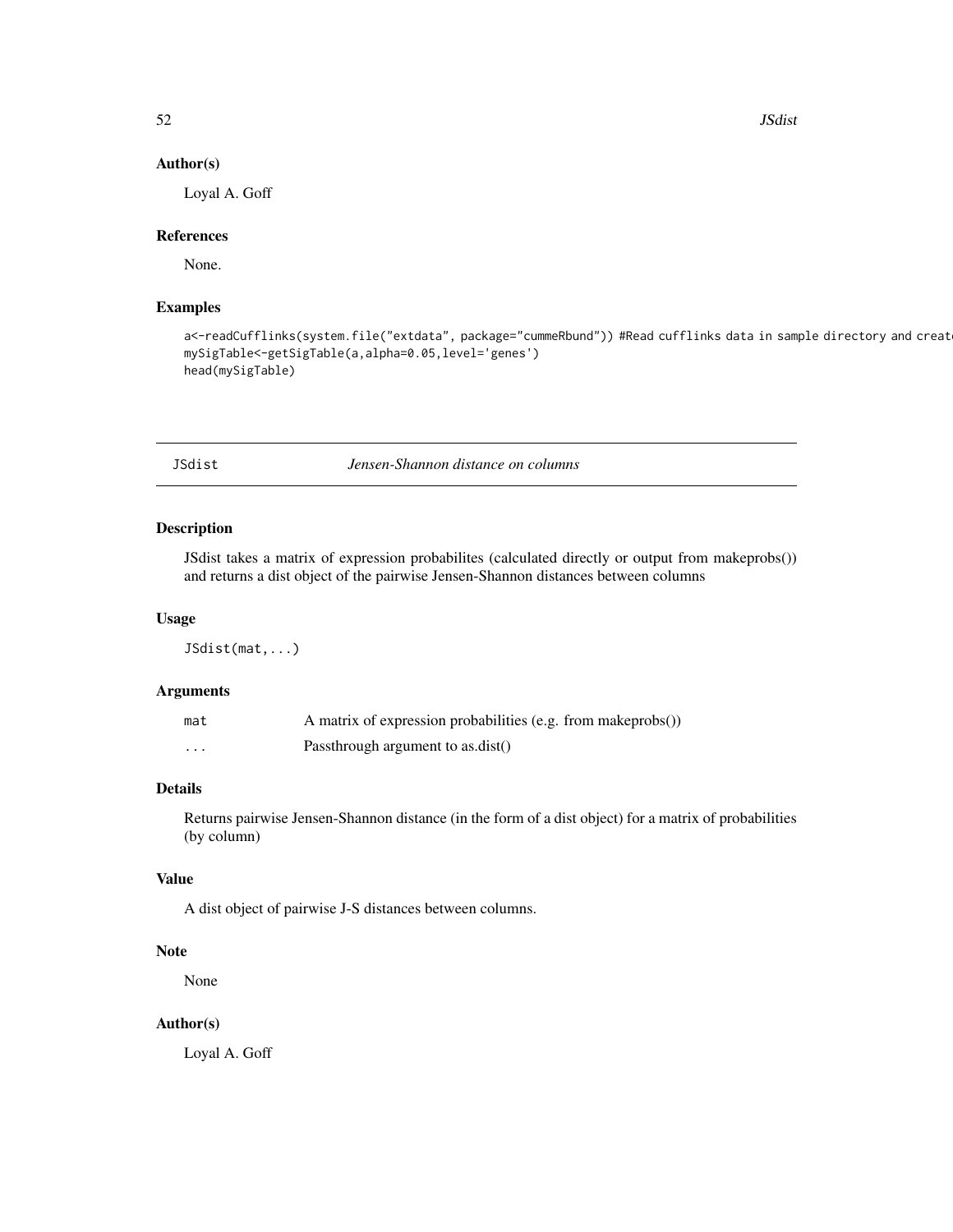### Author(s)

Loyal A. Goff

### References

None.

### Examples

```
a<-readCufflinks(system.file("extdata", package="cummeRbund")) #Read cufflinks data in sample directory and creat
mySigTable<-getSigTable(a,alpha=0.05,level='genes')
head(mySigTable)
```

---

## JSdist — *Jensen-Shannon distance on columns*

### Description

JSdist takes a matrix of expression probabilites (calculated directly or output from makeprobs()) and returns a dist object of the pairwise Jensen-Shannon distances between columns

### Usage

```
JSdist(mat,...)
```

### Arguments

| | |
|---|---|
| mat | A matrix of expression probabilities (e.g. from makeprobs()) |
| ... | Passthrough argument to as.dist() |

### Details

Returns pairwise Jensen-Shannon distance (in the form of a dist object) for a matrix of probabilities (by column)

### Value

A dist object of pairwise J-S distances between columns.

### Note

None

### Author(s)

Loyal A. Goff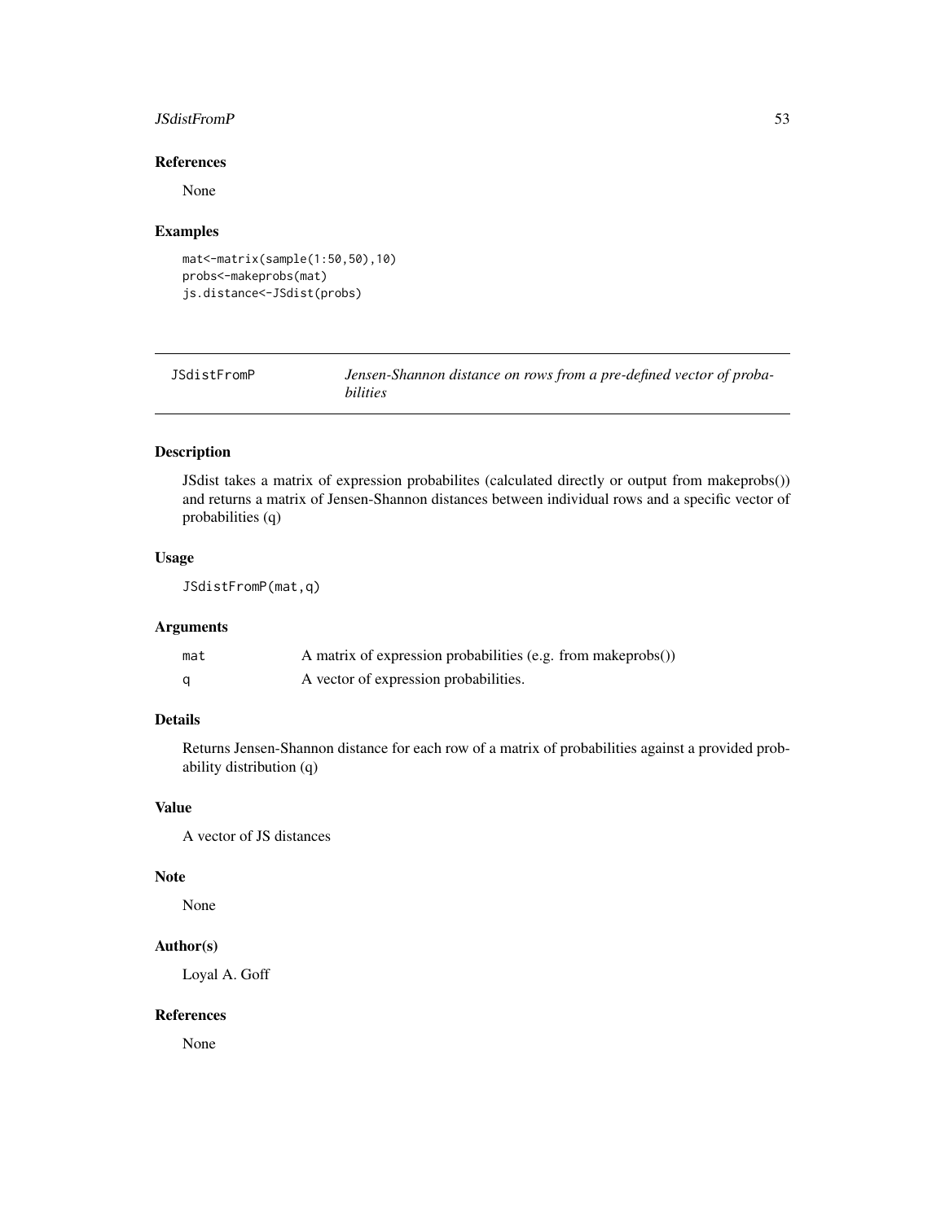### References

None

### Examples

```
mat<-matrix(sample(1:50,50),10)
probs<-makeprobs(mat)
js.distance<-JSdist(probs)
```

---

## JSdistFromP — *Jensen-Shannon distance on rows from a pre-defined vector of probabilities*

---

### Description

JSdist takes a matrix of expression probabilites (calculated directly or output from makeprobs()) and returns a matrix of Jensen-Shannon distances between individual rows and a specific vector of probabilities (q)

### Usage

```
JSdistFromP(mat,q)
```

### Arguments

| | |
|---|---|
| `mat` | A matrix of expression probabilities (e.g. from makeprobs()) |
| `q` | A vector of expression probabilities. |

### Details

Returns Jensen-Shannon distance for each row of a matrix of probabilities against a provided probability distribution (q)

### Value

A vector of JS distances

### Note

None

### Author(s)

Loyal A. Goff

### References

None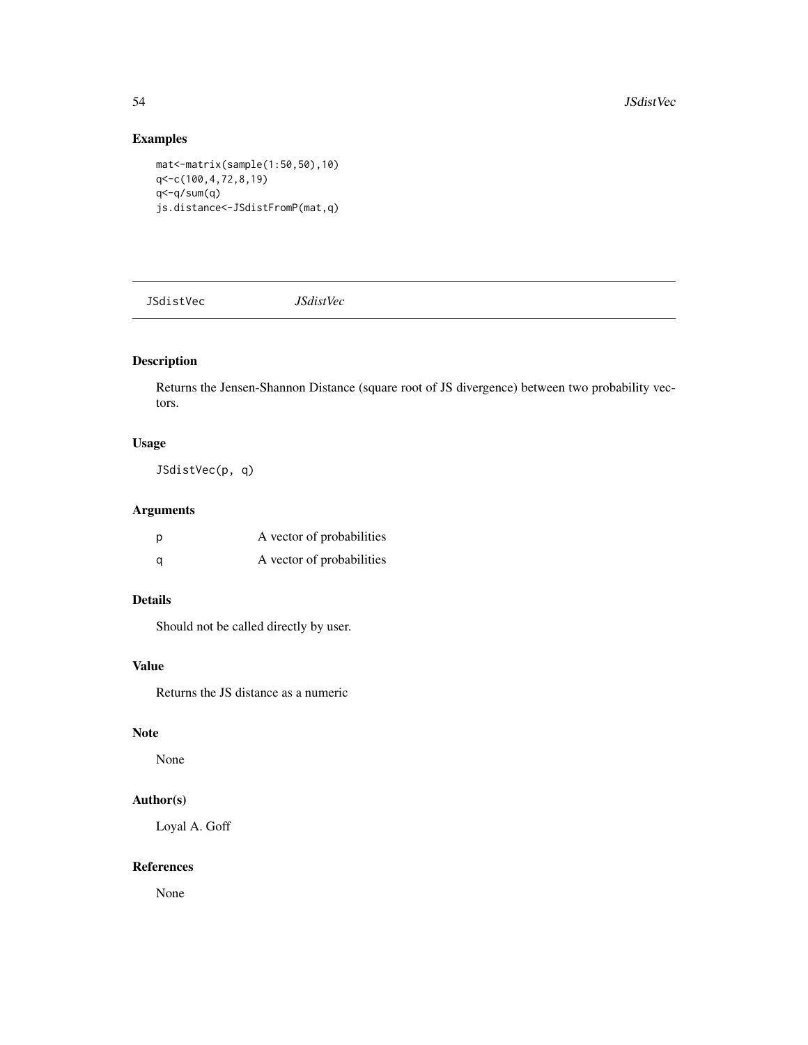## Examples

```
mat<-matrix(sample(1:50,50),10)
q<-c(100,4,72,8,19)
q<-q/sum(q)
js.distance<-JSdistFromP(mat,q)
```

---

# JSdistVec *JSdistVec*

---

## Description

Returns the Jensen-Shannon Distance (square root of JS divergence) between two probability vectors.

## Usage

```
JSdistVec(p, q)
```

## Arguments

| | |
|---|---|
| p | A vector of probabilities |
| q | A vector of probabilities |

## Details

Should not be called directly by user.

## Value

Returns the JS distance as a numeric

## Note

None

## Author(s)

Loyal A. Goff

## References

None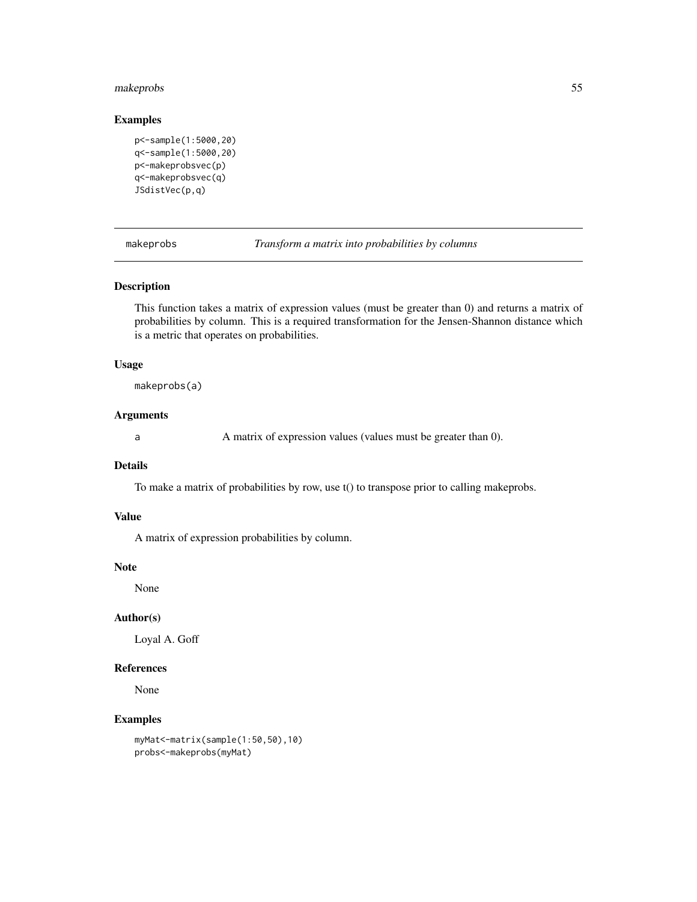### Examples

```
p<-sample(1:5000,20)
q<-sample(1:5000,20)
p<-makeprobsvec(p)
q<-makeprobsvec(q)
JSdistVec(p,q)
```

---

## makeprobs — *Transform a matrix into probabilities by columns*

---

### Description

This function takes a matrix of expression values (must be greater than 0) and returns a matrix of probabilities by column. This is a required transformation for the Jensen-Shannon distance which is a metric that operates on probabilities.

### Usage

```
makeprobs(a)
```

### Arguments

| | |
|---|---|
| a | A matrix of expression values (values must be greater than 0). |

### Details

To make a matrix of probabilities by row, use t() to transpose prior to calling makeprobs.

### Value

A matrix of expression probabilities by column.

### Note

None

### Author(s)

Loyal A. Goff

### References

None

### Examples

```
myMat<-matrix(sample(1:50,50),10)
probs<-makeprobs(myMat)
```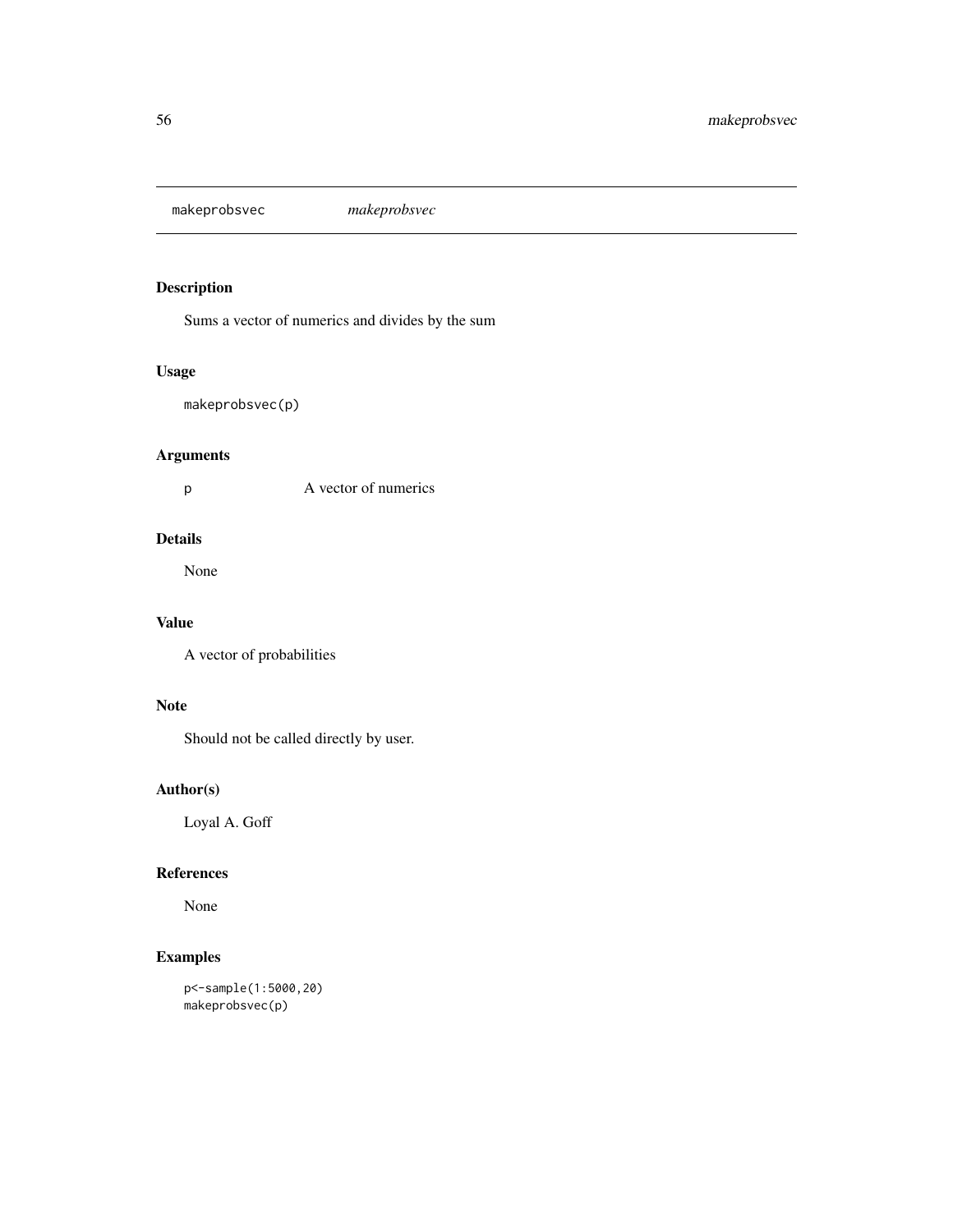## makeprobsvec *makeprobsvec*

### Description

Sums a vector of numerics and divides by the sum

### Usage

```
makeprobsvec(p)
```

### Arguments

| | |
|---|---|
| p | A vector of numerics |

### Details

None

### Value

A vector of probabilities

### Note

Should not be called directly by user.

### Author(s)

Loyal A. Goff

### References

None

### Examples

```
p<-sample(1:5000,20)
makeprobsvec(p)
```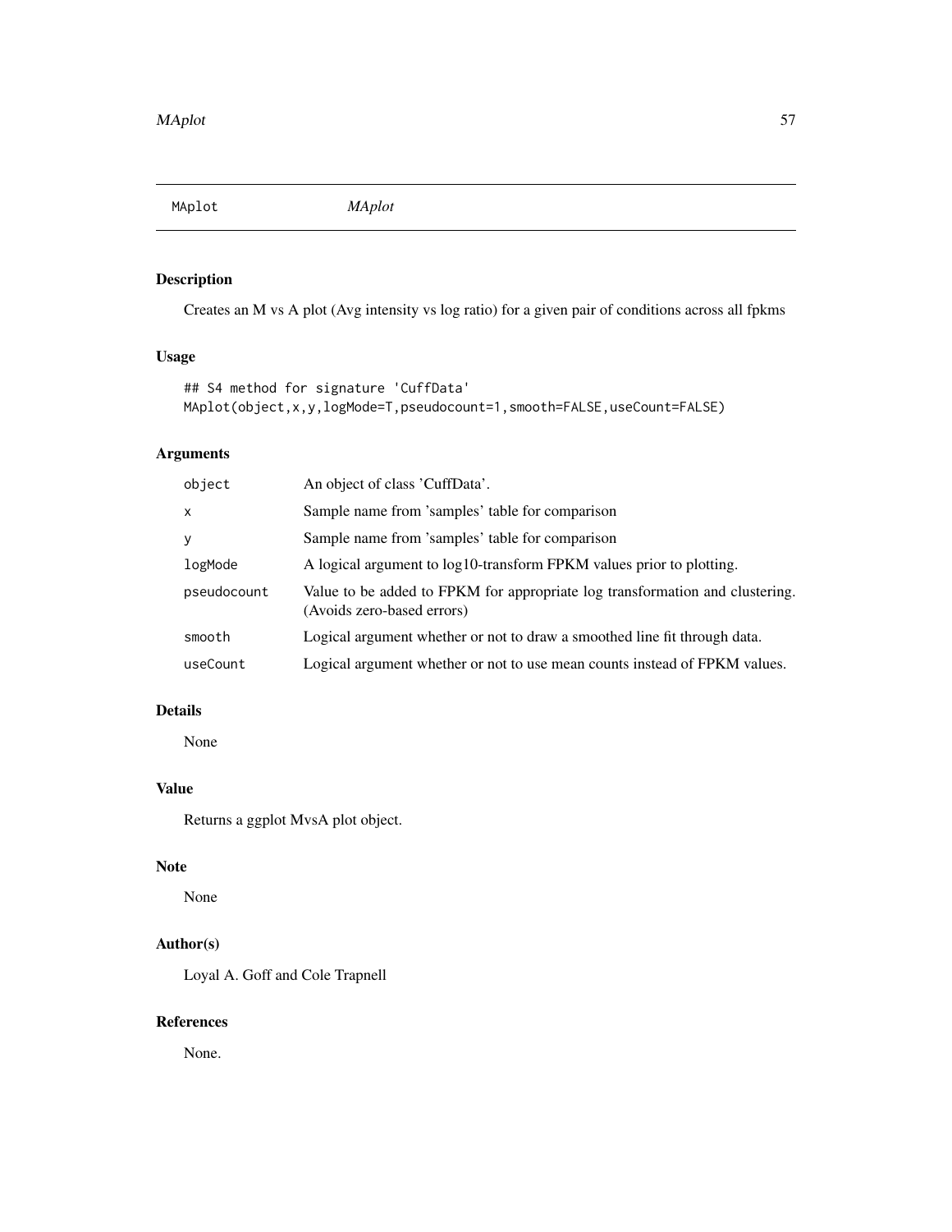# MAplot *MAplot*

## Description

Creates an M vs A plot (Avg intensity vs log ratio) for a given pair of conditions across all fpkms

## Usage

```
## S4 method for signature 'CuffData'
MAplot(object,x,y,logMode=T,pseudocount=1,smooth=FALSE,useCount=FALSE)
```

## Arguments

| | |
|---|---|
| `object` | An object of class 'CuffData'. |
| `x` | Sample name from 'samples' table for comparison |
| `y` | Sample name from 'samples' table for comparison |
| `logMode` | A logical argument to log10-transform FPKM values prior to plotting. |
| `pseudocount` | Value to be added to FPKM for appropriate log transformation and clustering. (Avoids zero-based errors) |
| `smooth` | Logical argument whether or not to draw a smoothed line fit through data. |
| `useCount` | Logical argument whether or not to use mean counts instead of FPKM values. |

## Details

None

## Value

Returns a ggplot MvsA plot object.

## Note

None

## Author(s)

Loyal A. Goff and Cole Trapnell

## References

None.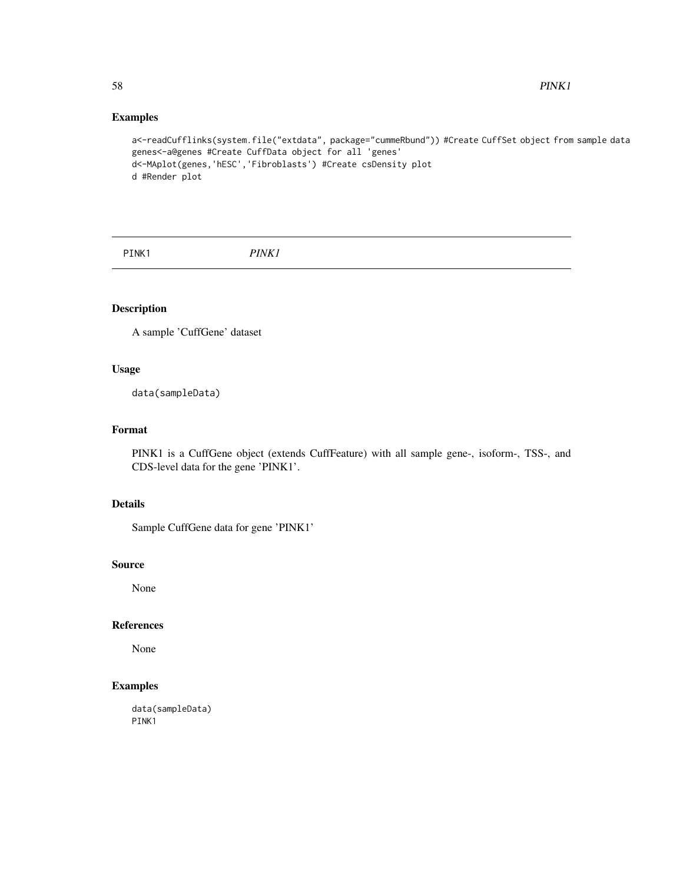## Examples

```
a<-readCufflinks(system.file("extdata", package="cummeRbund")) #Create CuffSet object from sample data
genes<-a@genes #Create CuffData object for all 'genes'
d<-MAplot(genes,'hESC','Fibroblasts') #Create csDensity plot
d #Render plot
```

---

# PINK1 *PINK1*

---

## Description

A sample 'CuffGene' dataset

## Usage

```
data(sampleData)
```

## Format

PINK1 is a CuffGene object (extends CuffFeature) with all sample gene-, isoform-, TSS-, and CDS-level data for the gene 'PINK1'.

## Details

Sample CuffGene data for gene 'PINK1'

## Source

None

## References

None

## Examples

```
data(sampleData)
PINK1
```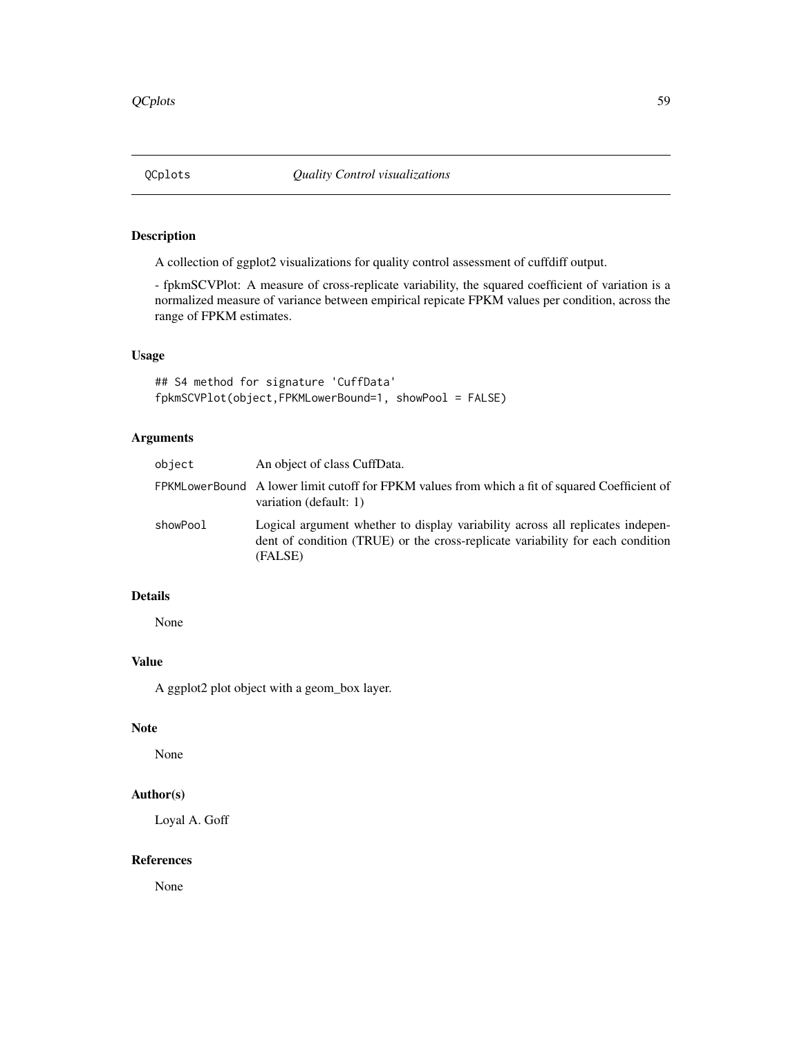QCplots *Quality Control visualizations*

## Description

A collection of ggplot2 visualizations for quality control assessment of cuffdiff output.

- fpkmSCVPlot: A measure of cross-replicate variability, the squared coefficient of variation is a normalized measure of variance between empirical repicate FPKM values per condition, across the range of FPKM estimates.

## Usage

```
## S4 method for signature 'CuffData'
fpkmSCVPlot(object,FPKMLowerBound=1, showPool = FALSE)
```

## Arguments

| | |
|---|---|
| object | An object of class CuffData. |
| FPKMLowerBound | A lower limit cutoff for FPKM values from which a fit of squared Coefficient of variation (default: 1) |
| showPool | Logical argument whether to display variability across all replicates independent of condition (TRUE) or the cross-replicate variability for each condition (FALSE) |

## Details

None

## Value

A ggplot2 plot object with a geom_box layer.

## Note

None

## Author(s)

Loyal A. Goff

## References

None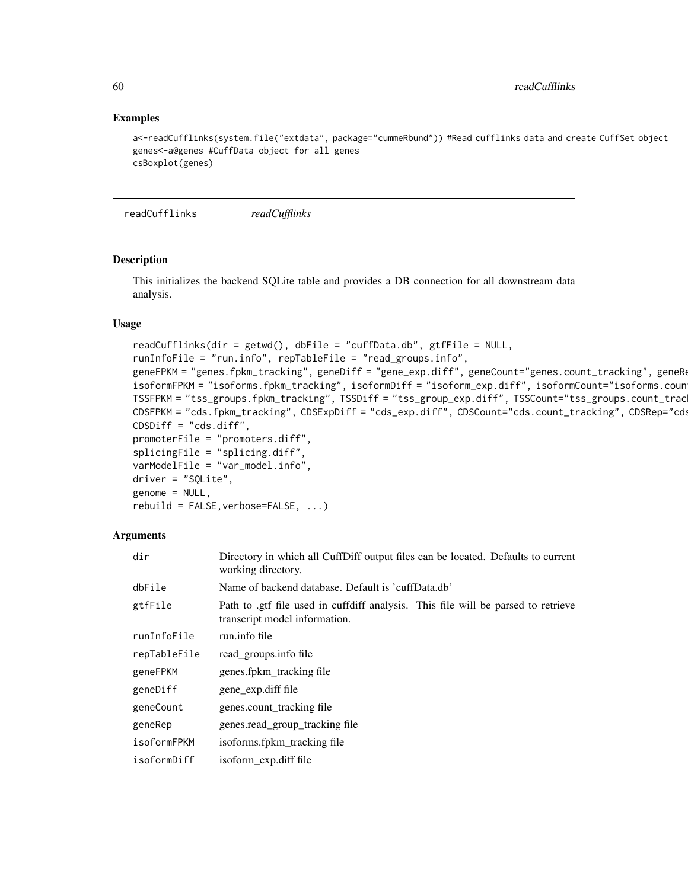## Examples

```
a<-readCufflinks(system.file("extdata", package="cummeRbund")) #Read cufflinks data and create CuffSet object
genes<-a@genes #CuffData object for all genes
csBoxplot(genes)
```

---

readCufflinks *readCufflinks*

---

## Description

This initializes the backend SQLite table and provides a DB connection for all downstream data analysis.

## Usage

```
readCufflinks(dir = getwd(), dbFile = "cuffData.db", gtfFile = NULL,
runInfoFile = "run.info", repTableFile = "read_groups.info",
geneFPKM = "genes.fpkm_tracking", geneDiff = "gene_exp.diff", geneCount="genes.count_tracking", geneRe
isoformFPKM = "isoforms.fpkm_tracking", isoformDiff = "isoform_exp.diff", isoformCount="isoforms.coun
TSSFPKM = "tss_groups.fpkm_tracking", TSSDiff = "tss_group_exp.diff", TSSCount="tss_groups.count_trac
CDSFPKM = "cds.fpkm_tracking", CDSExpDiff = "cds_exp.diff", CDSCount="cds.count_tracking", CDSRep="cds
CDSDiff = "cds.diff",
promoterFile = "promoters.diff",
splicingFile = "splicing.diff",
varModelFile = "var_model.info",
driver = "SQLite",
genome = NULL,
rebuild = FALSE,verbose=FALSE, ...)
```

## Arguments

| | |
|---|---|
| dir | Directory in which all CuffDiff output files can be located. Defaults to current working directory. |
| dbFile | Name of backend database. Default is 'cuffData.db' |
| gtfFile | Path to .gtf file used in cuffdiff analysis. This file will be parsed to retrieve transcript model information. |
| runInfoFile | run.info file |
| repTableFile | read_groups.info file |
| geneFPKM | genes.fpkm_tracking file |
| geneDiff | gene_exp.diff file |
| geneCount | genes.count_tracking file |
| geneRep | genes.read_group_tracking file |
| isoformFPKM | isoforms.fpkm_tracking file |
| isoformDiff | isoform_exp.diff file |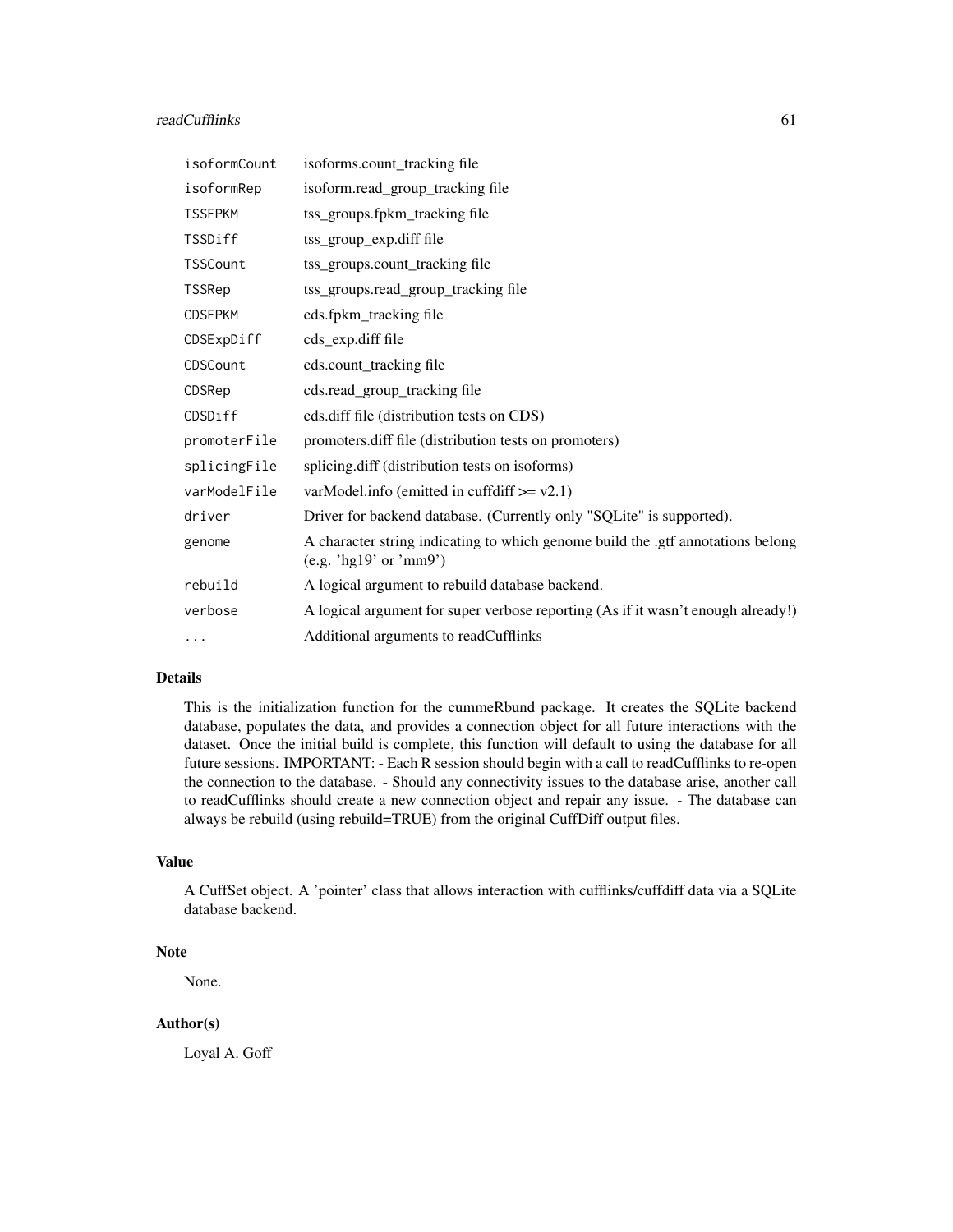| | |
|---|---|
| isoformCount | isoforms.count_tracking file |
| isoformRep | isoform.read_group_tracking file |
| TSSFPKM | tss_groups.fpkm_tracking file |
| TSSDiff | tss_group_exp.diff file |
| TSSCount | tss_groups.count_tracking file |
| TSSRep | tss_groups.read_group_tracking file |
| CDSFPKM | cds.fpkm_tracking file |
| CDSExpDiff | cds_exp.diff file |
| CDSCount | cds.count_tracking file |
| CDSRep | cds.read_group_tracking file |
| CDSDiff | cds.diff file (distribution tests on CDS) |
| promoterFile | promoters.diff file (distribution tests on promoters) |
| splicingFile | splicing.diff (distribution tests on isoforms) |
| varModelFile | varModel.info (emitted in cuffdiff >= v2.1) |
| driver | Driver for backend database. (Currently only "SQLite" is supported). |
| genome | A character string indicating to which genome build the .gtf annotations belong (e.g. 'hg19' or 'mm9') |
| rebuild | A logical argument to rebuild database backend. |
| verbose | A logical argument for super verbose reporting (As if it wasn't enough already!) |
| ... | Additional arguments to readCufflinks |

## Details

This is the initialization function for the cummeRbund package. It creates the SQLite backend database, populates the data, and provides a connection object for all future interactions with the dataset. Once the initial build is complete, this function will default to using the database for all future sessions. IMPORTANT: - Each R session should begin with a call to readCufflinks to re-open the connection to the database. - Should any connectivity issues to the database arise, another call to readCufflinks should create a new connection object and repair any issue. - The database can always be rebuild (using rebuild=TRUE) from the original CuffDiff output files.

## Value

A CuffSet object. A 'pointer' class that allows interaction with cufflinks/cuffdiff data via a SQLite database backend.

## Note

None.

## Author(s)

Loyal A. Goff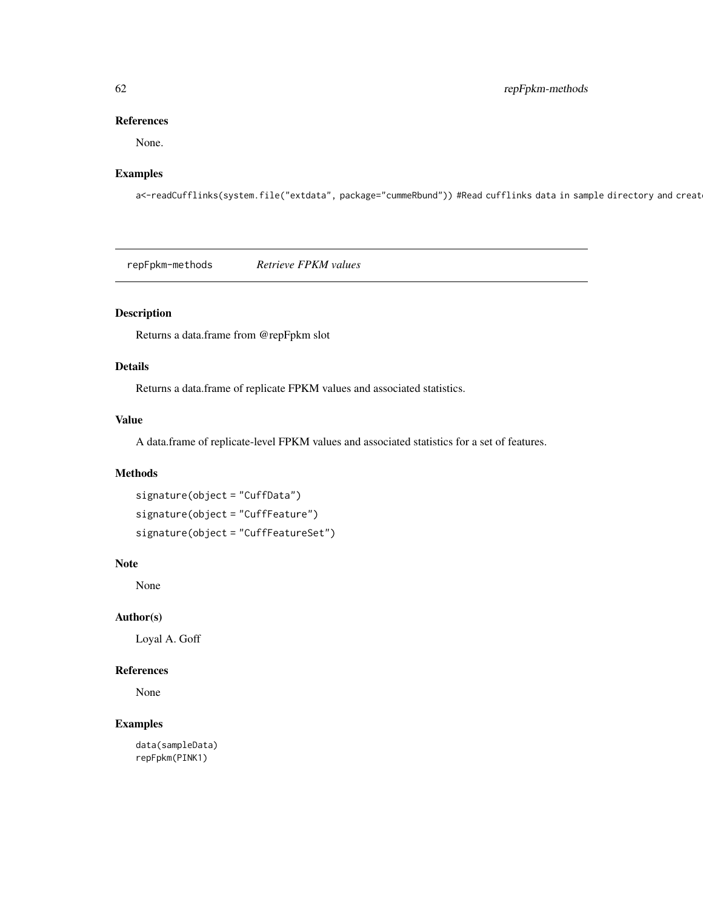## References

None.

## Examples

```
a<-readCufflinks(system.file("extdata", package="cummeRbund")) #Read cufflinks data in sample directory and create
```

---

## repFpkm-methods *Retrieve FPKM values*

### Description

Returns a data.frame from @repFpkm slot

### Details

Returns a data.frame of replicate FPKM values and associated statistics.

### Value

A data.frame of replicate-level FPKM values and associated statistics for a set of features.

### Methods

```
signature(object = "CuffData")
signature(object = "CuffFeature")
signature(object = "CuffFeatureSet")
```

### Note

None

### Author(s)

Loyal A. Goff

### References

None

### Examples

```
data(sampleData)
repFpkm(PINK1)
```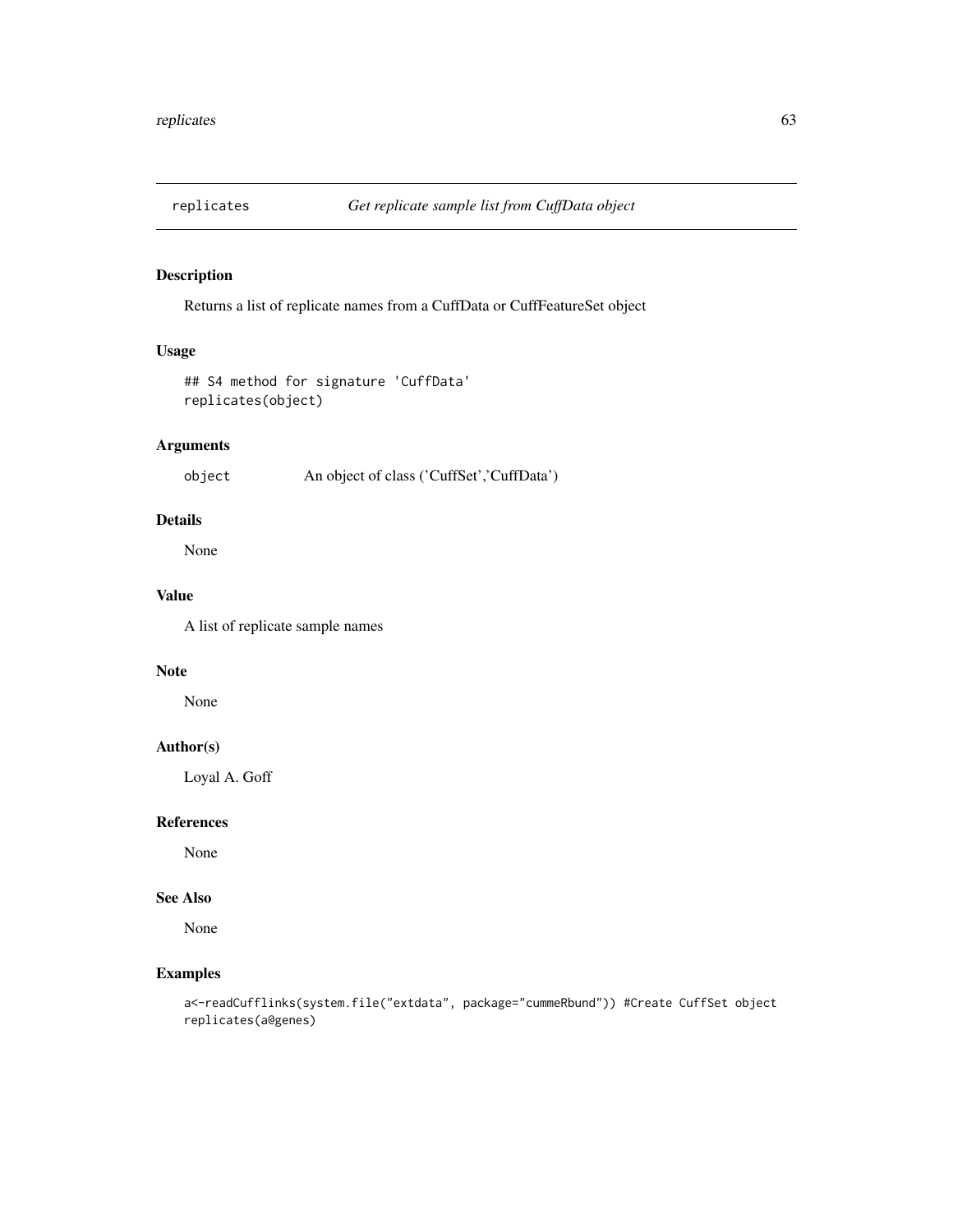# replicates *Get replicate sample list from CuffData object*

## Description

Returns a list of replicate names from a CuffData or CuffFeatureSet object

## Usage

```
## S4 method for signature 'CuffData'
replicates(object)
```

## Arguments

| | |
|---|---|
| object | An object of class ('CuffSet','CuffData') |

## Details

None

## Value

A list of replicate sample names

## Note

None

## Author(s)

Loyal A. Goff

## References

None

## See Also

None

## Examples

```
a<-readCufflinks(system.file("extdata", package="cummeRbund")) #Create CuffSet object
replicates(a@genes)
```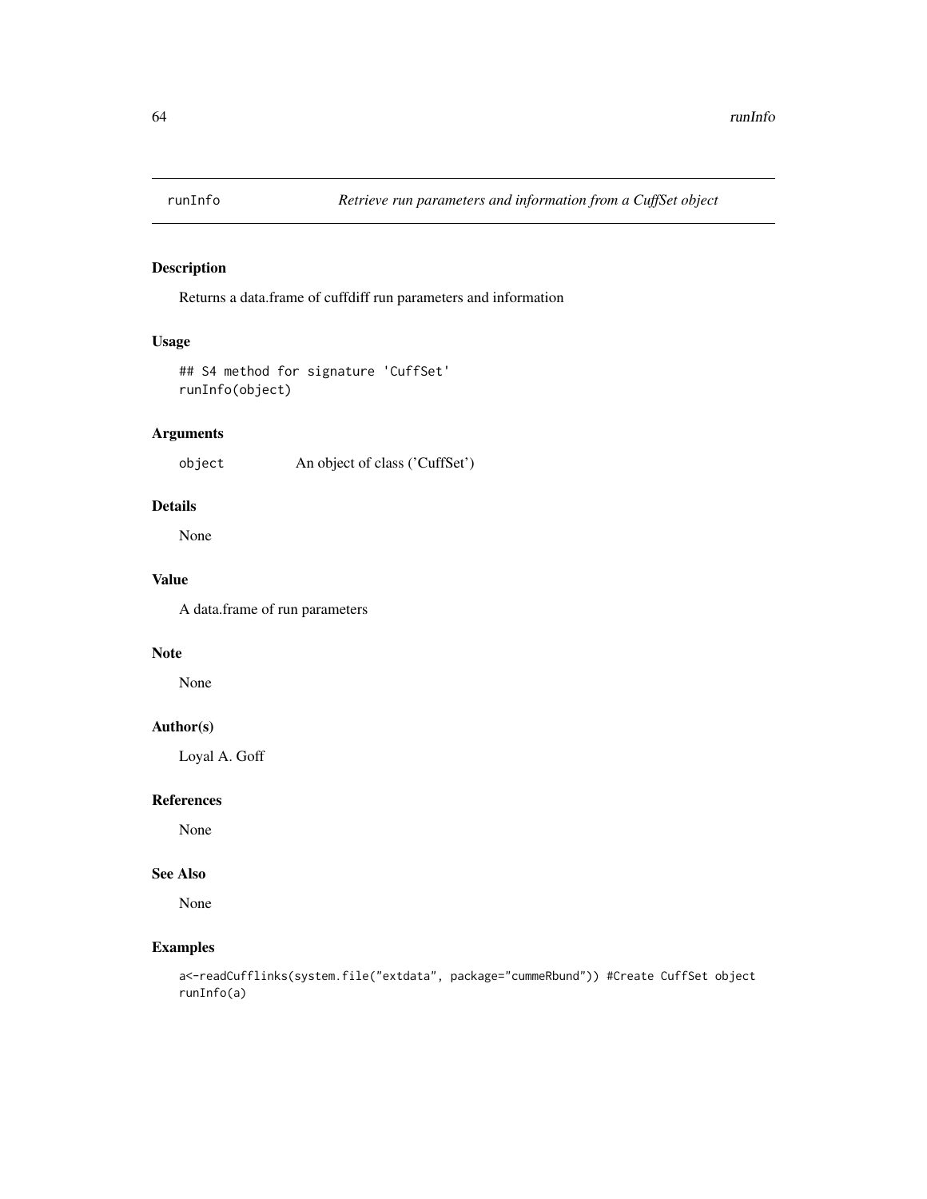# runInfo

*Retrieve run parameters and information from a CuffSet object*

## Description

Returns a data.frame of cuffdiff run parameters and information

## Usage

```
## S4 method for signature 'CuffSet'
runInfo(object)
```

## Arguments

| | |
|---|---|
| `object` | An object of class ('CuffSet') |

## Details

None

## Value

A data.frame of run parameters

## Note

None

## Author(s)

Loyal A. Goff

## References

None

## See Also

None

## Examples

```
a<-readCufflinks(system.file("extdata", package="cummeRbund")) #Create CuffSet object
runInfo(a)
```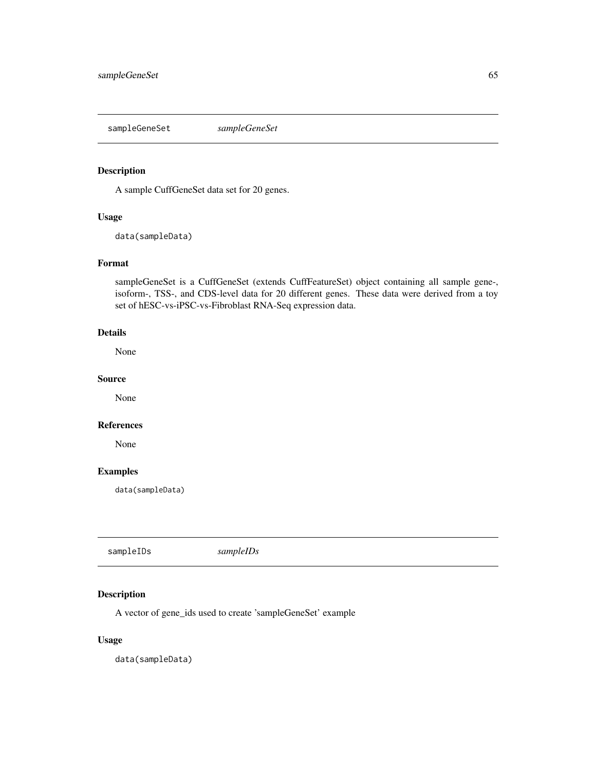## sampleGeneSet *sampleGeneSet*

### Description

A sample CuffGeneSet data set for 20 genes.

### Usage

```
data(sampleData)
```

### Format

sampleGeneSet is a CuffGeneSet (extends CuffFeatureSet) object containing all sample gene-, isoform-, TSS-, and CDS-level data for 20 different genes. These data were derived from a toy set of hESC-vs-iPSC-vs-Fibroblast RNA-Seq expression data.

### Details

None

### Source

None

### References

None

### Examples

```
data(sampleData)
```

## sampleIDs *sampleIDs*

### Description

A vector of gene_ids used to create 'sampleGeneSet' example

### Usage

```
data(sampleData)
```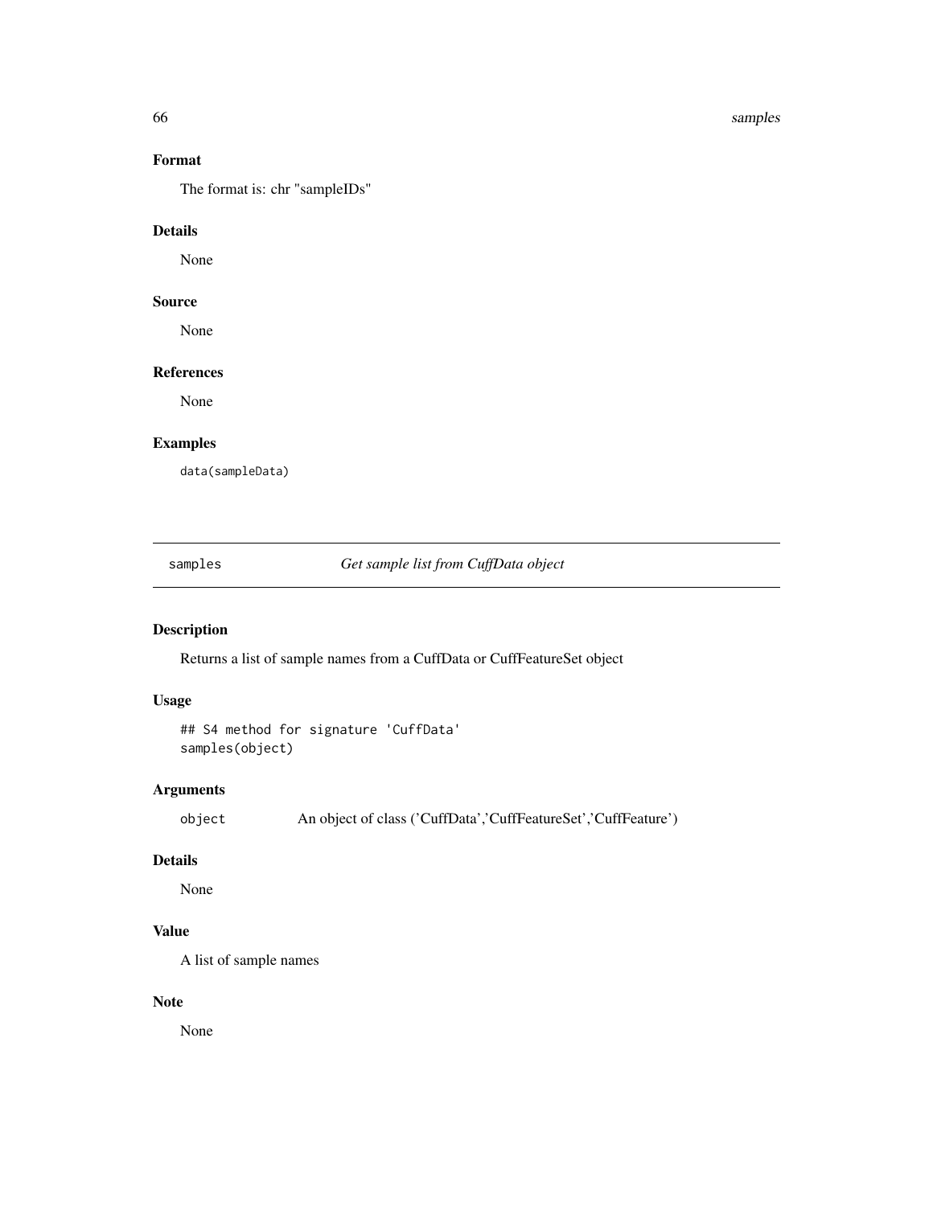### Format

The format is: chr "sampleIDs"

### Details

None

### Source

None

### References

None

### Examples

```
data(sampleData)
```

---

## samples    *Get sample list from CuffData object*

---

### Description

Returns a list of sample names from a CuffData or CuffFeatureSet object

### Usage

```
## S4 method for signature 'CuffData'
samples(object)
```

### Arguments

| | |
|---|---|
| `object` | An object of class ('CuffData','CuffFeatureSet','CuffFeature') |

### Details

None

### Value

A list of sample names

### Note

None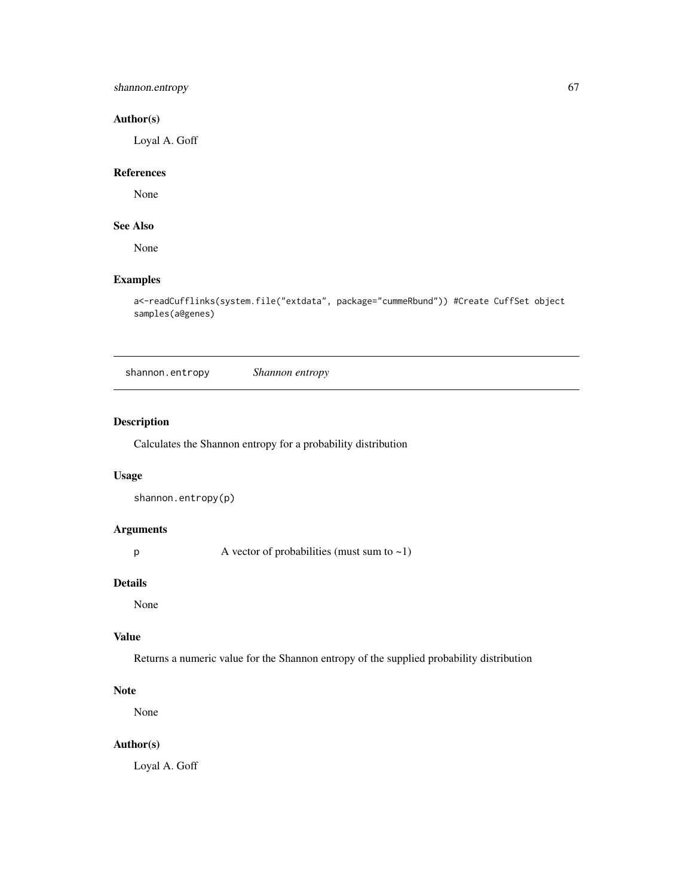### Author(s)

Loyal A. Goff

### References

None

### See Also

None

### Examples

```
a<-readCufflinks(system.file("extdata", package="cummeRbund")) #Create CuffSet object
samples(a@genes)
```

---

## shannon.entropy *Shannon entropy*

---

### Description

Calculates the Shannon entropy for a probability distribution

### Usage

```
shannon.entropy(p)
```

### Arguments

| | |
|---|---|
| p | A vector of probabilities (must sum to ~1) |

### Details

None

### Value

Returns a numeric value for the Shannon entropy of the supplied probability distribution

### Note

None

### Author(s)

Loyal A. Goff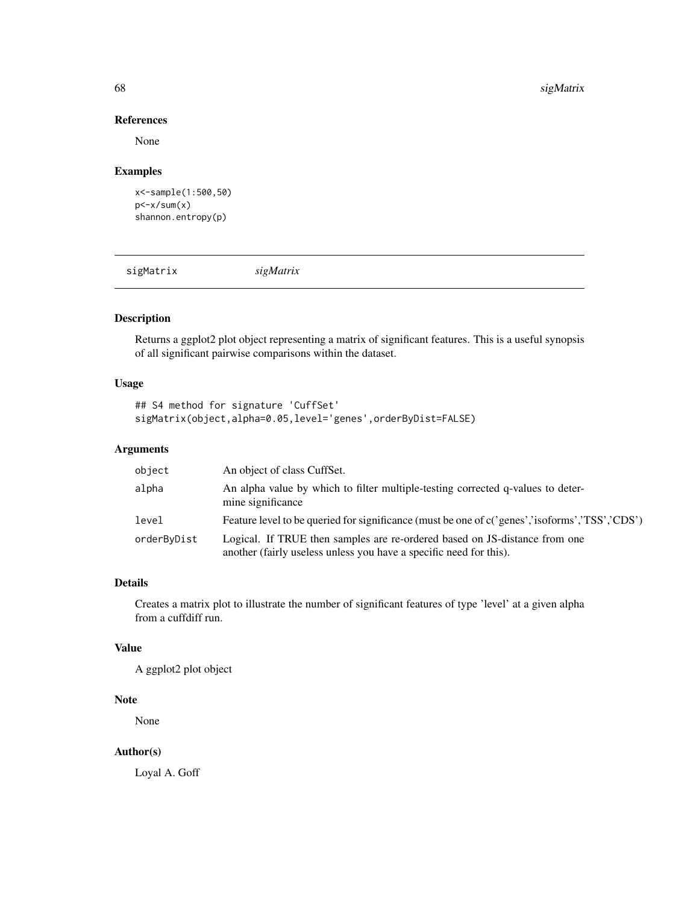### References

None

### Examples

```
x<-sample(1:500,50)
p<-x/sum(x)
shannon.entropy(p)
```

## sigMatrix *sigMatrix*

### Description

Returns a ggplot2 plot object representing a matrix of significant features. This is a useful synopsis of all significant pairwise comparisons within the dataset.

### Usage

```
## S4 method for signature 'CuffSet'
sigMatrix(object,alpha=0.05,level='genes',orderByDist=FALSE)
```

### Arguments

| | |
|---|---|
| object | An object of class CuffSet. |
| alpha | An alpha value by which to filter multiple-testing corrected q-values to determine significance |
| level | Feature level to be queried for significance (must be one of c('genes','isoforms','TSS','CDS') |
| orderByDist | Logical. If TRUE then samples are re-ordered based on JS-distance from one another (fairly useless unless you have a specific need for this). |

### Details

Creates a matrix plot to illustrate the number of significant features of type 'level' at a given alpha from a cuffdiff run.

### Value

A ggplot2 plot object

### Note

None

### Author(s)

Loyal A. Goff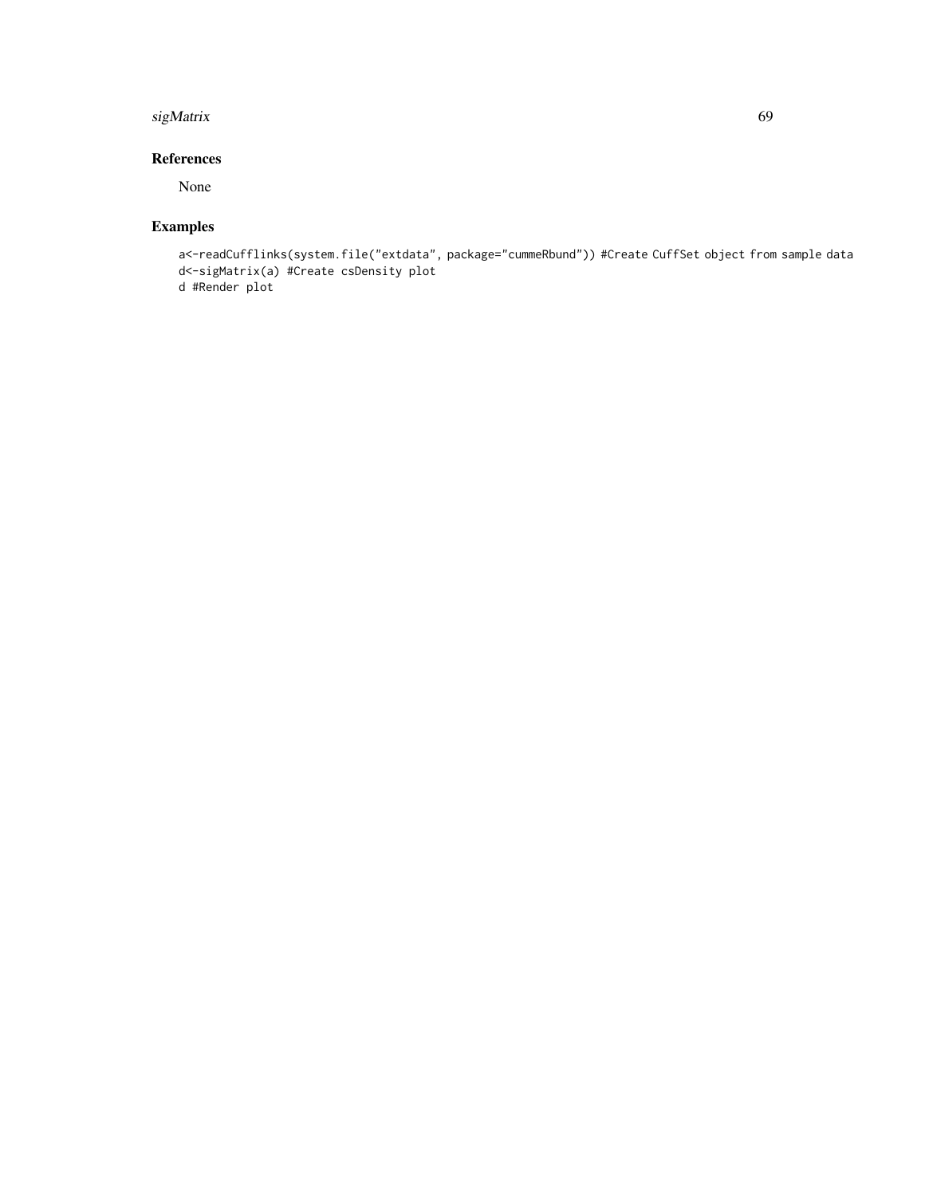## References

None

## Examples

```
a<-readCufflinks(system.file("extdata", package="cummeRbund")) #Create CuffSet object from sample data
d<-sigMatrix(a) #Create csDensity plot
d #Render plot
```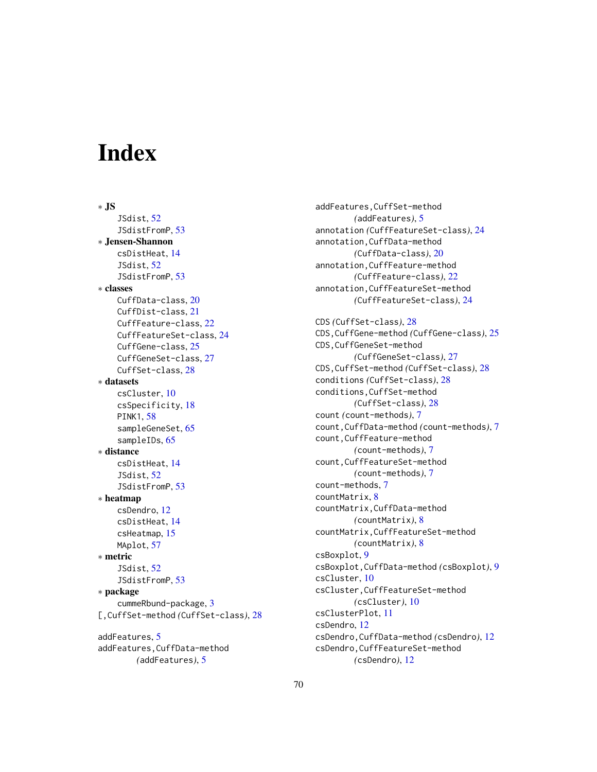# Index

∗ **JS**

JSdist, 52
JSdistFromP, 53

∗ **Jensen-Shannon**

csDistHeat, 14
JSdist, 52
JSdistFromP, 53

∗ **classes**

CuffData-class, 20
CuffDist-class, 21
CuffFeature-class, 22
CuffFeatureSet-class, 24
CuffGene-class, 25
CuffGeneSet-class, 27
CuffSet-class, 28

∗ **datasets**

csCluster, 10
csSpecificity, 18
PINK1, 58
sampleGeneSet, 65
sampleIDs, 65

∗ **distance**

csDistHeat, 14
JSdist, 52
JSdistFromP, 53

∗ **heatmap**

csDendro, 12
csDistHeat, 14
csHeatmap, 15
MAplot, 57

∗ **metric**

JSdist, 52
JSdistFromP, 53

∗ **package**

cummeRbund-package, 3

[,CuffSet-method *(CuffSet-class)*, 28

addFeatures, 5
addFeatures,CuffData-method *(addFeatures)*, 5
addFeatures,CuffSet-method *(addFeatures)*, 5
annotation *(CuffFeatureSet-class)*, 24
annotation,CuffData-method *(CuffData-class)*, 20
annotation,CuffFeature-method *(CuffFeature-class)*, 22
annotation,CuffFeatureSet-method *(CuffFeatureSet-class)*, 24

CDS *(CuffSet-class)*, 28
CDS,CuffGene-method *(CuffGene-class)*, 25
CDS,CuffGeneSet-method *(CuffGeneSet-class)*, 27
CDS,CuffSet-method *(CuffSet-class)*, 28
conditions *(CuffSet-class)*, 28
conditions,CuffSet-method *(CuffSet-class)*, 28
count *(count-methods)*, 7
count,CuffData-method *(count-methods)*, 7
count,CuffFeature-method *(count-methods)*, 7
count,CuffFeatureSet-method *(count-methods)*, 7
count-methods, 7
countMatrix, 8
countMatrix,CuffData-method *(countMatrix)*, 8
countMatrix,CuffFeatureSet-method *(countMatrix)*, 8
csBoxplot, 9
csBoxplot,CuffData-method *(csBoxplot)*, 9
csCluster, 10
csCluster,CuffFeatureSet-method *(csCluster)*, 10
csClusterPlot, 11
csDendro, 12
csDendro,CuffData-method *(csDendro)*, 12
csDendro,CuffFeatureSet-method *(csDendro)*, 12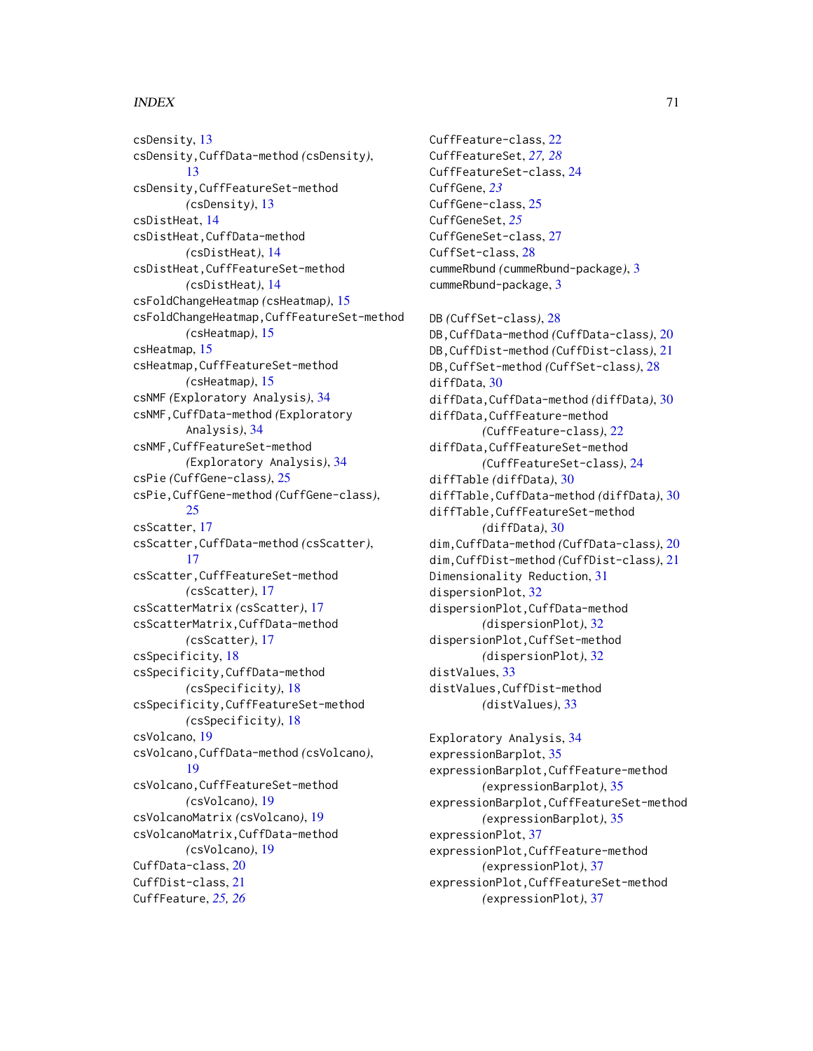csDensity, 13
csDensity,CuffData-method *(csDensity)*, 13
csDensity,CuffFeatureSet-method *(csDensity)*, 13
csDistHeat, 14
csDistHeat,CuffData-method *(csDistHeat)*, 14
csDistHeat,CuffFeatureSet-method *(csDistHeat)*, 14
csFoldChangeHeatmap *(csHeatmap)*, 15
csFoldChangeHeatmap,CuffFeatureSet-method *(csHeatmap)*, 15
csHeatmap, 15
csHeatmap,CuffFeatureSet-method *(csHeatmap)*, 15
csNMF *(Exploratory Analysis)*, 34
csNMF,CuffData-method *(Exploratory Analysis)*, 34
csNMF,CuffFeatureSet-method *(Exploratory Analysis)*, 34
csPie *(CuffGene-class)*, 25
csPie,CuffGene-method *(CuffGene-class)*, 25
csScatter, 17
csScatter,CuffData-method *(csScatter)*, 17
csScatter,CuffFeatureSet-method *(csScatter)*, 17
csScatterMatrix *(csScatter)*, 17
csScatterMatrix,CuffData-method *(csScatter)*, 17
csSpecificity, 18
csSpecificity,CuffData-method *(csSpecificity)*, 18
csSpecificity,CuffFeatureSet-method *(csSpecificity)*, 18
csVolcano, 19
csVolcano,CuffData-method *(csVolcano)*, 19
csVolcano,CuffFeatureSet-method *(csVolcano)*, 19
csVolcanoMatrix *(csVolcano)*, 19
csVolcanoMatrix,CuffData-method *(csVolcano)*, 19
CuffData-class, 20
CuffDist-class, 21
CuffFeature, *25, 26*
CuffFeature-class, 22
CuffFeatureSet, *27, 28*
CuffFeatureSet-class, 24
CuffGene, *23*
CuffGene-class, 25
CuffGeneSet, *25*
CuffGeneSet-class, 27
CuffSet-class, 28
cummeRbund *(cummeRbund-package)*, 3
cummeRbund-package, 3

DB *(CuffSet-class)*, 28
DB,CuffData-method *(CuffData-class)*, 20
DB,CuffDist-method *(CuffDist-class)*, 21
DB,CuffSet-method *(CuffSet-class)*, 28
diffData, 30
diffData,CuffData-method *(diffData)*, 30
diffData,CuffFeature-method *(CuffFeature-class)*, 22
diffData,CuffFeatureSet-method *(CuffFeatureSet-class)*, 24
diffTable *(diffData)*, 30
diffTable,CuffData-method *(diffData)*, 30
diffTable,CuffFeatureSet-method *(diffData)*, 30
dim,CuffData-method *(CuffData-class)*, 20
dim,CuffDist-method *(CuffDist-class)*, 21
Dimensionality Reduction, 31
dispersionPlot, 32
dispersionPlot,CuffData-method *(dispersionPlot)*, 32
dispersionPlot,CuffSet-method *(dispersionPlot)*, 32
distValues, 33
distValues,CuffDist-method *(distValues)*, 33

Exploratory Analysis, 34
expressionBarplot, 35
expressionBarplot,CuffFeature-method *(expressionBarplot)*, 35
expressionBarplot,CuffFeatureSet-method *(expressionBarplot)*, 35
expressionPlot, 37
expressionPlot,CuffFeature-method *(expressionPlot)*, 37
expressionPlot,CuffFeatureSet-method *(expressionPlot)*, 37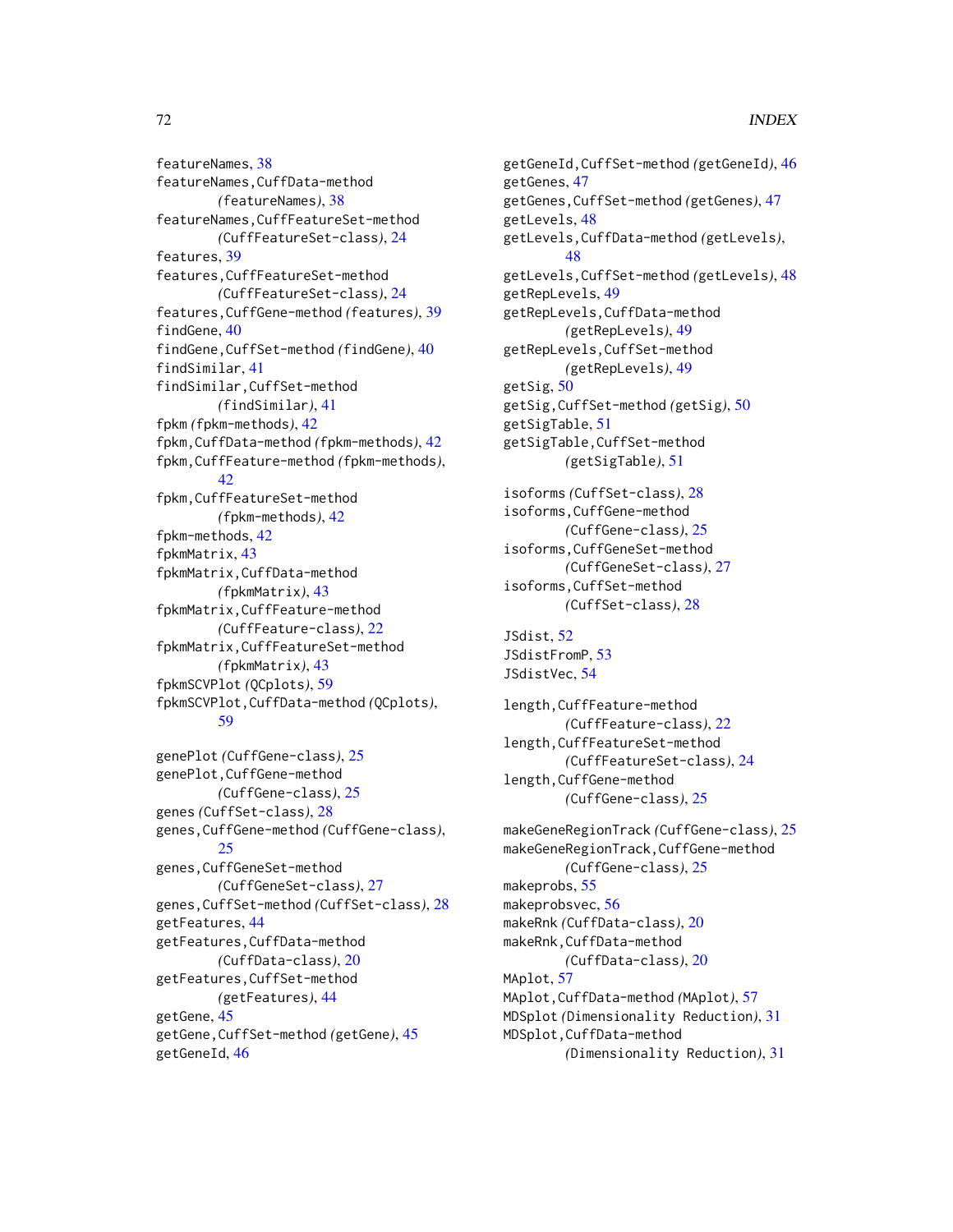featureNames, 38
featureNames,CuffData-method
    *(featureNames)*, 38
featureNames,CuffFeatureSet-method
    *(CuffFeatureSet-class)*, 24
features, 39
features,CuffFeatureSet-method
    *(CuffFeatureSet-class)*, 24
features,CuffGene-method *(features)*, 39
findGene, 40
findGene,CuffSet-method *(findGene)*, 40
findSimilar, 41
findSimilar,CuffSet-method
    *(findSimilar)*, 41
fpkm *(fpkm-methods)*, 42
fpkm,CuffData-method *(fpkm-methods)*, 42
fpkm,CuffFeature-method *(fpkm-methods)*,
    42
fpkm,CuffFeatureSet-method
    *(fpkm-methods)*, 42
fpkm-methods, 42
fpkmMatrix, 43
fpkmMatrix,CuffData-method
    *(fpkmMatrix)*, 43
fpkmMatrix,CuffFeature-method
    *(CuffFeature-class)*, 22
fpkmMatrix,CuffFeatureSet-method
    *(fpkmMatrix)*, 43
fpkmSCVPlot *(QCplots)*, 59
fpkmSCVPlot,CuffData-method *(QCplots)*,
    59

genePlot *(CuffGene-class)*, 25
genePlot,CuffGene-method
    *(CuffGene-class)*, 25
genes *(CuffSet-class)*, 28
genes,CuffGene-method *(CuffGene-class)*,
    25
genes,CuffGeneSet-method
    *(CuffGeneSet-class)*, 27
genes,CuffSet-method *(CuffSet-class)*, 28
getFeatures, 44
getFeatures,CuffData-method
    *(CuffData-class)*, 20
getFeatures,CuffSet-method
    *(getFeatures)*, 44
getGene, 45
getGene,CuffSet-method *(getGene)*, 45
getGeneId, 46
getGeneId,CuffSet-method *(getGeneId)*, 46
getGenes, 47
getGenes,CuffSet-method *(getGenes)*, 47
getLevels, 48
getLevels,CuffData-method *(getLevels)*,
    48
getLevels,CuffSet-method *(getLevels)*, 48
getRepLevels, 49
getRepLevels,CuffData-method
    *(getRepLevels)*, 49
getRepLevels,CuffSet-method
    *(getRepLevels)*, 49
getSig, 50
getSig,CuffSet-method *(getSig)*, 50
getSigTable, 51
getSigTable,CuffSet-method
    *(getSigTable)*, 51

isoforms *(CuffSet-class)*, 28
isoforms,CuffGene-method
    *(CuffGene-class)*, 25
isoforms,CuffGeneSet-method
    *(CuffGeneSet-class)*, 27
isoforms,CuffSet-method
    *(CuffSet-class)*, 28

JSdist, 52
JSdistFromP, 53
JSdistVec, 54

length,CuffFeature-method
    *(CuffFeature-class)*, 22
length,CuffFeatureSet-method
    *(CuffFeatureSet-class)*, 24
length,CuffGene-method
    *(CuffGene-class)*, 25

makeGeneRegionTrack *(CuffGene-class)*, 25
makeGeneRegionTrack,CuffGene-method
    *(CuffGene-class)*, 25
makeprobs, 55
makeprobsvec, 56
makeRnk *(CuffData-class)*, 20
makeRnk,CuffData-method
    *(CuffData-class)*, 20
MAplot, 57
MAplot,CuffData-method *(MAplot)*, 57
MDSplot *(Dimensionality Reduction)*, 31
MDSplot,CuffData-method
    *(Dimensionality Reduction)*, 31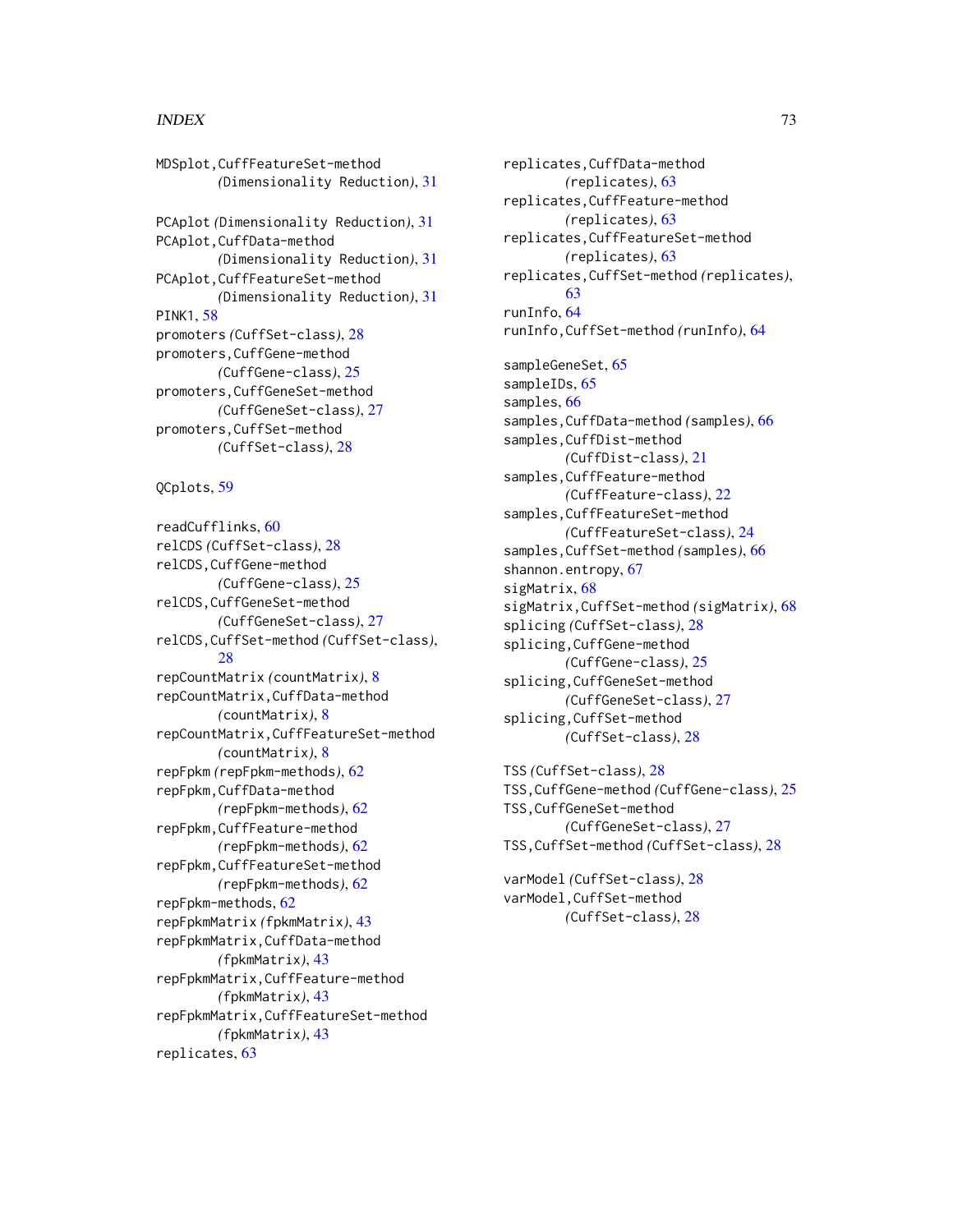MDSplot,CuffFeatureSet-method *(Dimensionality Reduction)*, 31

PCAplot *(Dimensionality Reduction)*, 31
PCAplot,CuffData-method *(Dimensionality Reduction)*, 31
PCAplot,CuffFeatureSet-method *(Dimensionality Reduction)*, 31
PINK1, 58
promoters *(CuffSet-class)*, 28
promoters,CuffGene-method *(CuffGene-class)*, 25
promoters,CuffGeneSet-method *(CuffGeneSet-class)*, 27
promoters,CuffSet-method *(CuffSet-class)*, 28

QCplots, 59

readCufflinks, 60
relCDS *(CuffSet-class)*, 28
relCDS,CuffGene-method *(CuffGene-class)*, 25
relCDS,CuffGeneSet-method *(CuffGeneSet-class)*, 27
relCDS,CuffSet-method *(CuffSet-class)*, 28
repCountMatrix *(countMatrix)*, 8
repCountMatrix,CuffData-method *(countMatrix)*, 8
repCountMatrix,CuffFeatureSet-method *(countMatrix)*, 8
repFpkm *(repFpkm-methods)*, 62
repFpkm,CuffData-method *(repFpkm-methods)*, 62
repFpkm,CuffFeature-method *(repFpkm-methods)*, 62
repFpkm,CuffFeatureSet-method *(repFpkm-methods)*, 62
repFpkm-methods, 62
repFpkmMatrix *(fpkmMatrix)*, 43
repFpkmMatrix,CuffData-method *(fpkmMatrix)*, 43
repFpkmMatrix,CuffFeature-method *(fpkmMatrix)*, 43
repFpkmMatrix,CuffFeatureSet-method *(fpkmMatrix)*, 43
replicates, 63
replicates,CuffData-method *(replicates)*, 63
replicates,CuffFeature-method *(replicates)*, 63
replicates,CuffFeatureSet-method *(replicates)*, 63
replicates,CuffSet-method *(replicates)*, 63
runInfo, 64
runInfo,CuffSet-method *(runInfo)*, 64

sampleGeneSet, 65
sampleIDs, 65
samples, 66
samples,CuffData-method *(samples)*, 66
samples,CuffDist-method *(CuffDist-class)*, 21
samples,CuffFeature-method *(CuffFeature-class)*, 22
samples,CuffFeatureSet-method *(CuffFeatureSet-class)*, 24
samples,CuffSet-method *(samples)*, 66
shannon.entropy, 67
sigMatrix, 68
sigMatrix,CuffSet-method *(sigMatrix)*, 68
splicing *(CuffSet-class)*, 28
splicing,CuffGene-method *(CuffGene-class)*, 25
splicing,CuffGeneSet-method *(CuffGeneSet-class)*, 27
splicing,CuffSet-method *(CuffSet-class)*, 28

TSS *(CuffSet-class)*, 28
TSS,CuffGene-method *(CuffGene-class)*, 25
TSS,CuffGeneSet-method *(CuffGeneSet-class)*, 27
TSS,CuffSet-method *(CuffSet-class)*, 28

varModel *(CuffSet-class)*, 28
varModel,CuffSet-method *(CuffSet-class)*, 28